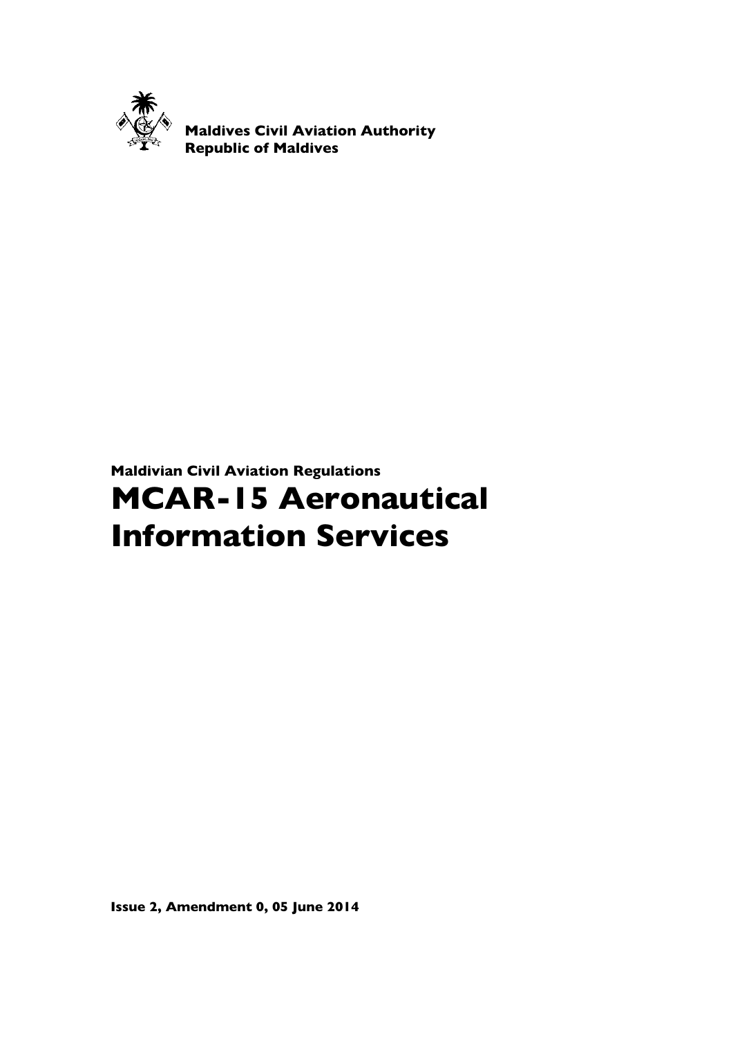**Maldives Civil Aviation Authority**
**Republic of Maldives**

**Maldivian Civil Aviation Regulations**

# MCAR-15 Aeronautical Information Services

**Issue 2, Amendment 0, 05 June 2014**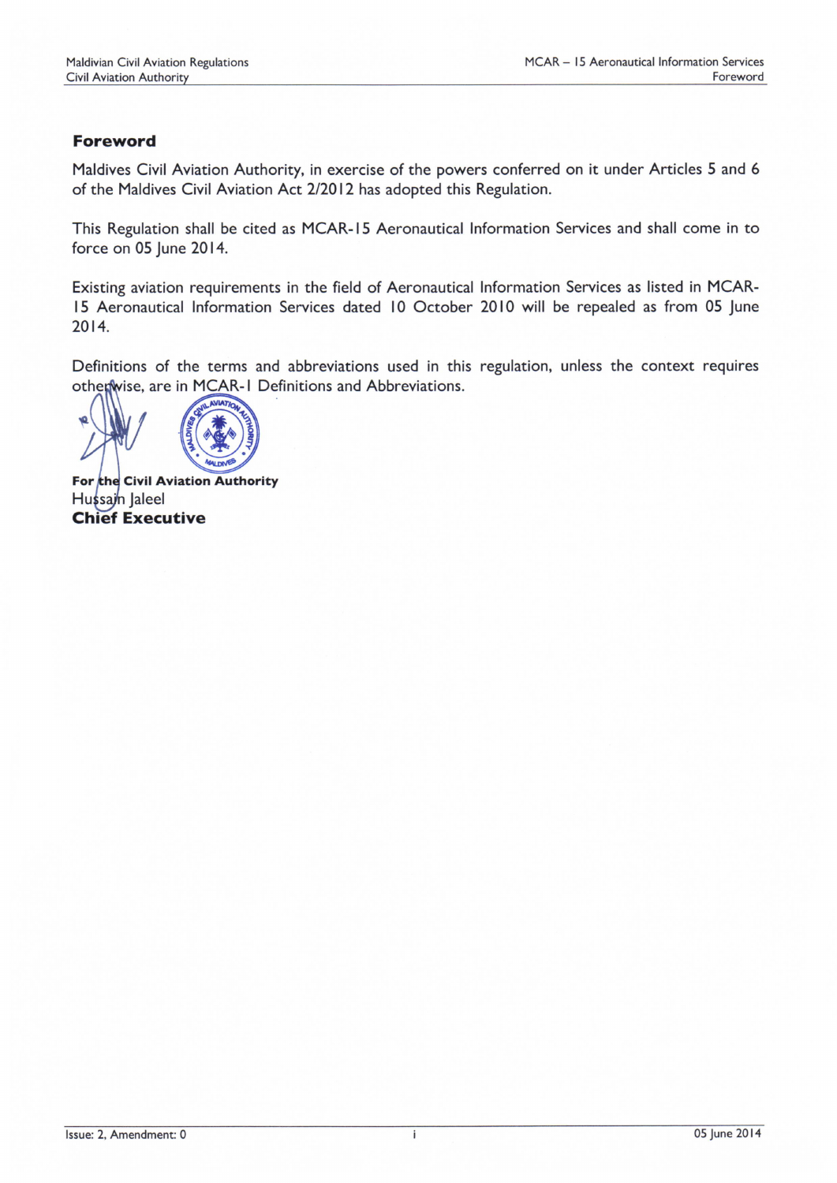## Foreword

Maldives Civil Aviation Authority, in exercise of the powers conferred on it under Articles 5 and 6 of the Maldives Civil Aviation Act 2/2012 has adopted this Regulation.

This Regulation shall be cited as MCAR-15 Aeronautical Information Services and shall come in to force on 05 June 2014.

Existing aviation requirements in the field of Aeronautical Information Services as listed in MCAR-15 Aeronautical Information Services dated 10 October 2010 will be repealed as from 05 June 2014.

Definitions of the terms and abbreviations used in this regulation, unless the context requires otherwise, are in MCAR-1 Definitions and Abbreviations.

**For the Civil Aviation Authority**
Hussain Jaleel
**Chief Executive**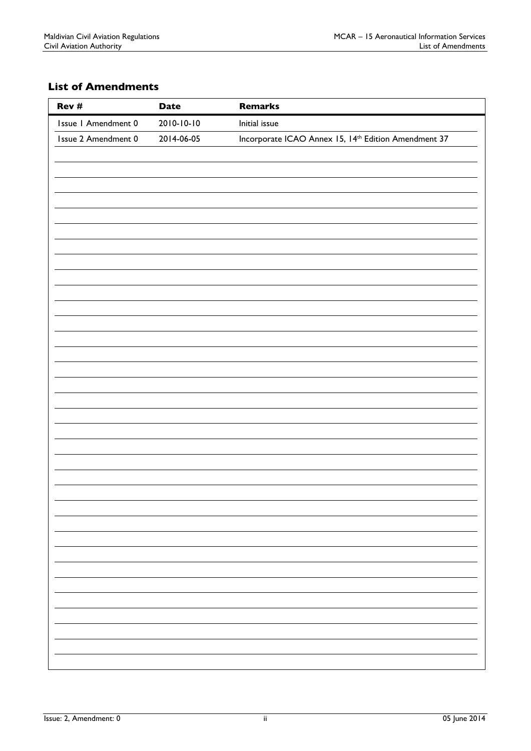## List of Amendments

| Rev # | Date | Remarks |
|---|---|---|
| Issue 1 Amendment 0 | 2010-10-10 | Initial issue |
| Issue 2 Amendment 0 | 2014-06-05 | Incorporate ICAO Annex 15, 14th Edition Amendment 37 |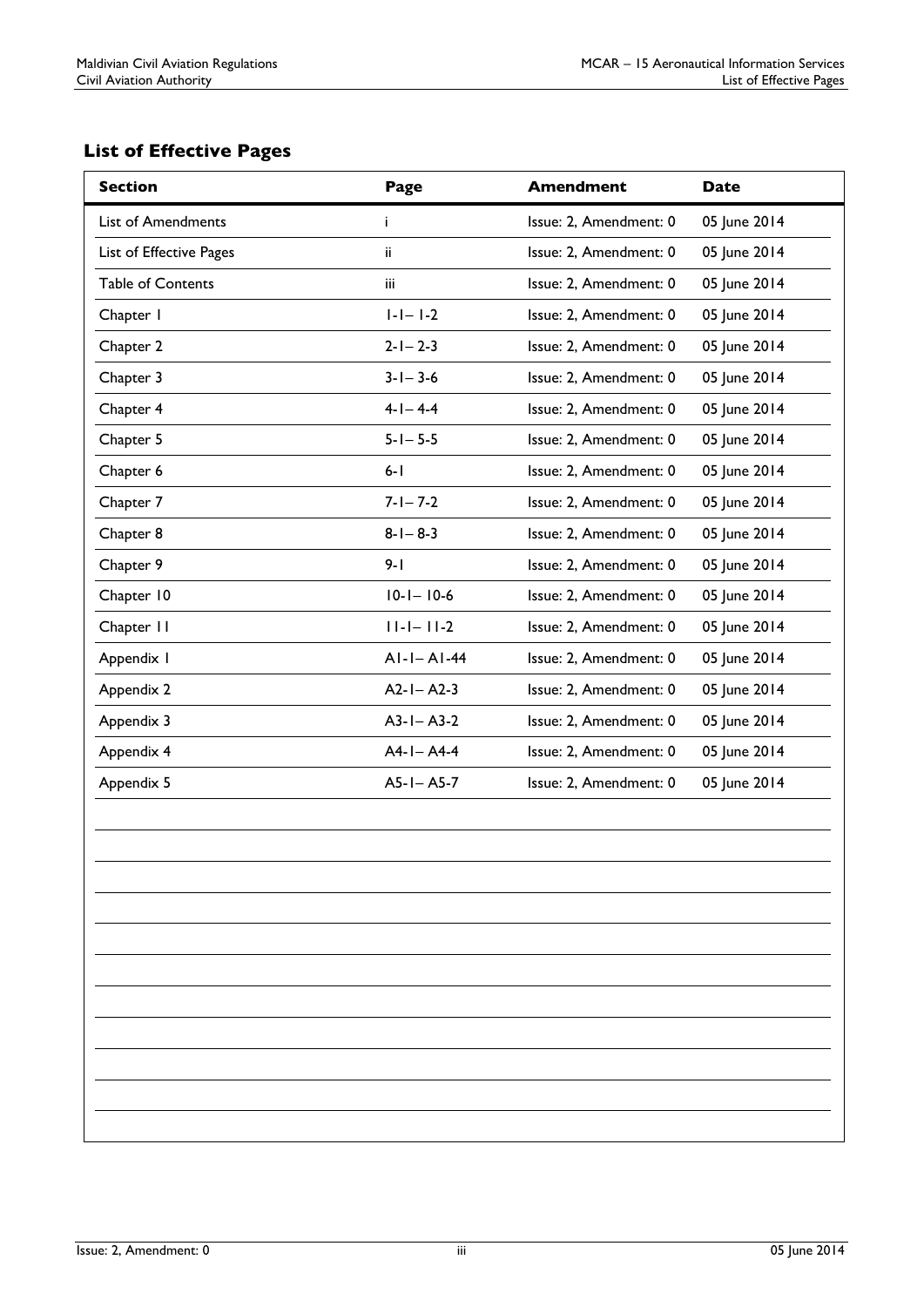## List of Effective Pages

| Section | Page | Amendment | Date |
|---|---|---|---|
| List of Amendments | i | Issue: 2, Amendment: 0 | 05 June 2014 |
| List of Effective Pages | ii | Issue: 2, Amendment: 0 | 05 June 2014 |
| Table of Contents | iii | Issue: 2, Amendment: 0 | 05 June 2014 |
| Chapter 1 | 1-1– 1-2 | Issue: 2, Amendment: 0 | 05 June 2014 |
| Chapter 2 | 2-1– 2-3 | Issue: 2, Amendment: 0 | 05 June 2014 |
| Chapter 3 | 3-1– 3-6 | Issue: 2, Amendment: 0 | 05 June 2014 |
| Chapter 4 | 4-1– 4-4 | Issue: 2, Amendment: 0 | 05 June 2014 |
| Chapter 5 | 5-1– 5-5 | Issue: 2, Amendment: 0 | 05 June 2014 |
| Chapter 6 | 6-1 | Issue: 2, Amendment: 0 | 05 June 2014 |
| Chapter 7 | 7-1– 7-2 | Issue: 2, Amendment: 0 | 05 June 2014 |
| Chapter 8 | 8-1– 8-3 | Issue: 2, Amendment: 0 | 05 June 2014 |
| Chapter 9 | 9-1 | Issue: 2, Amendment: 0 | 05 June 2014 |
| Chapter 10 | 10-1– 10-6 | Issue: 2, Amendment: 0 | 05 June 2014 |
| Chapter 11 | 11-1– 11-2 | Issue: 2, Amendment: 0 | 05 June 2014 |
| Appendix 1 | A1-1– A1-44 | Issue: 2, Amendment: 0 | 05 June 2014 |
| Appendix 2 | A2-1– A2-3 | Issue: 2, Amendment: 0 | 05 June 2014 |
| Appendix 3 | A3-1– A3-2 | Issue: 2, Amendment: 0 | 05 June 2014 |
| Appendix 4 | A4-1– A4-4 | Issue: 2, Amendment: 0 | 05 June 2014 |
| Appendix 5 | A5-1– A5-7 | Issue: 2, Amendment: 0 | 05 June 2014 |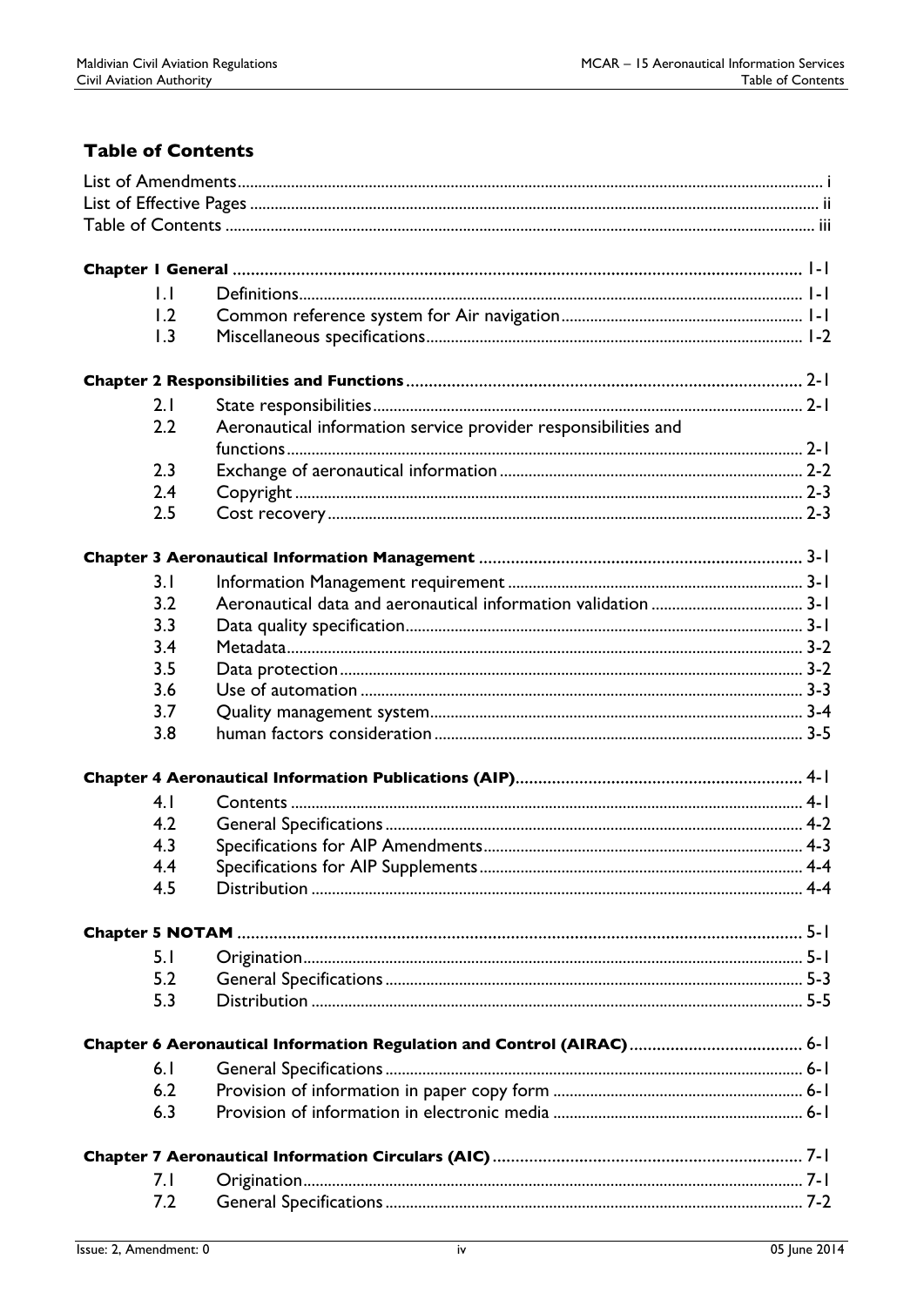## Table of Contents

List of Amendments ..... i
List of Effective Pages ..... ii
Table of Contents ..... iii

**Chapter 1 General** ..... 1-1

| | | |
|---|---|---|
| 1.1 | Definitions | 1-1 |
| 1.2 | Common reference system for Air navigation | 1-1 |
| 1.3 | Miscellaneous specifications | 1-2 |

**Chapter 2 Responsibilities and Functions** ..... 2-1

| | | |
|---|---|---|
| 2.1 | State responsibilities | 2-1 |
| 2.2 | Aeronautical information service provider responsibilities and functions | 2-1 |
| 2.3 | Exchange of aeronautical information | 2-2 |
| 2.4 | Copyright | 2-3 |
| 2.5 | Cost recovery | 2-3 |

**Chapter 3 Aeronautical Information Management** ..... 3-1

| | | |
|---|---|---|
| 3.1 | Information Management requirement | 3-1 |
| 3.2 | Aeronautical data and aeronautical information validation | 3-1 |
| 3.3 | Data quality specification | 3-1 |
| 3.4 | Metadata | 3-2 |
| 3.5 | Data protection | 3-2 |
| 3.6 | Use of automation | 3-3 |
| 3.7 | Quality management system | 3-4 |
| 3.8 | human factors consideration | 3-5 |

**Chapter 4 Aeronautical Information Publications (AIP)** ..... 4-1

| | | |
|---|---|---|
| 4.1 | Contents | 4-1 |
| 4.2 | General Specifications | 4-2 |
| 4.3 | Specifications for AIP Amendments | 4-3 |
| 4.4 | Specifications for AIP Supplements | 4-4 |
| 4.5 | Distribution | 4-4 |

**Chapter 5 NOTAM** ..... 5-1

| | | |
|---|---|---|
| 5.1 | Origination | 5-1 |
| 5.2 | General Specifications | 5-3 |
| 5.3 | Distribution | 5-5 |

**Chapter 6 Aeronautical Information Regulation and Control (AIRAC)** ..... 6-1

| | | |
|---|---|---|
| 6.1 | General Specifications | 6-1 |
| 6.2 | Provision of information in paper copy form | 6-1 |
| 6.3 | Provision of information in electronic media | 6-1 |

**Chapter 7 Aeronautical Information Circulars (AIC)** ..... 7-1

| | | |
|---|---|---|
| 7.1 | Origination | 7-1 |
| 7.2 | General Specifications | 7-2 |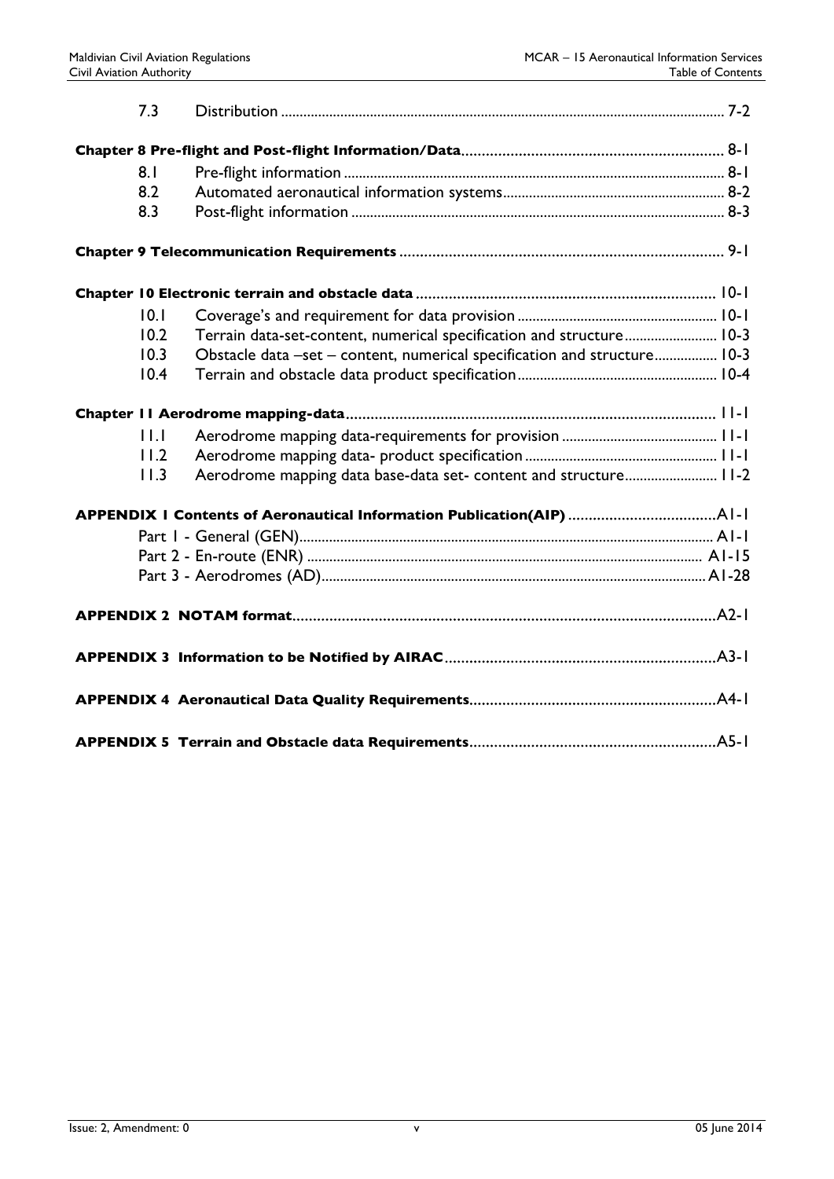| | | |
|---|---|---|
| 7.3 | Distribution | 7-2 |
| **Chapter 8 Pre-flight and Post-flight Information/Data** | | 8-1 |
| 8.1 | Pre-flight information | 8-1 |
| 8.2 | Automated aeronautical information systems | 8-2 |
| 8.3 | Post-flight information | 8-3 |
| **Chapter 9 Telecommunication Requirements** | | 9-1 |
| **Chapter 10 Electronic terrain and obstacle data** | | 10-1 |
| 10.1 | Coverage's and requirement for data provision | 10-1 |
| 10.2 | Terrain data-set-content, numerical specification and structure | 10-3 |
| 10.3 | Obstacle data –set – content, numerical specification and structure | 10-3 |
| 10.4 | Terrain and obstacle data product specification | 10-4 |
| **Chapter 11 Aerodrome mapping-data** | | 11-1 |
| 11.1 | Aerodrome mapping data-requirements for provision | 11-1 |
| 11.2 | Aerodrome mapping data- product specification | 11-1 |
| 11.3 | Aerodrome mapping data base-data set- content and structure | 11-2 |
| **APPENDIX 1 Contents of Aeronautical Information Publication(AIP)** | | A1-1 |
| | Part 1 - General (GEN) | A1-1 |
| | Part 2 - En-route (ENR) | A1-15 |
| | Part 3 - Aerodromes (AD) | A1-28 |
| **APPENDIX 2 NOTAM format** | | A2-1 |
| **APPENDIX 3 Information to be Notified by AIRAC** | | A3-1 |
| **APPENDIX 4 Aeronautical Data Quality Requirements** | | A4-1 |
| **APPENDIX 5 Terrain and Obstacle data Requirements** | | A5-1 |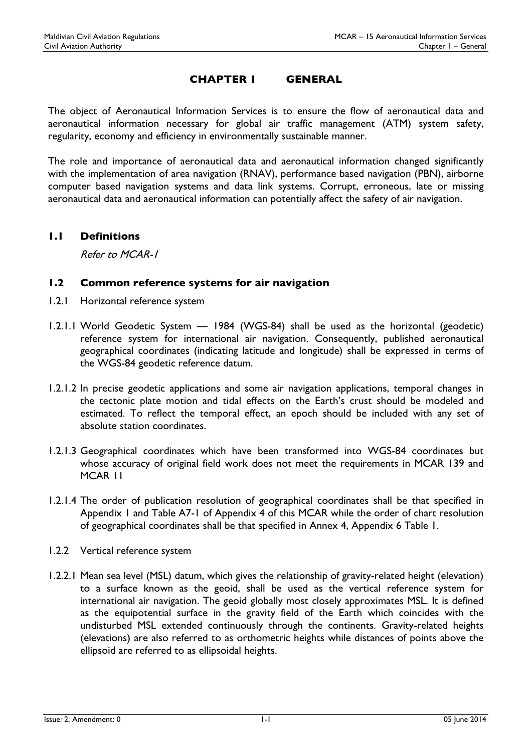# CHAPTER 1 GENERAL

The object of Aeronautical Information Services is to ensure the flow of aeronautical data and aeronautical information necessary for global air traffic management (ATM) system safety, regularity, economy and efficiency in environmentally sustainable manner.

The role and importance of aeronautical data and aeronautical information changed significantly with the implementation of area navigation (RNAV), performance based navigation (PBN), airborne computer based navigation systems and data link systems. Corrupt, erroneous, late or missing aeronautical data and aeronautical information can potentially affect the safety of air navigation.

## 1.1 Definitions

*Refer to MCAR-1*

## 1.2 Common reference systems for air navigation

1.2.1 Horizontal reference system

1.2.1.1 World Geodetic System — 1984 (WGS-84) shall be used as the horizontal (geodetic) reference system for international air navigation. Consequently, published aeronautical geographical coordinates (indicating latitude and longitude) shall be expressed in terms of the WGS-84 geodetic reference datum.

1.2.1.2 In precise geodetic applications and some air navigation applications, temporal changes in the tectonic plate motion and tidal effects on the Earth's crust should be modeled and estimated. To reflect the temporal effect, an epoch should be included with any set of absolute station coordinates.

1.2.1.3 Geographical coordinates which have been transformed into WGS-84 coordinates but whose accuracy of original field work does not meet the requirements in MCAR 139 and MCAR 11

1.2.1.4 The order of publication resolution of geographical coordinates shall be that specified in Appendix 1 and Table A7-1 of Appendix 4 of this MCAR while the order of chart resolution of geographical coordinates shall be that specified in Annex 4, Appendix 6 Table 1.

1.2.2 Vertical reference system

1.2.2.1 Mean sea level (MSL) datum, which gives the relationship of gravity-related height (elevation) to a surface known as the geoid, shall be used as the vertical reference system for international air navigation. The geoid globally most closely approximates MSL. It is defined as the equipotential surface in the gravity field of the Earth which coincides with the undisturbed MSL extended continuously through the continents. Gravity-related heights (elevations) are also referred to as orthometric heights while distances of points above the ellipsoid are referred to as ellipsoidal heights.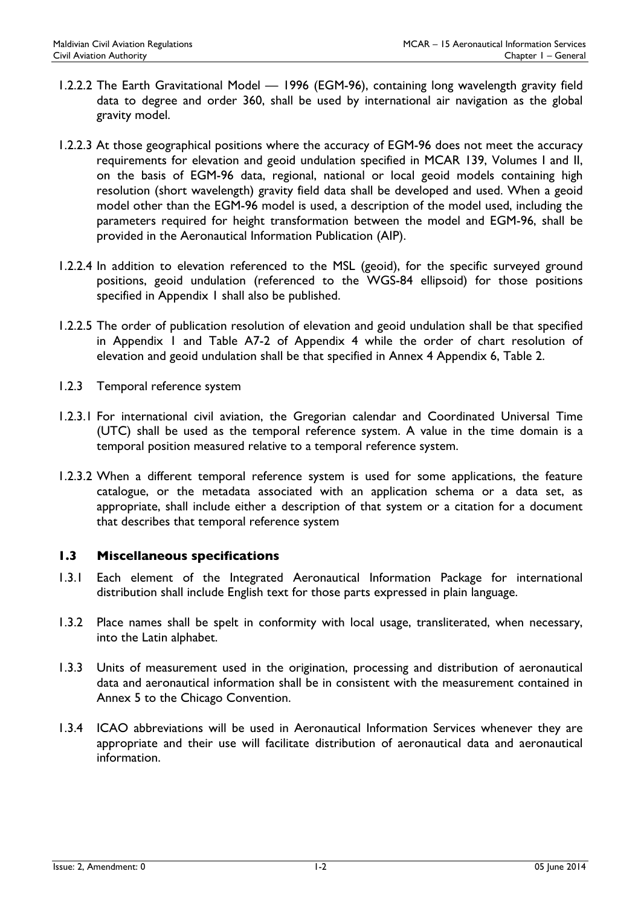1.2.2.2 The Earth Gravitational Model — 1996 (EGM-96), containing long wavelength gravity field data to degree and order 360, shall be used by international air navigation as the global gravity model.

1.2.2.3 At those geographical positions where the accuracy of EGM-96 does not meet the accuracy requirements for elevation and geoid undulation specified in MCAR 139, Volumes I and II, on the basis of EGM-96 data, regional, national or local geoid models containing high resolution (short wavelength) gravity field data shall be developed and used. When a geoid model other than the EGM-96 model is used, a description of the model used, including the parameters required for height transformation between the model and EGM-96, shall be provided in the Aeronautical Information Publication (AIP).

1.2.2.4 In addition to elevation referenced to the MSL (geoid), for the specific surveyed ground positions, geoid undulation (referenced to the WGS-84 ellipsoid) for those positions specified in Appendix 1 shall also be published.

1.2.2.5 The order of publication resolution of elevation and geoid undulation shall be that specified in Appendix 1 and Table A7-2 of Appendix 4 while the order of chart resolution of elevation and geoid undulation shall be that specified in Annex 4 Appendix 6, Table 2.

1.2.3 Temporal reference system

1.2.3.1 For international civil aviation, the Gregorian calendar and Coordinated Universal Time (UTC) shall be used as the temporal reference system. A value in the time domain is a temporal position measured relative to a temporal reference system.

1.2.3.2 When a different temporal reference system is used for some applications, the feature catalogue, or the metadata associated with an application schema or a data set, as appropriate, shall include either a description of that system or a citation for a document that describes that temporal reference system

## 1.3 Miscellaneous specifications

1.3.1 Each element of the Integrated Aeronautical Information Package for international distribution shall include English text for those parts expressed in plain language.

1.3.2 Place names shall be spelt in conformity with local usage, transliterated, when necessary, into the Latin alphabet.

1.3.3 Units of measurement used in the origination, processing and distribution of aeronautical data and aeronautical information shall be in consistent with the measurement contained in Annex 5 to the Chicago Convention.

1.3.4 ICAO abbreviations will be used in Aeronautical Information Services whenever they are appropriate and their use will facilitate distribution of aeronautical data and aeronautical information.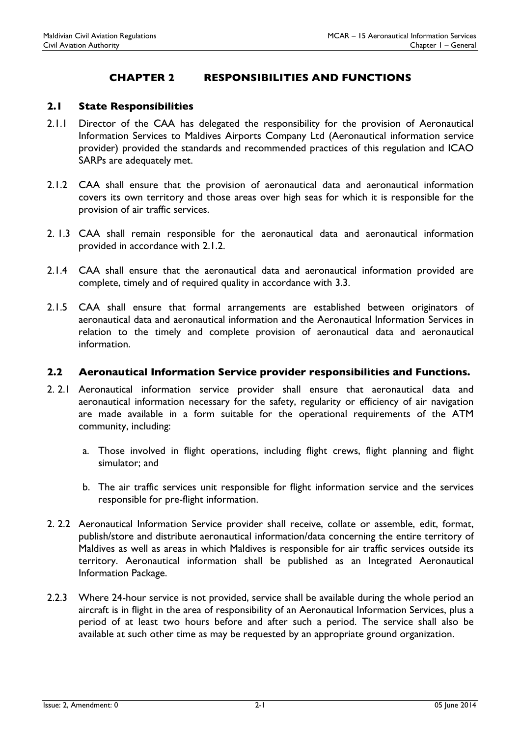# CHAPTER 2 RESPONSIBILITIES AND FUNCTIONS

## 2.1 State Responsibilities

2.1.1 Director of the CAA has delegated the responsibility for the provision of Aeronautical Information Services to Maldives Airports Company Ltd (Aeronautical information service provider) provided the standards and recommended practices of this regulation and ICAO SARPs are adequately met.

2.1.2 CAA shall ensure that the provision of aeronautical data and aeronautical information covers its own territory and those areas over high seas for which it is responsible for the provision of air traffic services.

2. 1.3 CAA shall remain responsible for the aeronautical data and aeronautical information provided in accordance with 2.1.2.

2.1.4 CAA shall ensure that the aeronautical data and aeronautical information provided are complete, timely and of required quality in accordance with 3.3.

2.1.5 CAA shall ensure that formal arrangements are established between originators of aeronautical data and aeronautical information and the Aeronautical Information Services in relation to the timely and complete provision of aeronautical data and aeronautical information.

## 2.2 Aeronautical Information Service provider responsibilities and Functions.

2. 2.1 Aeronautical information service provider shall ensure that aeronautical data and aeronautical information necessary for the safety, regularity or efficiency of air navigation are made available in a form suitable for the operational requirements of the ATM community, including:

a. Those involved in flight operations, including flight crews, flight planning and flight simulator; and

b. The air traffic services unit responsible for flight information service and the services responsible for pre-flight information.

2. 2.2 Aeronautical Information Service provider shall receive, collate or assemble, edit, format, publish/store and distribute aeronautical information/data concerning the entire territory of Maldives as well as areas in which Maldives is responsible for air traffic services outside its territory. Aeronautical information shall be published as an Integrated Aeronautical Information Package.

2.2.3 Where 24-hour service is not provided, service shall be available during the whole period an aircraft is in flight in the area of responsibility of an Aeronautical Information Services, plus a period of at least two hours before and after such a period. The service shall also be available at such other time as may be requested by an appropriate ground organization.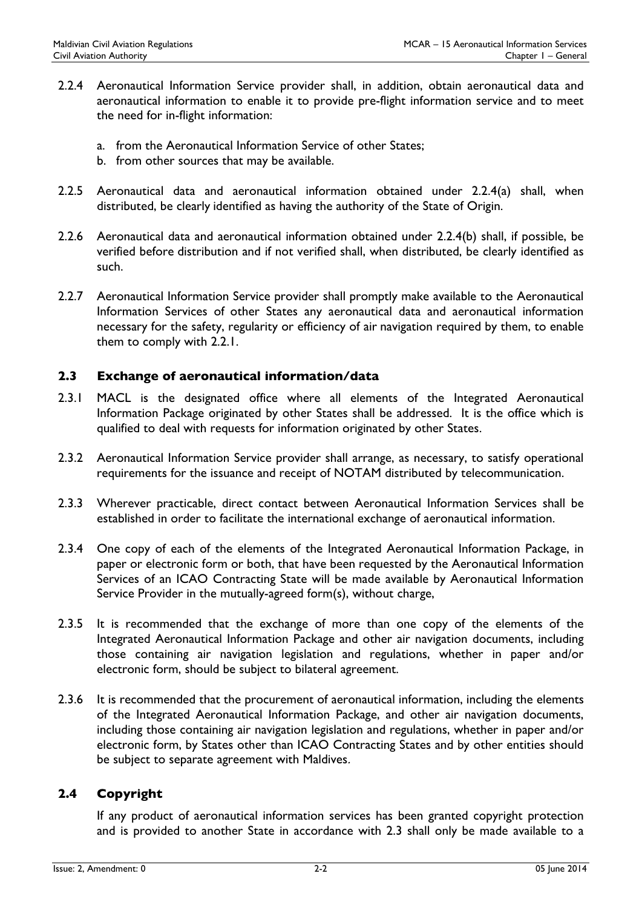2.2.4 Aeronautical Information Service provider shall, in addition, obtain aeronautical data and aeronautical information to enable it to provide pre-flight information service and to meet the need for in-flight information:

a. from the Aeronautical Information Service of other States;
b. from other sources that may be available.

2.2.5 Aeronautical data and aeronautical information obtained under 2.2.4(a) shall, when distributed, be clearly identified as having the authority of the State of Origin.

2.2.6 Aeronautical data and aeronautical information obtained under 2.2.4(b) shall, if possible, be verified before distribution and if not verified shall, when distributed, be clearly identified as such.

2.2.7 Aeronautical Information Service provider shall promptly make available to the Aeronautical Information Services of other States any aeronautical data and aeronautical information necessary for the safety, regularity or efficiency of air navigation required by them, to enable them to comply with 2.2.1.

## 2.3 Exchange of aeronautical information/data

2.3.1 MACL is the designated office where all elements of the Integrated Aeronautical Information Package originated by other States shall be addressed. It is the office which is qualified to deal with requests for information originated by other States.

2.3.2 Aeronautical Information Service provider shall arrange, as necessary, to satisfy operational requirements for the issuance and receipt of NOTAM distributed by telecommunication.

2.3.3 Wherever practicable, direct contact between Aeronautical Information Services shall be established in order to facilitate the international exchange of aeronautical information.

2.3.4 One copy of each of the elements of the Integrated Aeronautical Information Package, in paper or electronic form or both, that have been requested by the Aeronautical Information Services of an ICAO Contracting State will be made available by Aeronautical Information Service Provider in the mutually-agreed form(s), without charge,

2.3.5 It is recommended that the exchange of more than one copy of the elements of the Integrated Aeronautical Information Package and other air navigation documents, including those containing air navigation legislation and regulations, whether in paper and/or electronic form, should be subject to bilateral agreement.

2.3.6 It is recommended that the procurement of aeronautical information, including the elements of the Integrated Aeronautical Information Package, and other air navigation documents, including those containing air navigation legislation and regulations, whether in paper and/or electronic form, by States other than ICAO Contracting States and by other entities should be subject to separate agreement with Maldives.

## 2.4 Copyright

If any product of aeronautical information services has been granted copyright protection and is provided to another State in accordance with 2.3 shall only be made available to a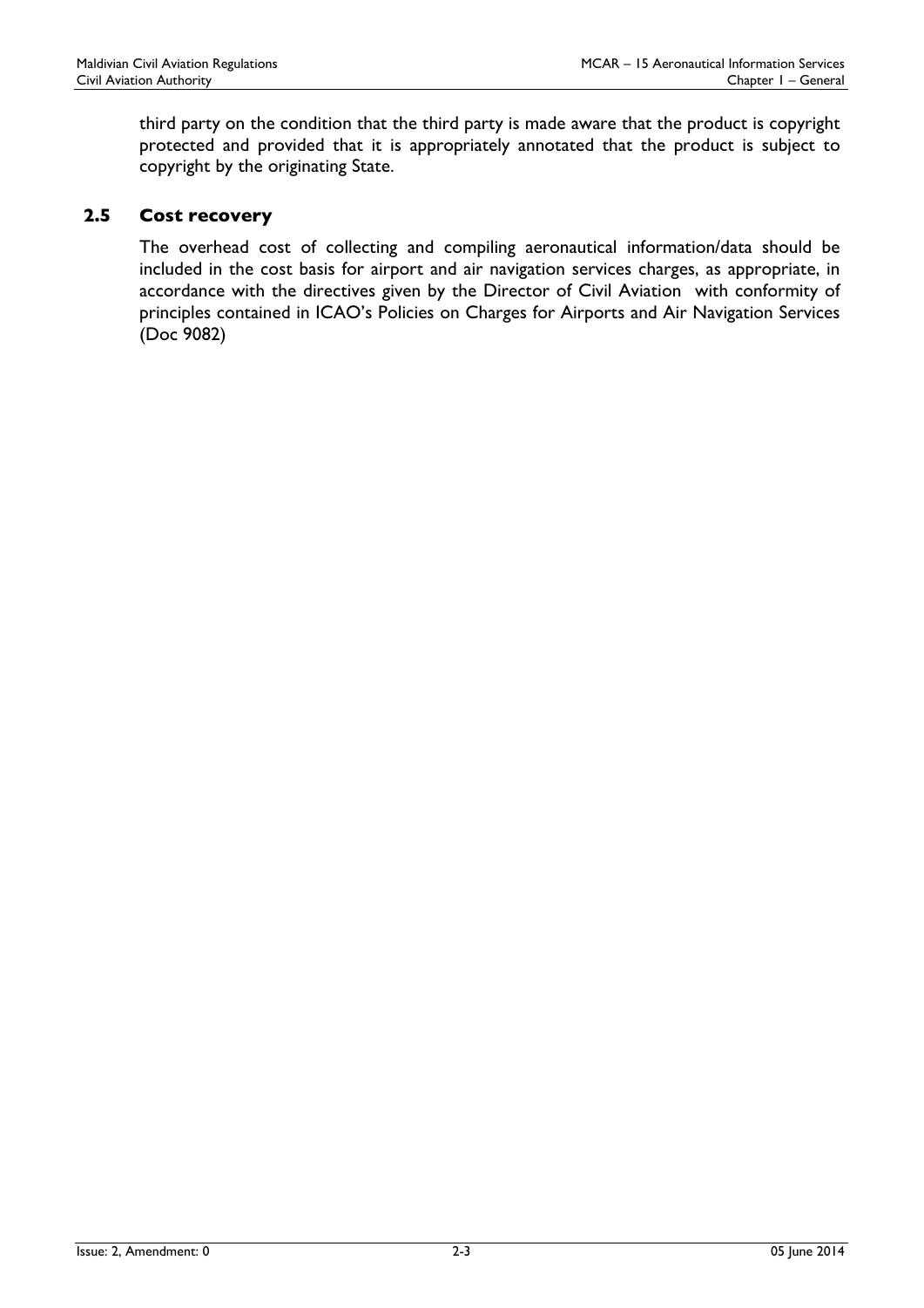third party on the condition that the third party is made aware that the product is copyright protected and provided that it is appropriately annotated that the product is subject to copyright by the originating State.

## 2.5 Cost recovery

The overhead cost of collecting and compiling aeronautical information/data should be included in the cost basis for airport and air navigation services charges, as appropriate, in accordance with the directives given by the Director of Civil Aviation with conformity of principles contained in ICAO's Policies on Charges for Airports and Air Navigation Services (Doc 9082)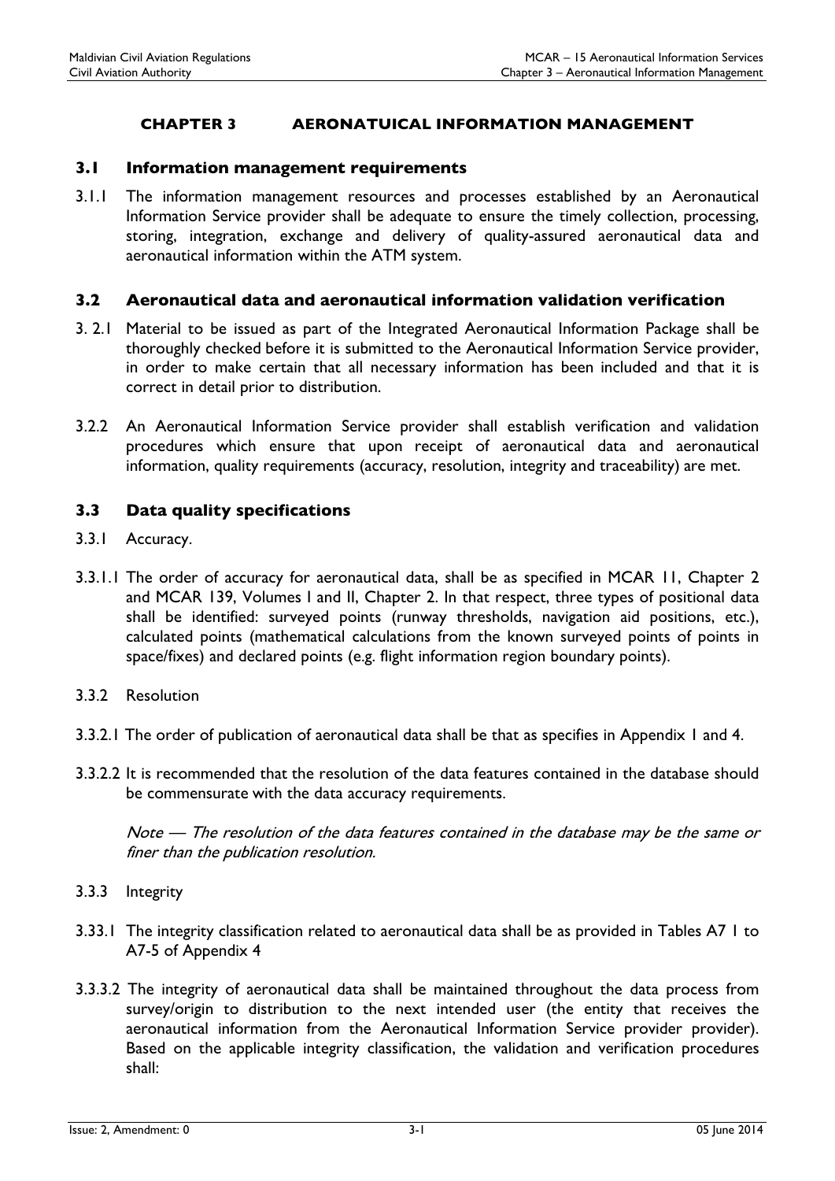## CHAPTER 3 AERONATUICAL INFORMATION MANAGEMENT

### 3.1 Information management requirements

3.1.1 The information management resources and processes established by an Aeronautical Information Service provider shall be adequate to ensure the timely collection, processing, storing, integration, exchange and delivery of quality-assured aeronautical data and aeronautical information within the ATM system.

### 3.2 Aeronautical data and aeronautical information validation verification

3. 2.1 Material to be issued as part of the Integrated Aeronautical Information Package shall be thoroughly checked before it is submitted to the Aeronautical Information Service provider, in order to make certain that all necessary information has been included and that it is correct in detail prior to distribution.

3.2.2 An Aeronautical Information Service provider shall establish verification and validation procedures which ensure that upon receipt of aeronautical data and aeronautical information, quality requirements (accuracy, resolution, integrity and traceability) are met.

### 3.3 Data quality specifications

3.3.1 Accuracy.

3.3.1.1 The order of accuracy for aeronautical data, shall be as specified in MCAR 11, Chapter 2 and MCAR 139, Volumes I and II, Chapter 2. In that respect, three types of positional data shall be identified: surveyed points (runway thresholds, navigation aid positions, etc.), calculated points (mathematical calculations from the known surveyed points of points in space/fixes) and declared points (e.g. flight information region boundary points).

3.3.2 Resolution

3.3.2.1 The order of publication of aeronautical data shall be that as specifies in Appendix 1 and 4.

3.3.2.2 It is recommended that the resolution of the data features contained in the database should be commensurate with the data accuracy requirements.

*Note — The resolution of the data features contained in the database may be the same or finer than the publication resolution.*

3.3.3 Integrity

3.33.1 The integrity classification related to aeronautical data shall be as provided in Tables A7 1 to A7-5 of Appendix 4

3.3.3.2 The integrity of aeronautical data shall be maintained throughout the data process from survey/origin to distribution to the next intended user (the entity that receives the aeronautical information from the Aeronautical Information Service provider provider). Based on the applicable integrity classification, the validation and verification procedures shall: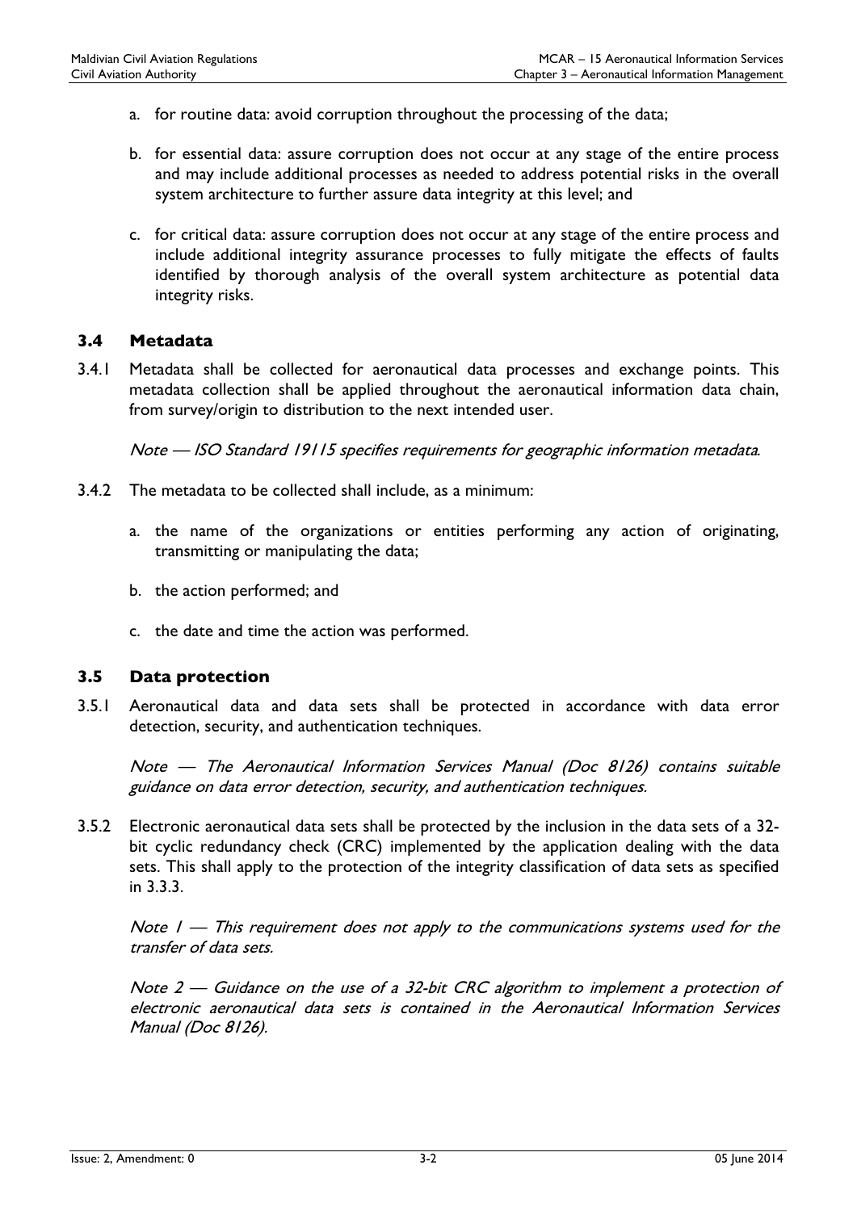a. for routine data: avoid corruption throughout the processing of the data;

b. for essential data: assure corruption does not occur at any stage of the entire process and may include additional processes as needed to address potential risks in the overall system architecture to further assure data integrity at this level; and

c. for critical data: assure corruption does not occur at any stage of the entire process and include additional integrity assurance processes to fully mitigate the effects of faults identified by thorough analysis of the overall system architecture as potential data integrity risks.

### 3.4 Metadata

3.4.1 Metadata shall be collected for aeronautical data processes and exchange points. This metadata collection shall be applied throughout the aeronautical information data chain, from survey/origin to distribution to the next intended user.

*Note — ISO Standard 19115 specifies requirements for geographic information metadata.*

3.4.2 The metadata to be collected shall include, as a minimum:

a. the name of the organizations or entities performing any action of originating, transmitting or manipulating the data;

b. the action performed; and

c. the date and time the action was performed.

### 3.5 Data protection

3.5.1 Aeronautical data and data sets shall be protected in accordance with data error detection, security, and authentication techniques.

*Note — The Aeronautical Information Services Manual (Doc 8126) contains suitable guidance on data error detection, security, and authentication techniques.*

3.5.2 Electronic aeronautical data sets shall be protected by the inclusion in the data sets of a 32-bit cyclic redundancy check (CRC) implemented by the application dealing with the data sets. This shall apply to the protection of the integrity classification of data sets as specified in 3.3.3.

*Note 1 — This requirement does not apply to the communications systems used for the transfer of data sets.*

*Note 2 — Guidance on the use of a 32-bit CRC algorithm to implement a protection of electronic aeronautical data sets is contained in the Aeronautical Information Services Manual (Doc 8126).*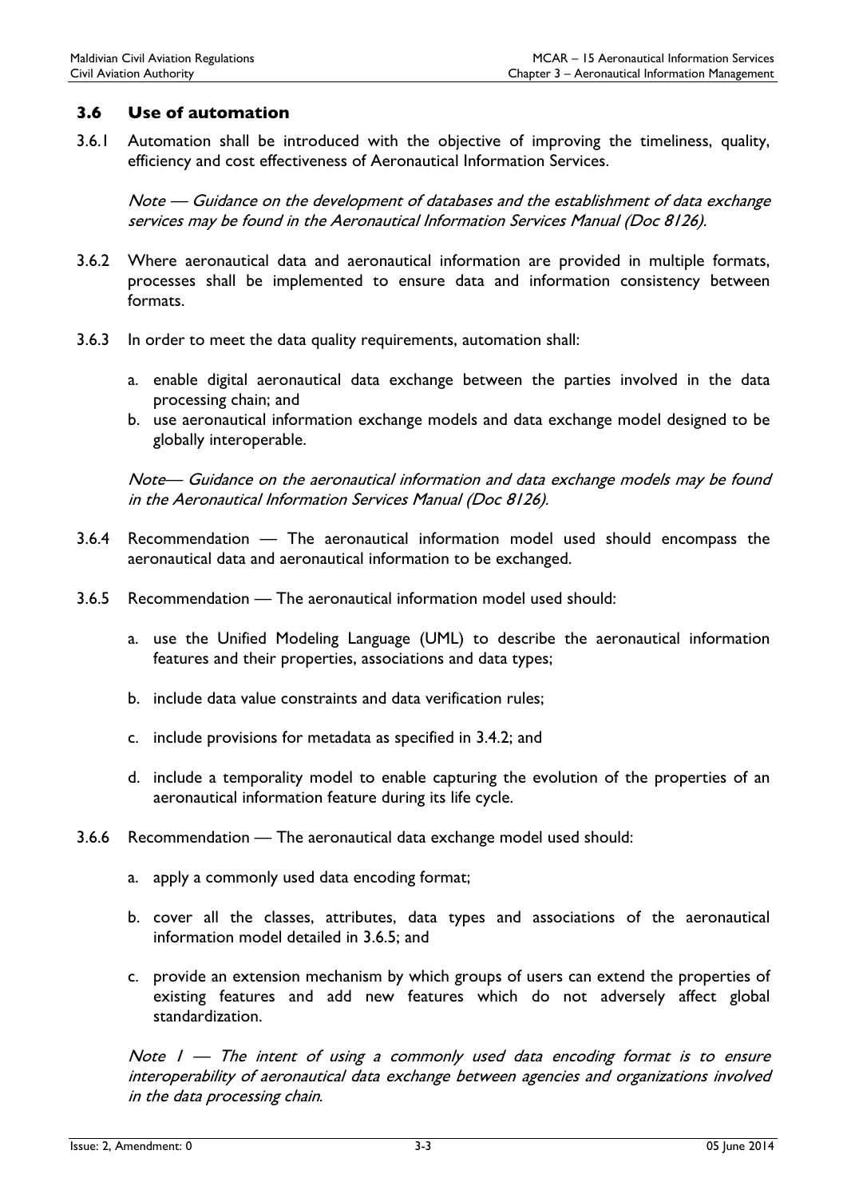### 3.6 Use of automation

3.6.1 Automation shall be introduced with the objective of improving the timeliness, quality, efficiency and cost effectiveness of Aeronautical Information Services.

*Note — Guidance on the development of databases and the establishment of data exchange services may be found in the Aeronautical Information Services Manual (Doc 8126).*

3.6.2 Where aeronautical data and aeronautical information are provided in multiple formats, processes shall be implemented to ensure data and information consistency between formats.

3.6.3 In order to meet the data quality requirements, automation shall:

a. enable digital aeronautical data exchange between the parties involved in the data processing chain; and
b. use aeronautical information exchange models and data exchange model designed to be globally interoperable.

*Note— Guidance on the aeronautical information and data exchange models may be found in the Aeronautical Information Services Manual (Doc 8126).*

3.6.4 Recommendation — The aeronautical information model used should encompass the aeronautical data and aeronautical information to be exchanged.

3.6.5 Recommendation — The aeronautical information model used should:

a. use the Unified Modeling Language (UML) to describe the aeronautical information features and their properties, associations and data types;

b. include data value constraints and data verification rules;

c. include provisions for metadata as specified in 3.4.2; and

d. include a temporality model to enable capturing the evolution of the properties of an aeronautical information feature during its life cycle.

3.6.6 Recommendation — The aeronautical data exchange model used should:

a. apply a commonly used data encoding format;

b. cover all the classes, attributes, data types and associations of the aeronautical information model detailed in 3.6.5; and

c. provide an extension mechanism by which groups of users can extend the properties of existing features and add new features which do not adversely affect global standardization.

*Note 1 — The intent of using a commonly used data encoding format is to ensure interoperability of aeronautical data exchange between agencies and organizations involved in the data processing chain.*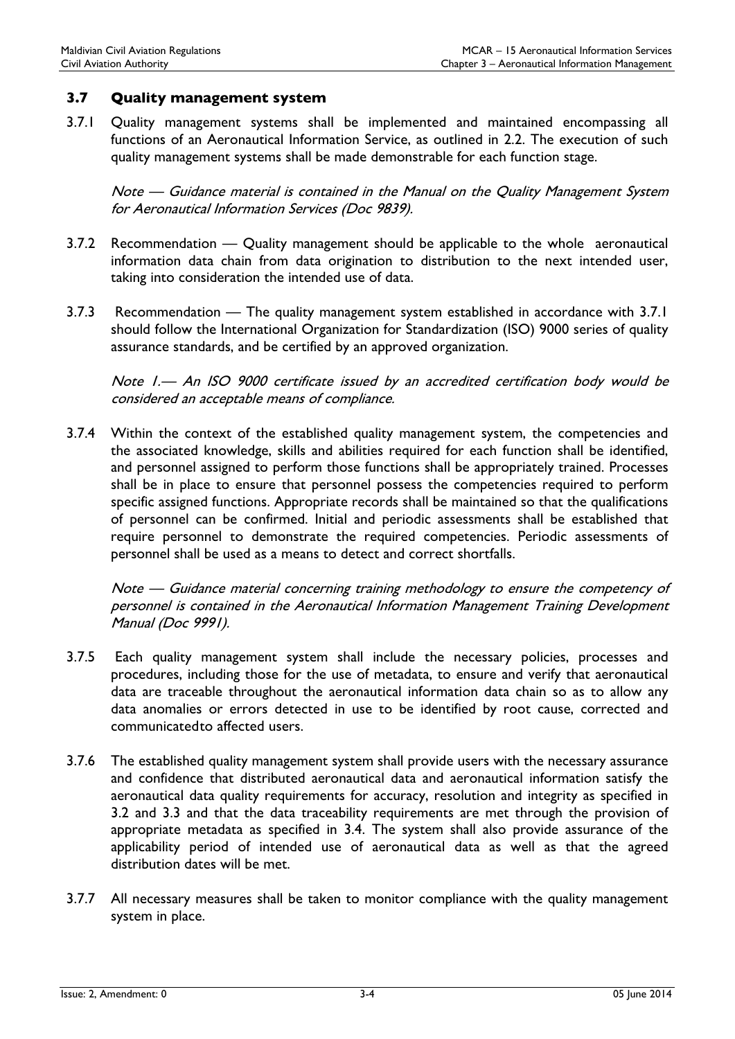### 3.7 Quality management system

3.7.1 Quality management systems shall be implemented and maintained encompassing all functions of an Aeronautical Information Service, as outlined in 2.2. The execution of such quality management systems shall be made demonstrable for each function stage.

*Note — Guidance material is contained in the Manual on the Quality Management System for Aeronautical Information Services (Doc 9839).*

3.7.2 Recommendation — Quality management should be applicable to the whole aeronautical information data chain from data origination to distribution to the next intended user, taking into consideration the intended use of data.

3.7.3 Recommendation — The quality management system established in accordance with 3.7.1 should follow the International Organization for Standardization (ISO) 9000 series of quality assurance standards, and be certified by an approved organization.

*Note 1.— An ISO 9000 certificate issued by an accredited certification body would be considered an acceptable means of compliance.*

3.7.4 Within the context of the established quality management system, the competencies and the associated knowledge, skills and abilities required for each function shall be identified, and personnel assigned to perform those functions shall be appropriately trained. Processes shall be in place to ensure that personnel possess the competencies required to perform specific assigned functions. Appropriate records shall be maintained so that the qualifications of personnel can be confirmed. Initial and periodic assessments shall be established that require personnel to demonstrate the required competencies. Periodic assessments of personnel shall be used as a means to detect and correct shortfalls.

*Note — Guidance material concerning training methodology to ensure the competency of personnel is contained in the Aeronautical Information Management Training Development Manual (Doc 9991).*

3.7.5 Each quality management system shall include the necessary policies, processes and procedures, including those for the use of metadata, to ensure and verify that aeronautical data are traceable throughout the aeronautical information data chain so as to allow any data anomalies or errors detected in use to be identified by root cause, corrected and communicatedto affected users.

3.7.6 The established quality management system shall provide users with the necessary assurance and confidence that distributed aeronautical data and aeronautical information satisfy the aeronautical data quality requirements for accuracy, resolution and integrity as specified in 3.2 and 3.3 and that the data traceability requirements are met through the provision of appropriate metadata as specified in 3.4. The system shall also provide assurance of the applicability period of intended use of aeronautical data as well as that the agreed distribution dates will be met.

3.7.7 All necessary measures shall be taken to monitor compliance with the quality management system in place.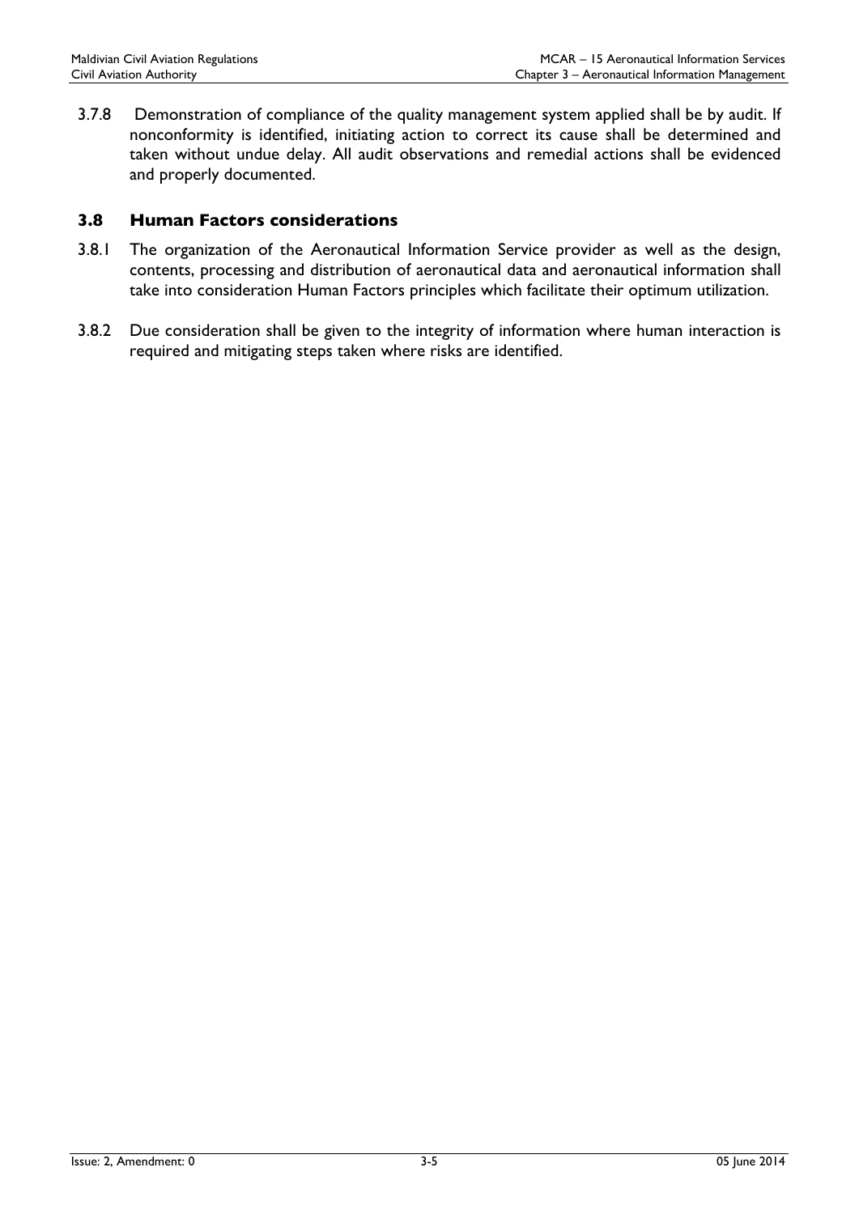3.7.8 Demonstration of compliance of the quality management system applied shall be by audit. If nonconformity is identified, initiating action to correct its cause shall be determined and taken without undue delay. All audit observations and remedial actions shall be evidenced and properly documented.

## 3.8 Human Factors considerations

3.8.1 The organization of the Aeronautical Information Service provider as well as the design, contents, processing and distribution of aeronautical data and aeronautical information shall take into consideration Human Factors principles which facilitate their optimum utilization.

3.8.2 Due consideration shall be given to the integrity of information where human interaction is required and mitigating steps taken where risks are identified.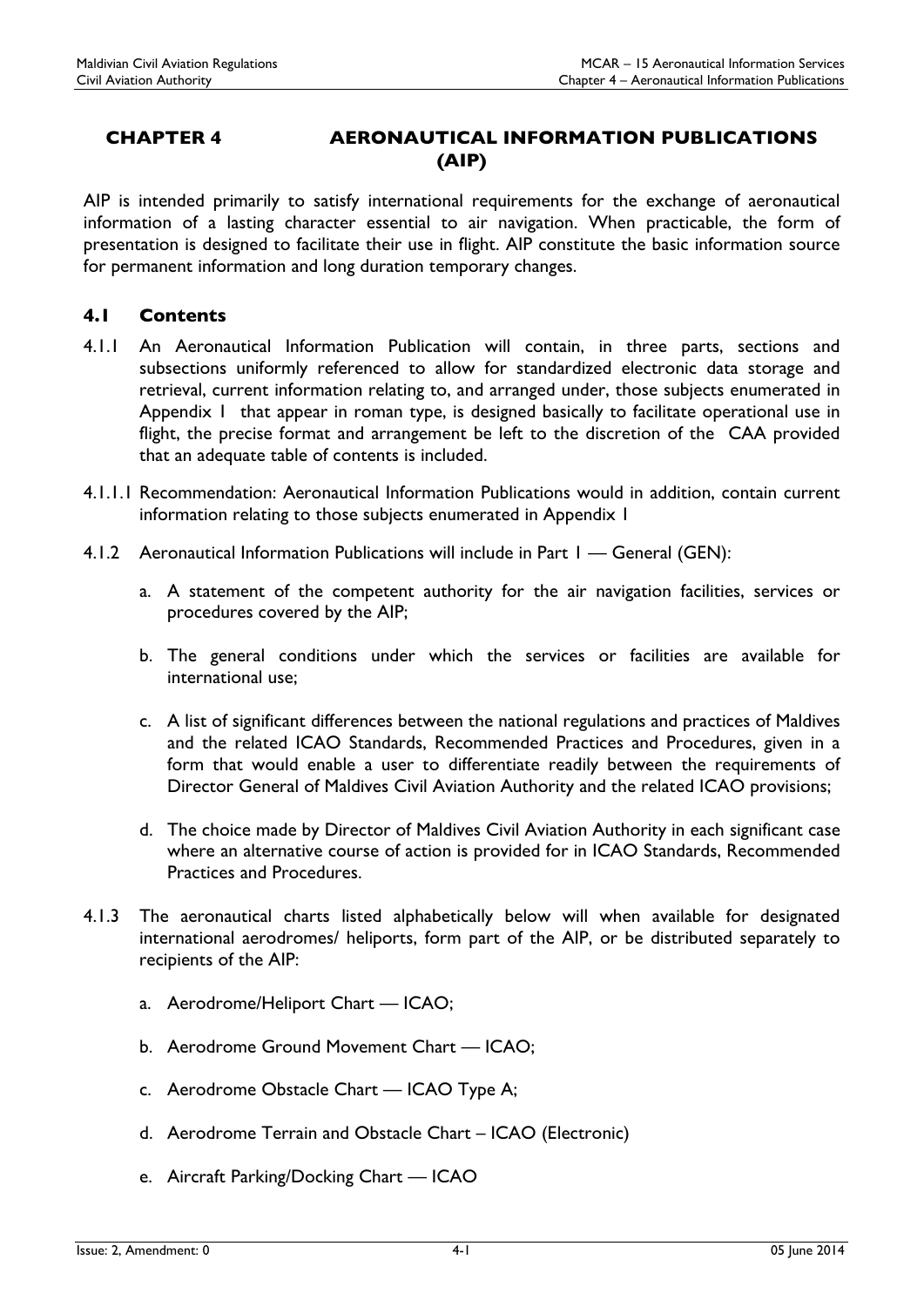# CHAPTER 4 AERONAUTICAL INFORMATION PUBLICATIONS (AIP)

AIP is intended primarily to satisfy international requirements for the exchange of aeronautical information of a lasting character essential to air navigation. When practicable, the form of presentation is designed to facilitate their use in flight. AIP constitute the basic information source for permanent information and long duration temporary changes.

## 4.1 Contents

4.1.1 An Aeronautical Information Publication will contain, in three parts, sections and subsections uniformly referenced to allow for standardized electronic data storage and retrieval, current information relating to, and arranged under, those subjects enumerated in Appendix 1 that appear in roman type, is designed basically to facilitate operational use in flight, the precise format and arrangement be left to the discretion of the CAA provided that an adequate table of contents is included.

4.1.1.1 Recommendation: Aeronautical Information Publications would in addition, contain current information relating to those subjects enumerated in Appendix 1

4.1.2 Aeronautical Information Publications will include in Part 1 — General (GEN):

a. A statement of the competent authority for the air navigation facilities, services or procedures covered by the AIP;

b. The general conditions under which the services or facilities are available for international use;

c. A list of significant differences between the national regulations and practices of Maldives and the related ICAO Standards, Recommended Practices and Procedures, given in a form that would enable a user to differentiate readily between the requirements of Director General of Maldives Civil Aviation Authority and the related ICAO provisions;

d. The choice made by Director of Maldives Civil Aviation Authority in each significant case where an alternative course of action is provided for in ICAO Standards, Recommended Practices and Procedures.

4.1.3 The aeronautical charts listed alphabetically below will when available for designated international aerodromes/ heliports, form part of the AIP, or be distributed separately to recipients of the AIP:

a. Aerodrome/Heliport Chart — ICAO;

b. Aerodrome Ground Movement Chart — ICAO;

c. Aerodrome Obstacle Chart — ICAO Type A;

d. Aerodrome Terrain and Obstacle Chart – ICAO (Electronic)

e. Aircraft Parking/Docking Chart — ICAO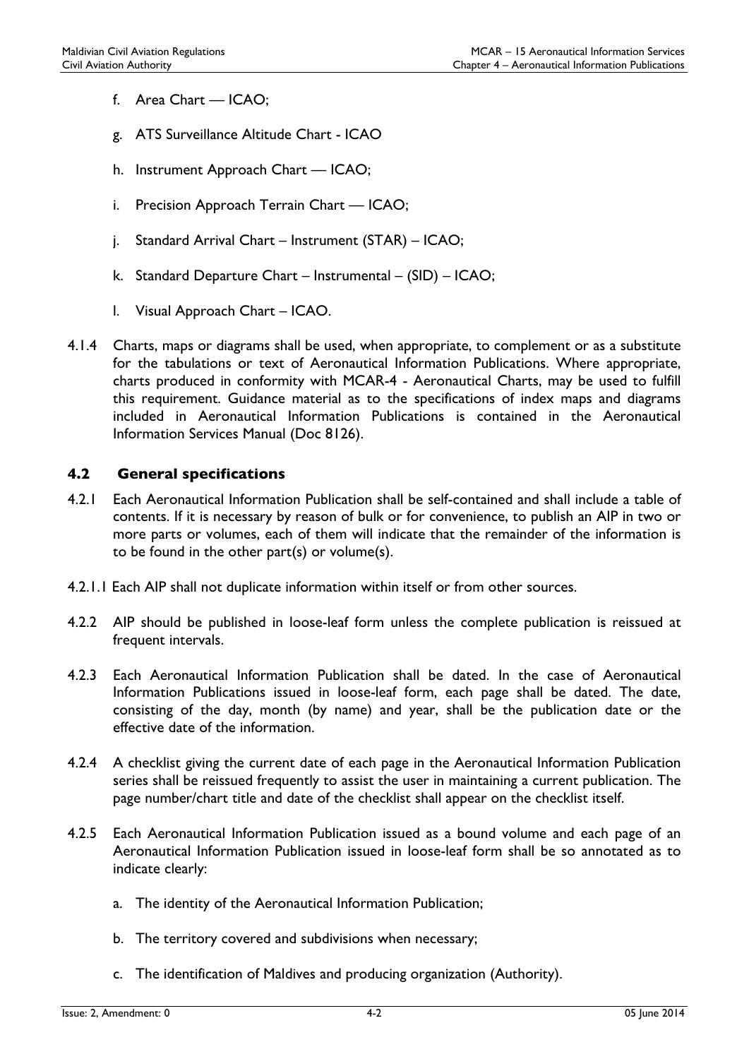f. Area Chart — ICAO;

g. ATS Surveillance Altitude Chart - ICAO

h. Instrument Approach Chart — ICAO;

i. Precision Approach Terrain Chart — ICAO;

j. Standard Arrival Chart – Instrument (STAR) – ICAO;

k. Standard Departure Chart – Instrumental – (SID) – ICAO;

l. Visual Approach Chart – ICAO.

4.1.4 Charts, maps or diagrams shall be used, when appropriate, to complement or as a substitute for the tabulations or text of Aeronautical Information Publications. Where appropriate, charts produced in conformity with MCAR-4 - Aeronautical Charts, may be used to fulfill this requirement. Guidance material as to the specifications of index maps and diagrams included in Aeronautical Information Publications is contained in the Aeronautical Information Services Manual (Doc 8126).

## 4.2 General specifications

4.2.1 Each Aeronautical Information Publication shall be self-contained and shall include a table of contents. If it is necessary by reason of bulk or for convenience, to publish an AIP in two or more parts or volumes, each of them will indicate that the remainder of the information is to be found in the other part(s) or volume(s).

4.2.1.1 Each AIP shall not duplicate information within itself or from other sources.

4.2.2 AIP should be published in loose-leaf form unless the complete publication is reissued at frequent intervals.

4.2.3 Each Aeronautical Information Publication shall be dated. In the case of Aeronautical Information Publications issued in loose-leaf form, each page shall be dated. The date, consisting of the day, month (by name) and year, shall be the publication date or the effective date of the information.

4.2.4 A checklist giving the current date of each page in the Aeronautical Information Publication series shall be reissued frequently to assist the user in maintaining a current publication. The page number/chart title and date of the checklist shall appear on the checklist itself.

4.2.5 Each Aeronautical Information Publication issued as a bound volume and each page of an Aeronautical Information Publication issued in loose-leaf form shall be so annotated as to indicate clearly:

a. The identity of the Aeronautical Information Publication;

b. The territory covered and subdivisions when necessary;

c. The identification of Maldives and producing organization (Authority).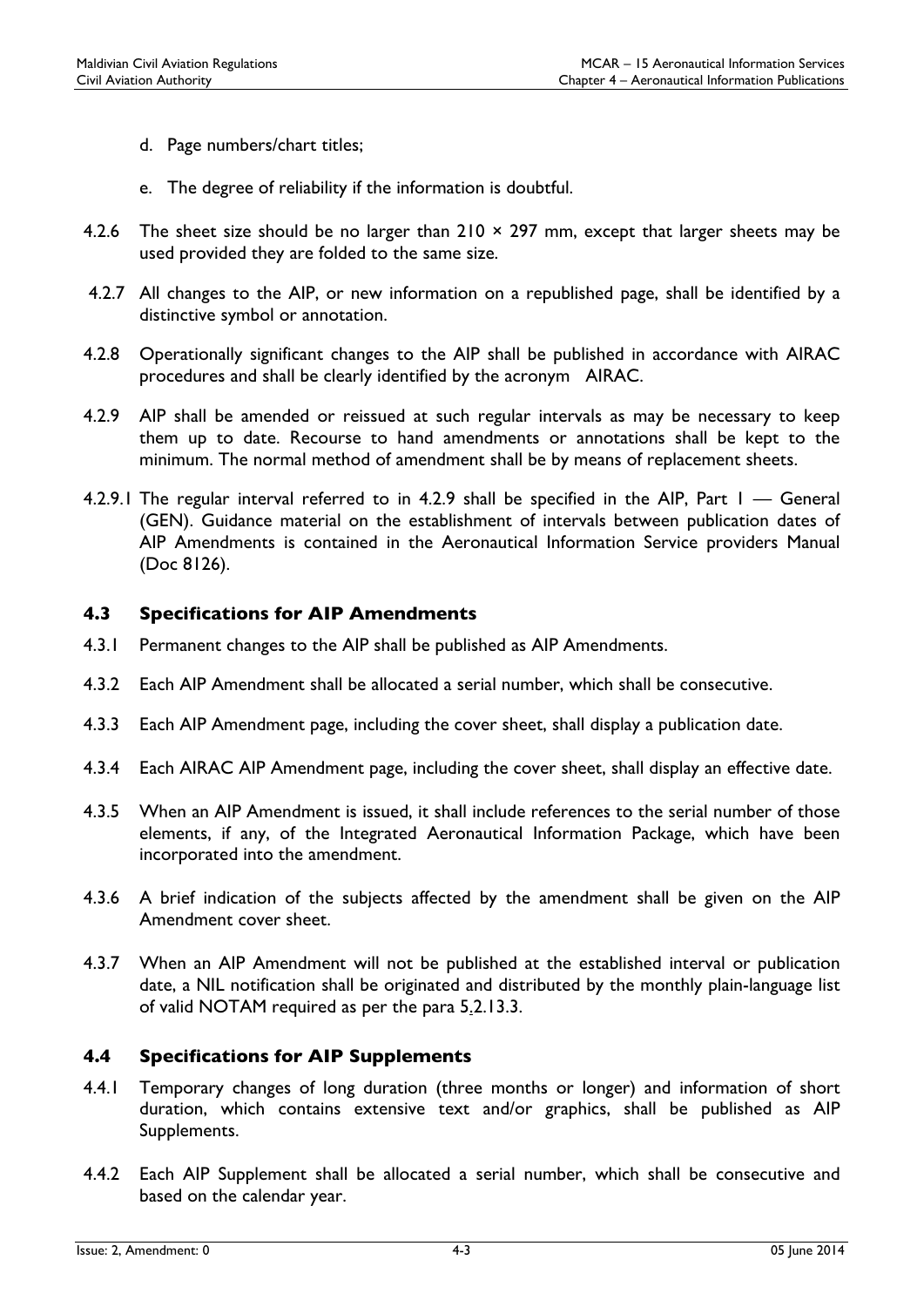d. Page numbers/chart titles;

e. The degree of reliability if the information is doubtful.

4.2.6 The sheet size should be no larger than 210 × 297 mm, except that larger sheets may be used provided they are folded to the same size.

4.2.7 All changes to the AIP, or new information on a republished page, shall be identified by a distinctive symbol or annotation.

4.2.8 Operationally significant changes to the AIP shall be published in accordance with AIRAC procedures and shall be clearly identified by the acronym AIRAC.

4.2.9 AIP shall be amended or reissued at such regular intervals as may be necessary to keep them up to date. Recourse to hand amendments or annotations shall be kept to the minimum. The normal method of amendment shall be by means of replacement sheets.

4.2.9.1 The regular interval referred to in 4.2.9 shall be specified in the AIP, Part 1 — General (GEN). Guidance material on the establishment of intervals between publication dates of AIP Amendments is contained in the Aeronautical Information Service providers Manual (Doc 8126).

## 4.3 Specifications for AIP Amendments

4.3.1 Permanent changes to the AIP shall be published as AIP Amendments.

4.3.2 Each AIP Amendment shall be allocated a serial number, which shall be consecutive.

4.3.3 Each AIP Amendment page, including the cover sheet, shall display a publication date.

4.3.4 Each AIRAC AIP Amendment page, including the cover sheet, shall display an effective date.

4.3.5 When an AIP Amendment is issued, it shall include references to the serial number of those elements, if any, of the Integrated Aeronautical Information Package, which have been incorporated into the amendment.

4.3.6 A brief indication of the subjects affected by the amendment shall be given on the AIP Amendment cover sheet.

4.3.7 When an AIP Amendment will not be published at the established interval or publication date, a NIL notification shall be originated and distributed by the monthly plain-language list of valid NOTAM required as per the para 5.2.13.3.

## 4.4 Specifications for AIP Supplements

4.4.1 Temporary changes of long duration (three months or longer) and information of short duration, which contains extensive text and/or graphics, shall be published as AIP Supplements.

4.4.2 Each AIP Supplement shall be allocated a serial number, which shall be consecutive and based on the calendar year.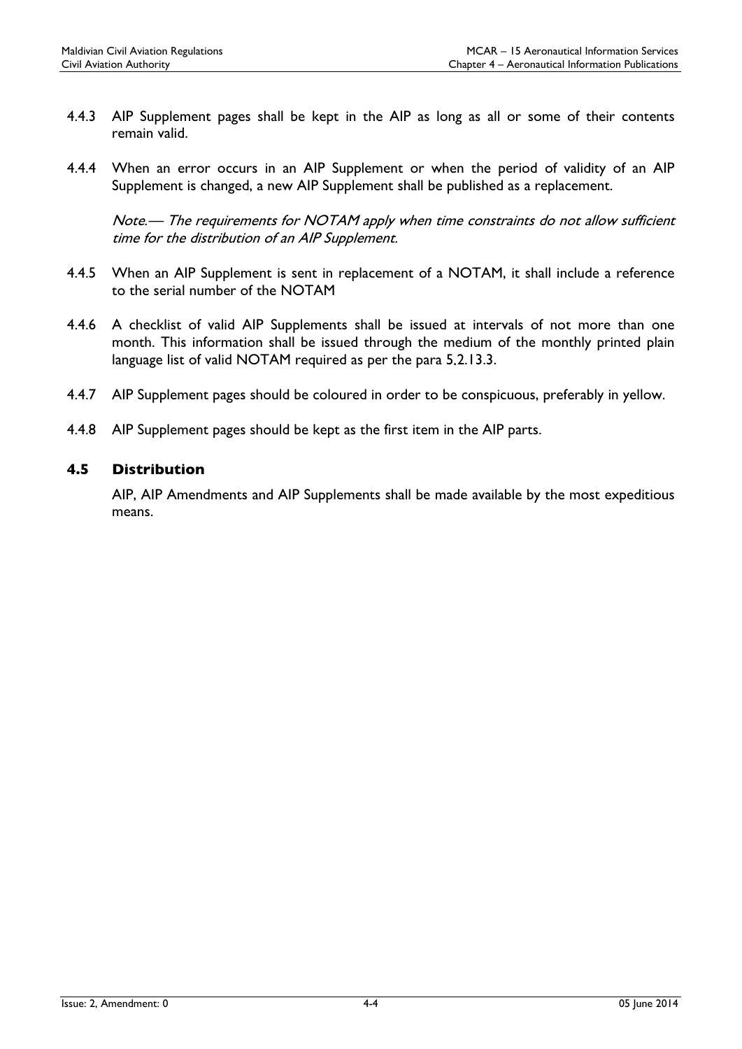4.4.3 AIP Supplement pages shall be kept in the AIP as long as all or some of their contents remain valid.

4.4.4 When an error occurs in an AIP Supplement or when the period of validity of an AIP Supplement is changed, a new AIP Supplement shall be published as a replacement.

*Note.— The requirements for NOTAM apply when time constraints do not allow sufficient time for the distribution of an AIP Supplement.*

4.4.5 When an AIP Supplement is sent in replacement of a NOTAM, it shall include a reference to the serial number of the NOTAM

4.4.6 A checklist of valid AIP Supplements shall be issued at intervals of not more than one month. This information shall be issued through the medium of the monthly printed plain language list of valid NOTAM required as per the para 5.2.13.3.

4.4.7 AIP Supplement pages should be coloured in order to be conspicuous, preferably in yellow.

4.4.8 AIP Supplement pages should be kept as the first item in the AIP parts.

## 4.5 Distribution

AIP, AIP Amendments and AIP Supplements shall be made available by the most expeditious means.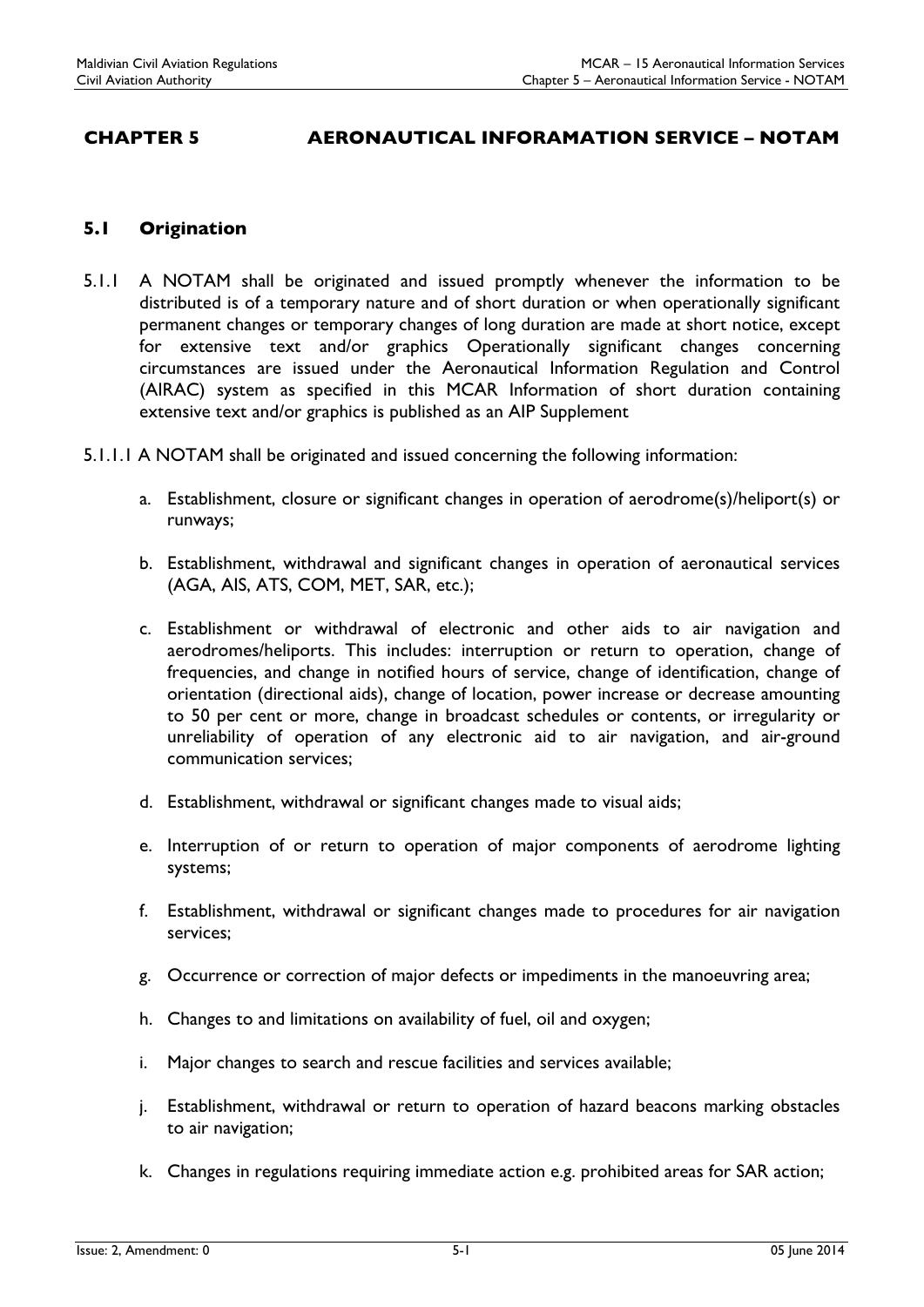# CHAPTER 5 AERONAUTICAL INFORAMATION SERVICE – NOTAM

## 5.1 Origination

5.1.1 A NOTAM shall be originated and issued promptly whenever the information to be distributed is of a temporary nature and of short duration or when operationally significant permanent changes or temporary changes of long duration are made at short notice, except for extensive text and/or graphics Operationally significant changes concerning circumstances are issued under the Aeronautical Information Regulation and Control (AIRAC) system as specified in this MCAR Information of short duration containing extensive text and/or graphics is published as an AIP Supplement

5.1.1.1 A NOTAM shall be originated and issued concerning the following information:

a. Establishment, closure or significant changes in operation of aerodrome(s)/heliport(s) or runways;

b. Establishment, withdrawal and significant changes in operation of aeronautical services (AGA, AIS, ATS, COM, MET, SAR, etc.);

c. Establishment or withdrawal of electronic and other aids to air navigation and aerodromes/heliports. This includes: interruption or return to operation, change of frequencies, and change in notified hours of service, change of identification, change of orientation (directional aids), change of location, power increase or decrease amounting to 50 per cent or more, change in broadcast schedules or contents, or irregularity or unreliability of operation of any electronic aid to air navigation, and air-ground communication services;

d. Establishment, withdrawal or significant changes made to visual aids;

e. Interruption of or return to operation of major components of aerodrome lighting systems;

f. Establishment, withdrawal or significant changes made to procedures for air navigation services;

g. Occurrence or correction of major defects or impediments in the manoeuvring area;

h. Changes to and limitations on availability of fuel, oil and oxygen;

i. Major changes to search and rescue facilities and services available;

j. Establishment, withdrawal or return to operation of hazard beacons marking obstacles to air navigation;

k. Changes in regulations requiring immediate action e.g. prohibited areas for SAR action;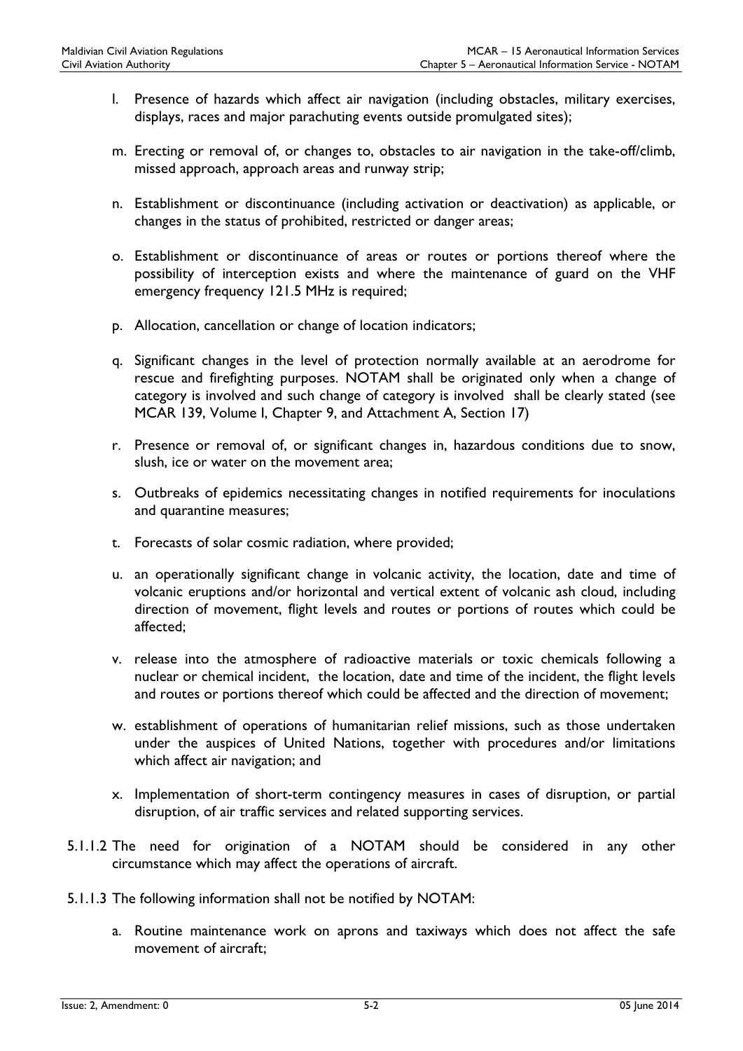l. Presence of hazards which affect air navigation (including obstacles, military exercises, displays, races and major parachuting events outside promulgated sites);

m. Erecting or removal of, or changes to, obstacles to air navigation in the take-off/climb, missed approach, approach areas and runway strip;

n. Establishment or discontinuance (including activation or deactivation) as applicable, or changes in the status of prohibited, restricted or danger areas;

o. Establishment or discontinuance of areas or routes or portions thereof where the possibility of interception exists and where the maintenance of guard on the VHF emergency frequency 121.5 MHz is required;

p. Allocation, cancellation or change of location indicators;

q. Significant changes in the level of protection normally available at an aerodrome for rescue and firefighting purposes. NOTAM shall be originated only when a change of category is involved and such change of category is involved shall be clearly stated (see MCAR 139, Volume I, Chapter 9, and Attachment A, Section 17)

r. Presence or removal of, or significant changes in, hazardous conditions due to snow, slush, ice or water on the movement area;

s. Outbreaks of epidemics necessitating changes in notified requirements for inoculations and quarantine measures;

t. Forecasts of solar cosmic radiation, where provided;

u. an operationally significant change in volcanic activity, the location, date and time of volcanic eruptions and/or horizontal and vertical extent of volcanic ash cloud, including direction of movement, flight levels and routes or portions of routes which could be affected;

v. release into the atmosphere of radioactive materials or toxic chemicals following a nuclear or chemical incident, the location, date and time of the incident, the flight levels and routes or portions thereof which could be affected and the direction of movement;

w. establishment of operations of humanitarian relief missions, such as those undertaken under the auspices of United Nations, together with procedures and/or limitations which affect air navigation; and

x. Implementation of short-term contingency measures in cases of disruption, or partial disruption, of air traffic services and related supporting services.

5.1.1.2 The need for origination of a NOTAM should be considered in any other circumstance which may affect the operations of aircraft.

5.1.1.3 The following information shall not be notified by NOTAM:

a. Routine maintenance work on aprons and taxiways which does not affect the safe movement of aircraft;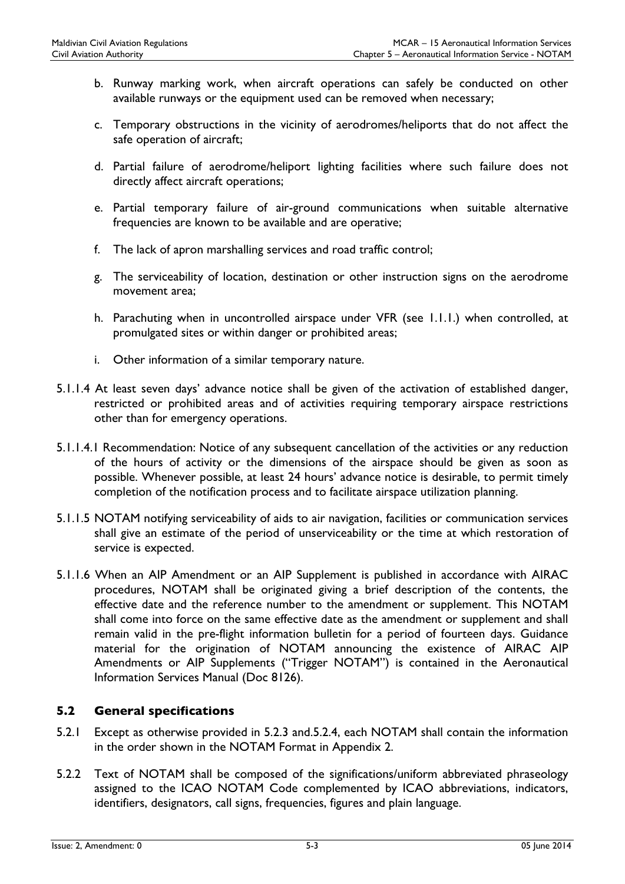b. Runway marking work, when aircraft operations can safely be conducted on other available runways or the equipment used can be removed when necessary;

c. Temporary obstructions in the vicinity of aerodromes/heliports that do not affect the safe operation of aircraft;

d. Partial failure of aerodrome/heliport lighting facilities where such failure does not directly affect aircraft operations;

e. Partial temporary failure of air-ground communications when suitable alternative frequencies are known to be available and are operative;

f. The lack of apron marshalling services and road traffic control;

g. The serviceability of location, destination or other instruction signs on the aerodrome movement area;

h. Parachuting when in uncontrolled airspace under VFR (see 1.1.1.) when controlled, at promulgated sites or within danger or prohibited areas;

i. Other information of a similar temporary nature.

5.1.1.4 At least seven days' advance notice shall be given of the activation of established danger, restricted or prohibited areas and of activities requiring temporary airspace restrictions other than for emergency operations.

5.1.1.4.1 Recommendation: Notice of any subsequent cancellation of the activities or any reduction of the hours of activity or the dimensions of the airspace should be given as soon as possible. Whenever possible, at least 24 hours' advance notice is desirable, to permit timely completion of the notification process and to facilitate airspace utilization planning.

5.1.1.5 NOTAM notifying serviceability of aids to air navigation, facilities or communication services shall give an estimate of the period of unserviceability or the time at which restoration of service is expected.

5.1.1.6 When an AIP Amendment or an AIP Supplement is published in accordance with AIRAC procedures, NOTAM shall be originated giving a brief description of the contents, the effective date and the reference number to the amendment or supplement. This NOTAM shall come into force on the same effective date as the amendment or supplement and shall remain valid in the pre-flight information bulletin for a period of fourteen days. Guidance material for the origination of NOTAM announcing the existence of AIRAC AIP Amendments or AIP Supplements ("Trigger NOTAM") is contained in the Aeronautical Information Services Manual (Doc 8126).

## 5.2 General specifications

5.2.1 Except as otherwise provided in 5.2.3 and.5.2.4, each NOTAM shall contain the information in the order shown in the NOTAM Format in Appendix 2.

5.2.2 Text of NOTAM shall be composed of the significations/uniform abbreviated phraseology assigned to the ICAO NOTAM Code complemented by ICAO abbreviations, indicators, identifiers, designators, call signs, frequencies, figures and plain language.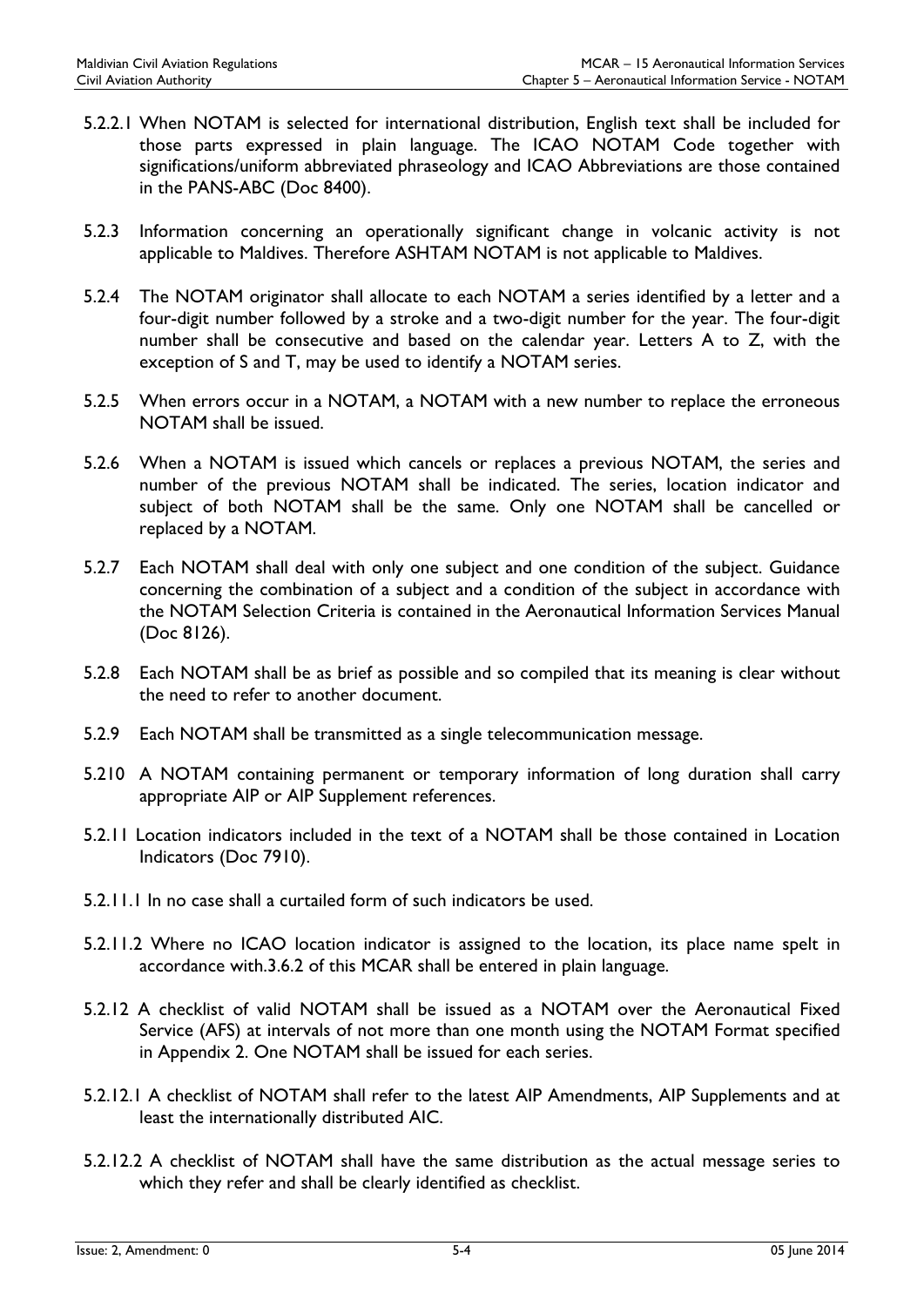5.2.2.1 When NOTAM is selected for international distribution, English text shall be included for those parts expressed in plain language. The ICAO NOTAM Code together with significations/uniform abbreviated phraseology and ICAO Abbreviations are those contained in the PANS-ABC (Doc 8400).

5.2.3 Information concerning an operationally significant change in volcanic activity is not applicable to Maldives. Therefore ASHTAM NOTAM is not applicable to Maldives.

5.2.4 The NOTAM originator shall allocate to each NOTAM a series identified by a letter and a four-digit number followed by a stroke and a two-digit number for the year. The four-digit number shall be consecutive and based on the calendar year. Letters A to Z, with the exception of S and T, may be used to identify a NOTAM series.

5.2.5 When errors occur in a NOTAM, a NOTAM with a new number to replace the erroneous NOTAM shall be issued.

5.2.6 When a NOTAM is issued which cancels or replaces a previous NOTAM, the series and number of the previous NOTAM shall be indicated. The series, location indicator and subject of both NOTAM shall be the same. Only one NOTAM shall be cancelled or replaced by a NOTAM.

5.2.7 Each NOTAM shall deal with only one subject and one condition of the subject. Guidance concerning the combination of a subject and a condition of the subject in accordance with the NOTAM Selection Criteria is contained in the Aeronautical Information Services Manual (Doc 8126).

5.2.8 Each NOTAM shall be as brief as possible and so compiled that its meaning is clear without the need to refer to another document.

5.2.9 Each NOTAM shall be transmitted as a single telecommunication message.

5.210 A NOTAM containing permanent or temporary information of long duration shall carry appropriate AIP or AIP Supplement references.

5.2.11 Location indicators included in the text of a NOTAM shall be those contained in Location Indicators (Doc 7910).

5.2.11.1 In no case shall a curtailed form of such indicators be used.

5.2.11.2 Where no ICAO location indicator is assigned to the location, its place name spelt in accordance with.3.6.2 of this MCAR shall be entered in plain language.

5.2.12 A checklist of valid NOTAM shall be issued as a NOTAM over the Aeronautical Fixed Service (AFS) at intervals of not more than one month using the NOTAM Format specified in Appendix 2. One NOTAM shall be issued for each series.

5.2.12.1 A checklist of NOTAM shall refer to the latest AIP Amendments, AIP Supplements and at least the internationally distributed AIC.

5.2.12.2 A checklist of NOTAM shall have the same distribution as the actual message series to which they refer and shall be clearly identified as checklist.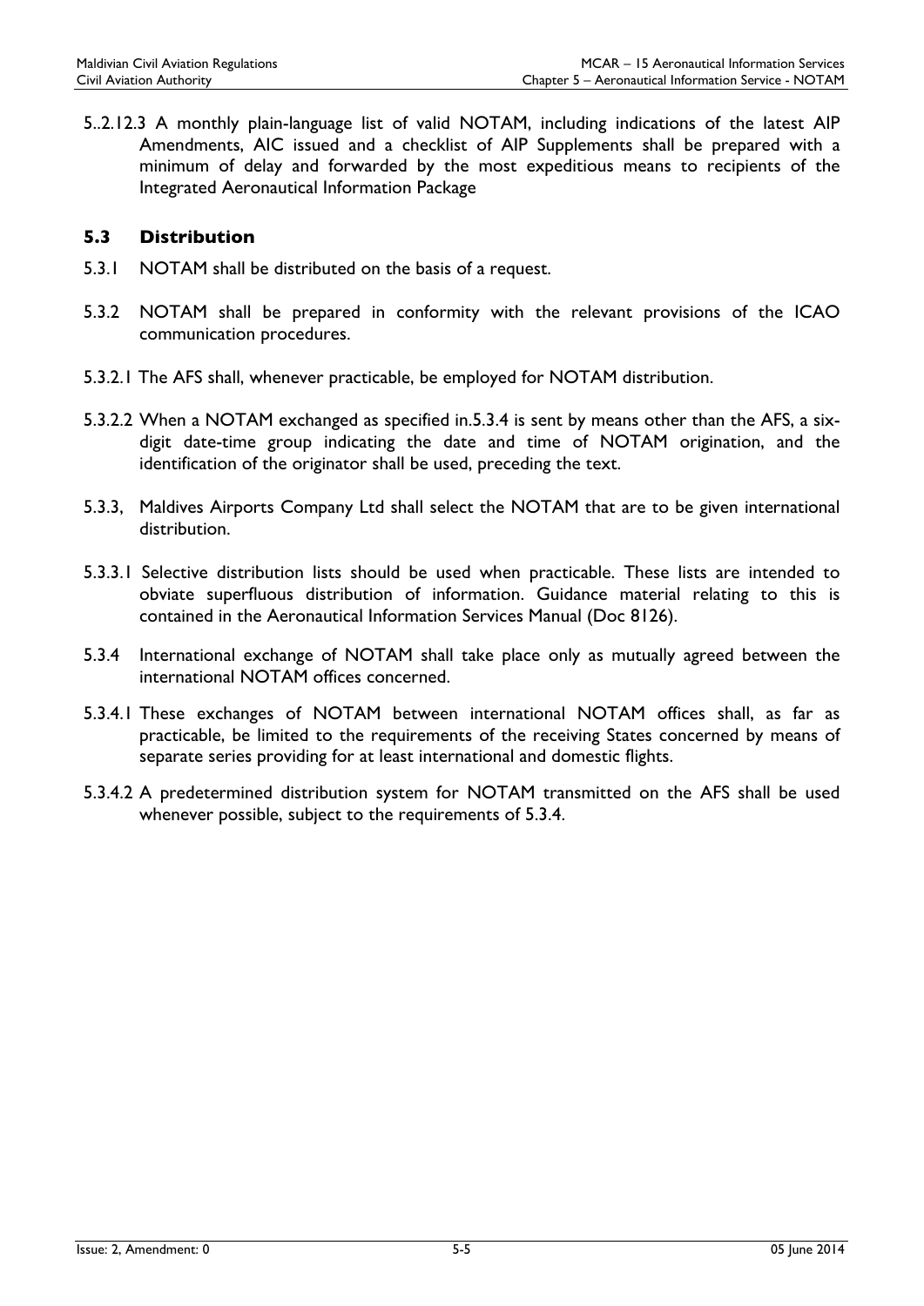5..2.12.3 A monthly plain-language list of valid NOTAM, including indications of the latest AIP Amendments, AIC issued and a checklist of AIP Supplements shall be prepared with a minimum of delay and forwarded by the most expeditious means to recipients of the Integrated Aeronautical Information Package

## 5.3 Distribution

5.3.1 NOTAM shall be distributed on the basis of a request.

5.3.2 NOTAM shall be prepared in conformity with the relevant provisions of the ICAO communication procedures.

5.3.2.1 The AFS shall, whenever practicable, be employed for NOTAM distribution.

5.3.2.2 When a NOTAM exchanged as specified in.5.3.4 is sent by means other than the AFS, a six-digit date-time group indicating the date and time of NOTAM origination, and the identification of the originator shall be used, preceding the text.

5.3.3, Maldives Airports Company Ltd shall select the NOTAM that are to be given international distribution.

5.3.3.1 Selective distribution lists should be used when practicable. These lists are intended to obviate superfluous distribution of information. Guidance material relating to this is contained in the Aeronautical Information Services Manual (Doc 8126).

5.3.4 International exchange of NOTAM shall take place only as mutually agreed between the international NOTAM offices concerned.

5.3.4.1 These exchanges of NOTAM between international NOTAM offices shall, as far as practicable, be limited to the requirements of the receiving States concerned by means of separate series providing for at least international and domestic flights.

5.3.4.2 A predetermined distribution system for NOTAM transmitted on the AFS shall be used whenever possible, subject to the requirements of 5.3.4.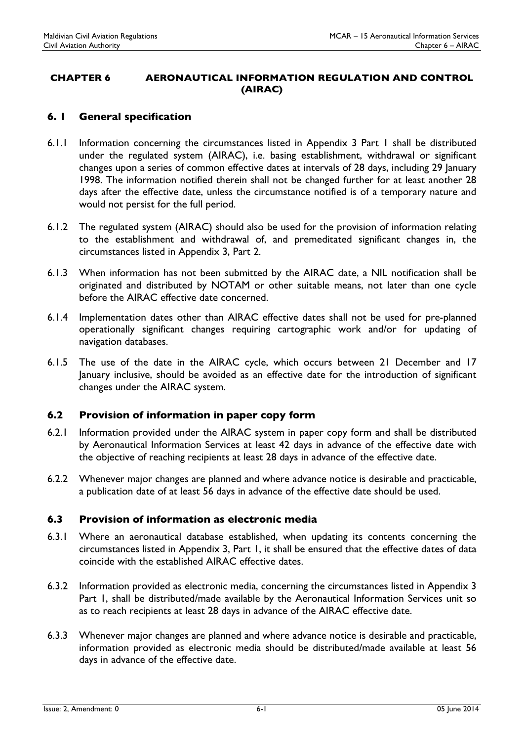# CHAPTER 6 AERONAUTICAL INFORMATION REGULATION AND CONTROL (AIRAC)

## 6. 1 General specification

6.1.1 Information concerning the circumstances listed in Appendix 3 Part 1 shall be distributed under the regulated system (AIRAC), i.e. basing establishment, withdrawal or significant changes upon a series of common effective dates at intervals of 28 days, including 29 January 1998. The information notified therein shall not be changed further for at least another 28 days after the effective date, unless the circumstance notified is of a temporary nature and would not persist for the full period.

6.1.2 The regulated system (AIRAC) should also be used for the provision of information relating to the establishment and withdrawal of, and premeditated significant changes in, the circumstances listed in Appendix 3, Part 2.

6.1.3 When information has not been submitted by the AIRAC date, a NIL notification shall be originated and distributed by NOTAM or other suitable means, not later than one cycle before the AIRAC effective date concerned.

6.1.4 Implementation dates other than AIRAC effective dates shall not be used for pre-planned operationally significant changes requiring cartographic work and/or for updating of navigation databases.

6.1.5 The use of the date in the AIRAC cycle, which occurs between 21 December and 17 January inclusive, should be avoided as an effective date for the introduction of significant changes under the AIRAC system.

## 6.2 Provision of information in paper copy form

6.2.1 Information provided under the AIRAC system in paper copy form and shall be distributed by Aeronautical Information Services at least 42 days in advance of the effective date with the objective of reaching recipients at least 28 days in advance of the effective date.

6.2.2 Whenever major changes are planned and where advance notice is desirable and practicable, a publication date of at least 56 days in advance of the effective date should be used.

## 6.3 Provision of information as electronic media

6.3.1 Where an aeronautical database established, when updating its contents concerning the circumstances listed in Appendix 3, Part 1, it shall be ensured that the effective dates of data coincide with the established AIRAC effective dates.

6.3.2 Information provided as electronic media, concerning the circumstances listed in Appendix 3 Part 1, shall be distributed/made available by the Aeronautical Information Services unit so as to reach recipients at least 28 days in advance of the AIRAC effective date.

6.3.3 Whenever major changes are planned and where advance notice is desirable and practicable, information provided as electronic media should be distributed/made available at least 56 days in advance of the effective date.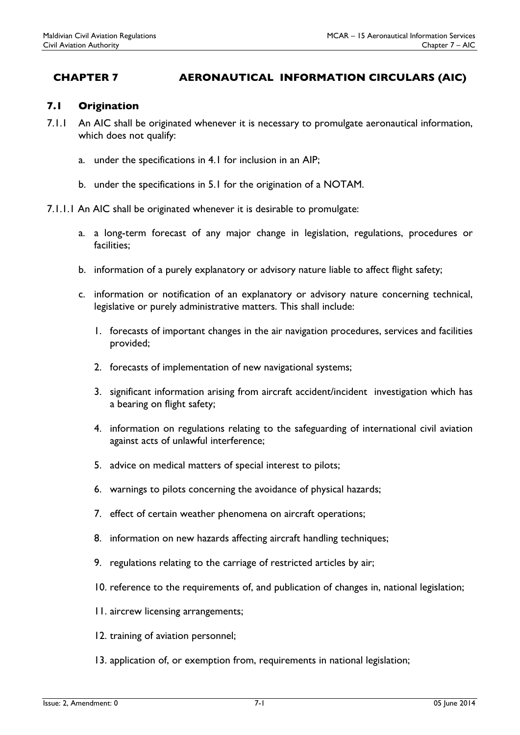# CHAPTER 7 AERONAUTICAL INFORMATION CIRCULARS (AIC)

## 7.1 Origination

7.1.1 An AIC shall be originated whenever it is necessary to promulgate aeronautical information, which does not qualify:

a. under the specifications in 4.1 for inclusion in an AIP;

b. under the specifications in 5.1 for the origination of a NOTAM.

7.1.1.1 An AIC shall be originated whenever it is desirable to promulgate:

a. a long-term forecast of any major change in legislation, regulations, procedures or facilities;

b. information of a purely explanatory or advisory nature liable to affect flight safety;

c. information or notification of an explanatory or advisory nature concerning technical, legislative or purely administrative matters. This shall include:

1. forecasts of important changes in the air navigation procedures, services and facilities provided;
2. forecasts of implementation of new navigational systems;
3. significant information arising from aircraft accident/incident investigation which has a bearing on flight safety;
4. information on regulations relating to the safeguarding of international civil aviation against acts of unlawful interference;
5. advice on medical matters of special interest to pilots;
6. warnings to pilots concerning the avoidance of physical hazards;
7. effect of certain weather phenomena on aircraft operations;
8. information on new hazards affecting aircraft handling techniques;
9. regulations relating to the carriage of restricted articles by air;
10. reference to the requirements of, and publication of changes in, national legislation;
11. aircrew licensing arrangements;
12. training of aviation personnel;
13. application of, or exemption from, requirements in national legislation;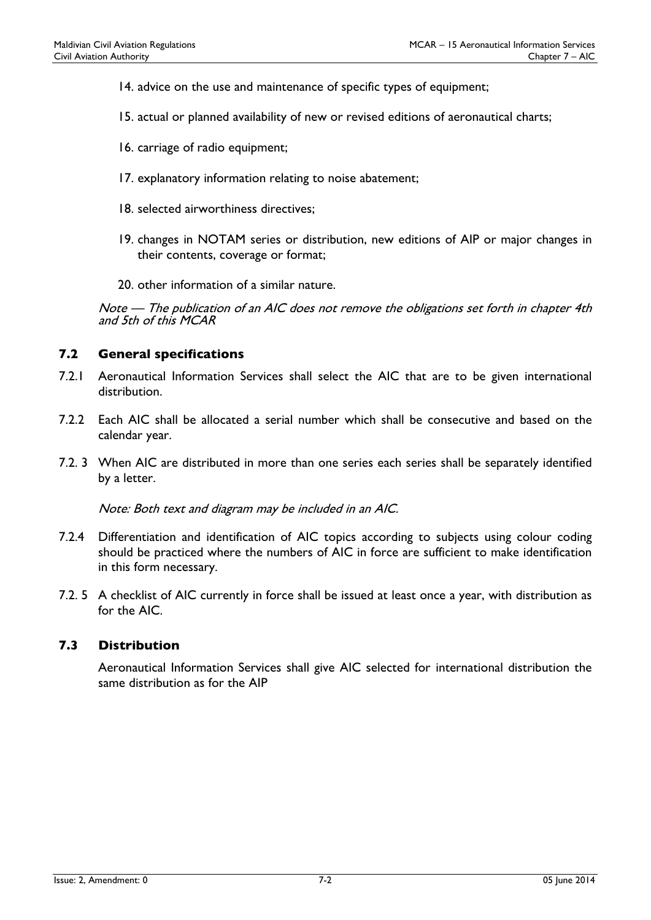14. advice on the use and maintenance of specific types of equipment;
15. actual or planned availability of new or revised editions of aeronautical charts;
16. carriage of radio equipment;
17. explanatory information relating to noise abatement;
18. selected airworthiness directives;
19. changes in NOTAM series or distribution, new editions of AIP or major changes in their contents, coverage or format;
20. other information of a similar nature.

*Note — The publication of an AIC does not remove the obligations set forth in chapter 4th and 5th of this MCAR*

## 7.2 General specifications

7.2.1 Aeronautical Information Services shall select the AIC that are to be given international distribution.

7.2.2 Each AIC shall be allocated a serial number which shall be consecutive and based on the calendar year.

7.2. 3 When AIC are distributed in more than one series each series shall be separately identified by a letter.

*Note: Both text and diagram may be included in an AIC.*

7.2.4 Differentiation and identification of AIC topics according to subjects using colour coding should be practiced where the numbers of AIC in force are sufficient to make identification in this form necessary.

7.2. 5 A checklist of AIC currently in force shall be issued at least once a year, with distribution as for the AIC.

## 7.3 Distribution

Aeronautical Information Services shall give AIC selected for international distribution the same distribution as for the AIP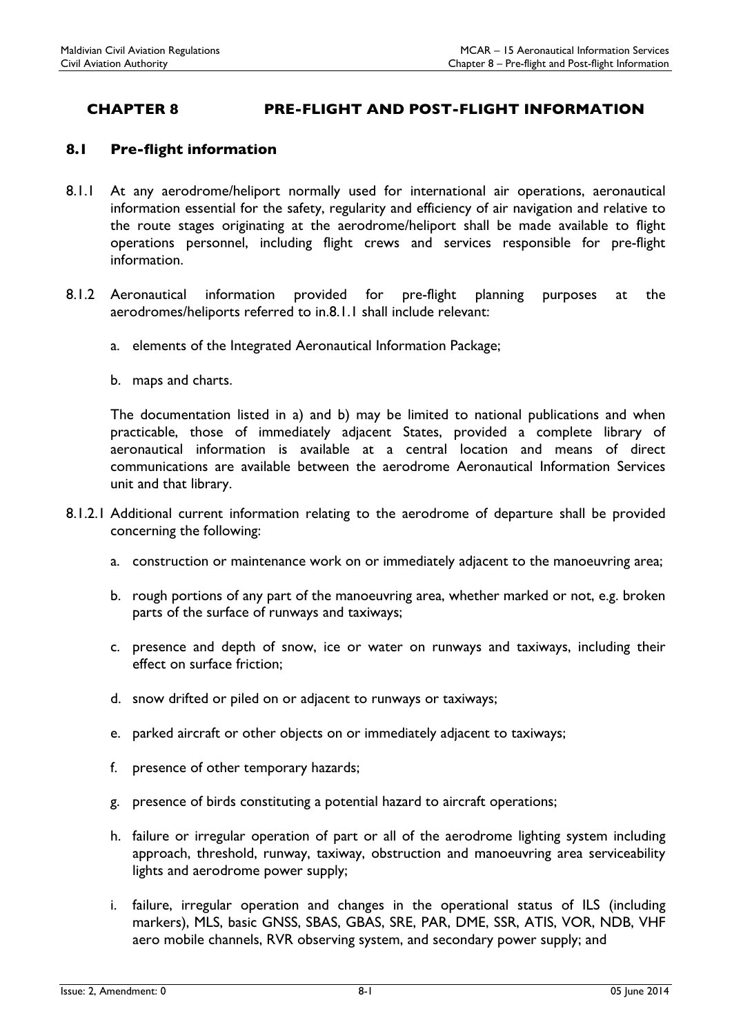# CHAPTER 8 PRE-FLIGHT AND POST-FLIGHT INFORMATION

## 8.1 Pre-flight information

8.1.1 At any aerodrome/heliport normally used for international air operations, aeronautical information essential for the safety, regularity and efficiency of air navigation and relative to the route stages originating at the aerodrome/heliport shall be made available to flight operations personnel, including flight crews and services responsible for pre-flight information.

8.1.2 Aeronautical information provided for pre-flight planning purposes at the aerodromes/heliports referred to in.8.1.1 shall include relevant:

a. elements of the Integrated Aeronautical Information Package;

b. maps and charts.

The documentation listed in a) and b) may be limited to national publications and when practicable, those of immediately adjacent States, provided a complete library of aeronautical information is available at a central location and means of direct communications are available between the aerodrome Aeronautical Information Services unit and that library.

8.1.2.1 Additional current information relating to the aerodrome of departure shall be provided concerning the following:

a. construction or maintenance work on or immediately adjacent to the manoeuvring area;

b. rough portions of any part of the manoeuvring area, whether marked or not, e.g. broken parts of the surface of runways and taxiways;

c. presence and depth of snow, ice or water on runways and taxiways, including their effect on surface friction;

d. snow drifted or piled on or adjacent to runways or taxiways;

e. parked aircraft or other objects on or immediately adjacent to taxiways;

f. presence of other temporary hazards;

g. presence of birds constituting a potential hazard to aircraft operations;

h. failure or irregular operation of part or all of the aerodrome lighting system including approach, threshold, runway, taxiway, obstruction and manoeuvring area serviceability lights and aerodrome power supply;

i. failure, irregular operation and changes in the operational status of ILS (including markers), MLS, basic GNSS, SBAS, GBAS, SRE, PAR, DME, SSR, ATIS, VOR, NDB, VHF aero mobile channels, RVR observing system, and secondary power supply; and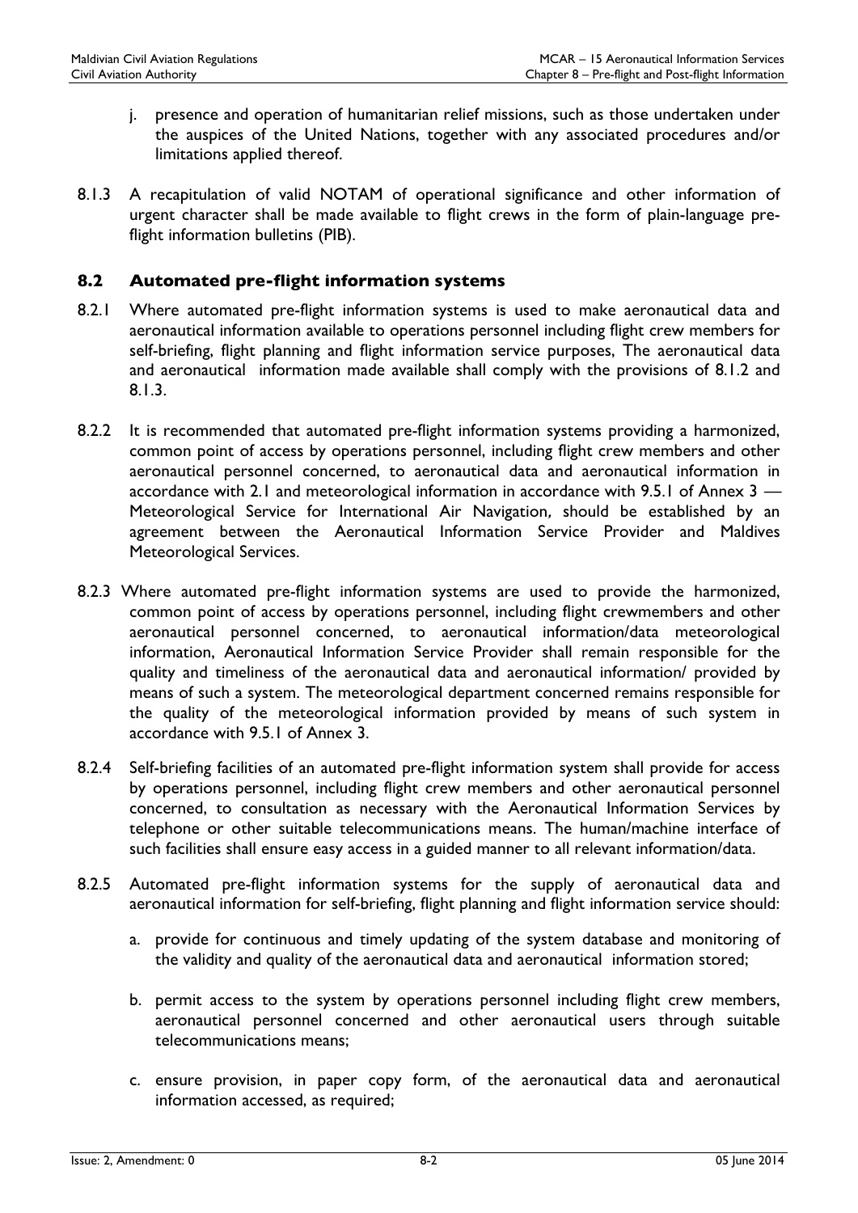j. presence and operation of humanitarian relief missions, such as those undertaken under the auspices of the United Nations, together with any associated procedures and/or limitations applied thereof.

8.1.3 A recapitulation of valid NOTAM of operational significance and other information of urgent character shall be made available to flight crews in the form of plain-language pre-flight information bulletins (PIB).

## 8.2 Automated pre-flight information systems

8.2.1 Where automated pre-flight information systems is used to make aeronautical data and aeronautical information available to operations personnel including flight crew members for self-briefing, flight planning and flight information service purposes, The aeronautical data and aeronautical information made available shall comply with the provisions of 8.1.2 and 8.1.3.

8.2.2 It is recommended that automated pre-flight information systems providing a harmonized, common point of access by operations personnel, including flight crew members and other aeronautical personnel concerned, to aeronautical data and aeronautical information in accordance with 2.1 and meteorological information in accordance with 9.5.1 of Annex 3 — Meteorological Service for International Air Navigation*,* should be established by an agreement between the Aeronautical Information Service Provider and Maldives Meteorological Services.

8.2.3 Where automated pre-flight information systems are used to provide the harmonized, common point of access by operations personnel, including flight crewmembers and other aeronautical personnel concerned, to aeronautical information/data meteorological information, Aeronautical Information Service Provider shall remain responsible for the quality and timeliness of the aeronautical data and aeronautical information/ provided by means of such a system. The meteorological department concerned remains responsible for the quality of the meteorological information provided by means of such system in accordance with 9.5.1 of Annex 3.

8.2.4 Self-briefing facilities of an automated pre-flight information system shall provide for access by operations personnel, including flight crew members and other aeronautical personnel concerned, to consultation as necessary with the Aeronautical Information Services by telephone or other suitable telecommunications means. The human/machine interface of such facilities shall ensure easy access in a guided manner to all relevant information/data.

8.2.5 Automated pre-flight information systems for the supply of aeronautical data and aeronautical information for self-briefing, flight planning and flight information service should:

a. provide for continuous and timely updating of the system database and monitoring of the validity and quality of the aeronautical data and aeronautical information stored;

b. permit access to the system by operations personnel including flight crew members, aeronautical personnel concerned and other aeronautical users through suitable telecommunications means;

c. ensure provision, in paper copy form, of the aeronautical data and aeronautical information accessed, as required;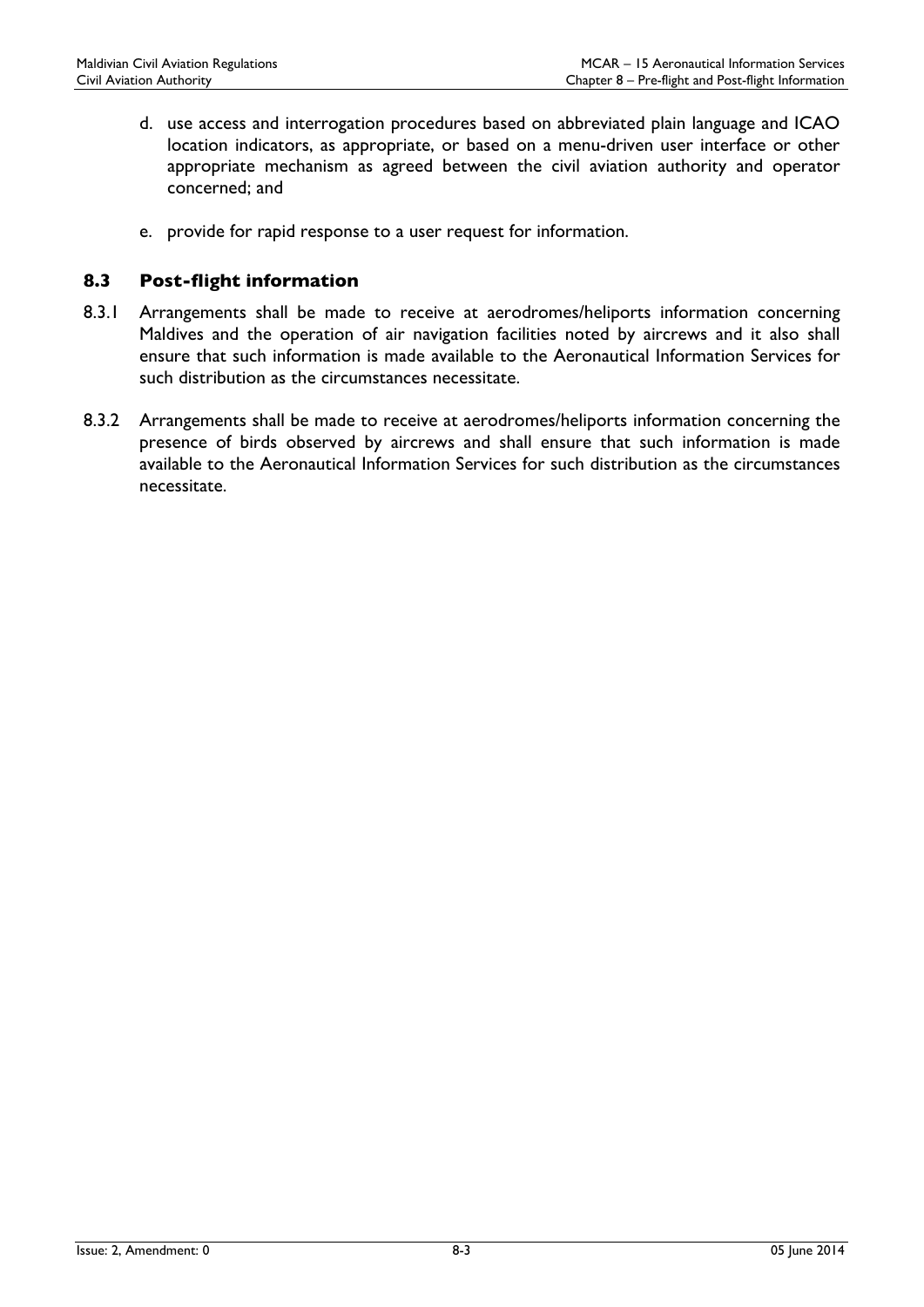d. use access and interrogation procedures based on abbreviated plain language and ICAO location indicators, as appropriate, or based on a menu-driven user interface or other appropriate mechanism as agreed between the civil aviation authority and operator concerned; and

e. provide for rapid response to a user request for information.

## 8.3 Post-flight information

8.3.1 Arrangements shall be made to receive at aerodromes/heliports information concerning Maldives and the operation of air navigation facilities noted by aircrews and it also shall ensure that such information is made available to the Aeronautical Information Services for such distribution as the circumstances necessitate.

8.3.2 Arrangements shall be made to receive at aerodromes/heliports information concerning the presence of birds observed by aircrews and shall ensure that such information is made available to the Aeronautical Information Services for such distribution as the circumstances necessitate.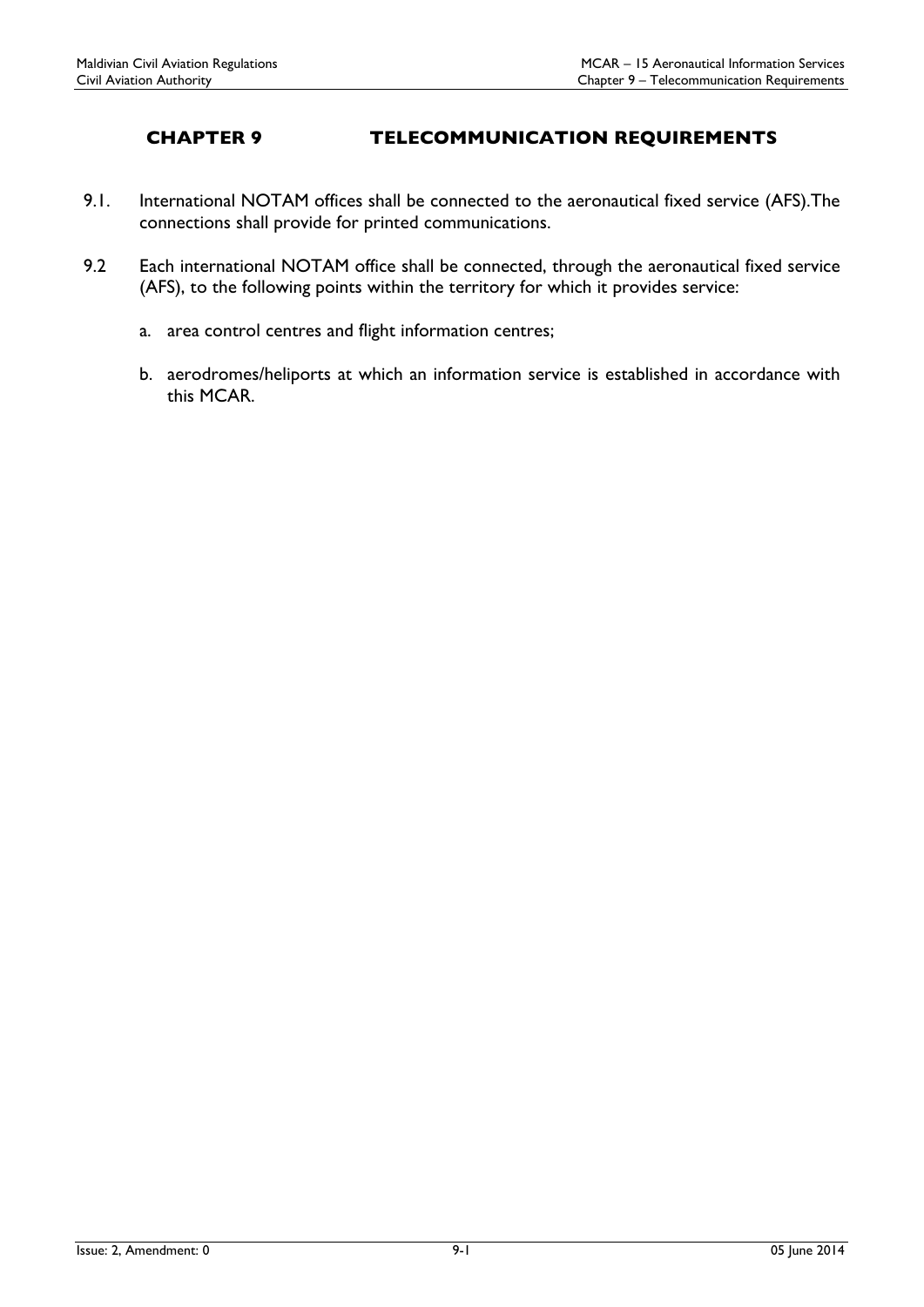# CHAPTER 9 TELECOMMUNICATION REQUIREMENTS

9.1. International NOTAM offices shall be connected to the aeronautical fixed service (AFS).The connections shall provide for printed communications.

9.2 Each international NOTAM office shall be connected, through the aeronautical fixed service (AFS), to the following points within the territory for which it provides service:

a. area control centres and flight information centres;

b. aerodromes/heliports at which an information service is established in accordance with this MCAR.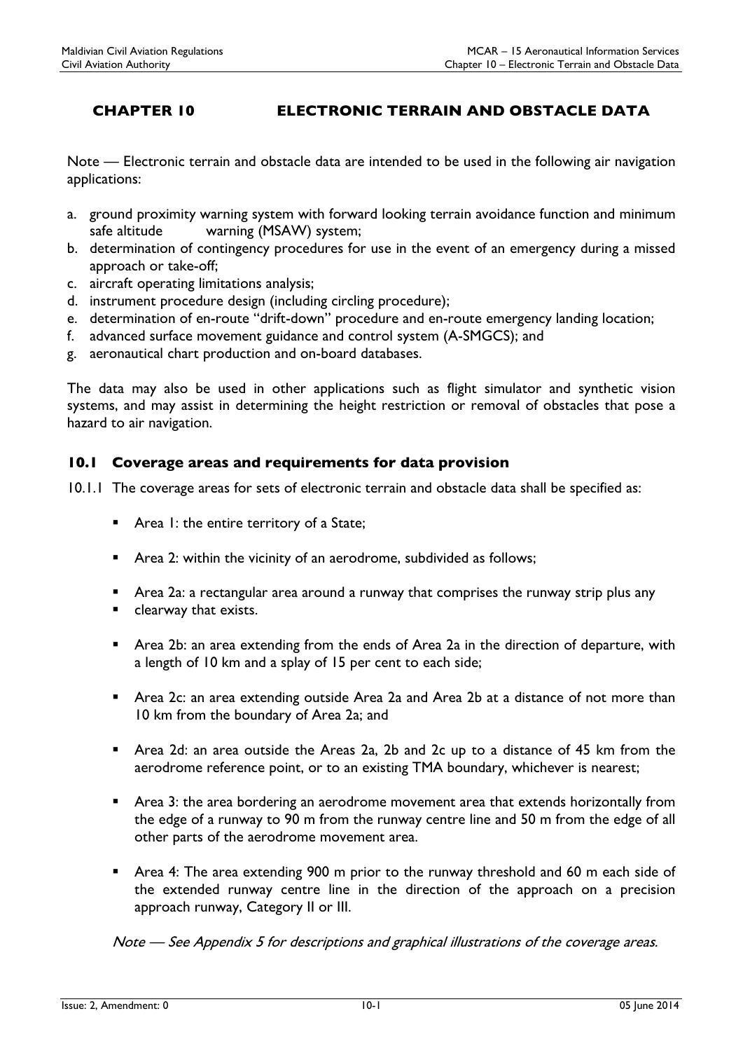# CHAPTER 10 ELECTRONIC TERRAIN AND OBSTACLE DATA

Note — Electronic terrain and obstacle data are intended to be used in the following air navigation applications:

a. ground proximity warning system with forward looking terrain avoidance function and minimum safe altitude warning (MSAW) system;
b. determination of contingency procedures for use in the event of an emergency during a missed approach or take-off;
c. aircraft operating limitations analysis;
d. instrument procedure design (including circling procedure);
e. determination of en-route "drift-down" procedure and en-route emergency landing location;
f. advanced surface movement guidance and control system (A-SMGCS); and
g. aeronautical chart production and on-board databases.

The data may also be used in other applications such as flight simulator and synthetic vision systems, and may assist in determining the height restriction or removal of obstacles that pose a hazard to air navigation.

## 10.1 Coverage areas and requirements for data provision

10.1.1 The coverage areas for sets of electronic terrain and obstacle data shall be specified as:

- Area 1: the entire territory of a State;
- Area 2: within the vicinity of an aerodrome, subdivided as follows;
- Area 2a: a rectangular area around a runway that comprises the runway strip plus any
- clearway that exists.
- Area 2b: an area extending from the ends of Area 2a in the direction of departure, with a length of 10 km and a splay of 15 per cent to each side;
- Area 2c: an area extending outside Area 2a and Area 2b at a distance of not more than 10 km from the boundary of Area 2a; and
- Area 2d: an area outside the Areas 2a, 2b and 2c up to a distance of 45 km from the aerodrome reference point, or to an existing TMA boundary, whichever is nearest;
- Area 3: the area bordering an aerodrome movement area that extends horizontally from the edge of a runway to 90 m from the runway centre line and 50 m from the edge of all other parts of the aerodrome movement area.
- Area 4: The area extending 900 m prior to the runway threshold and 60 m each side of the extended runway centre line in the direction of the approach on a precision approach runway, Category II or III.

*Note — See Appendix 5 for descriptions and graphical illustrations of the coverage areas.*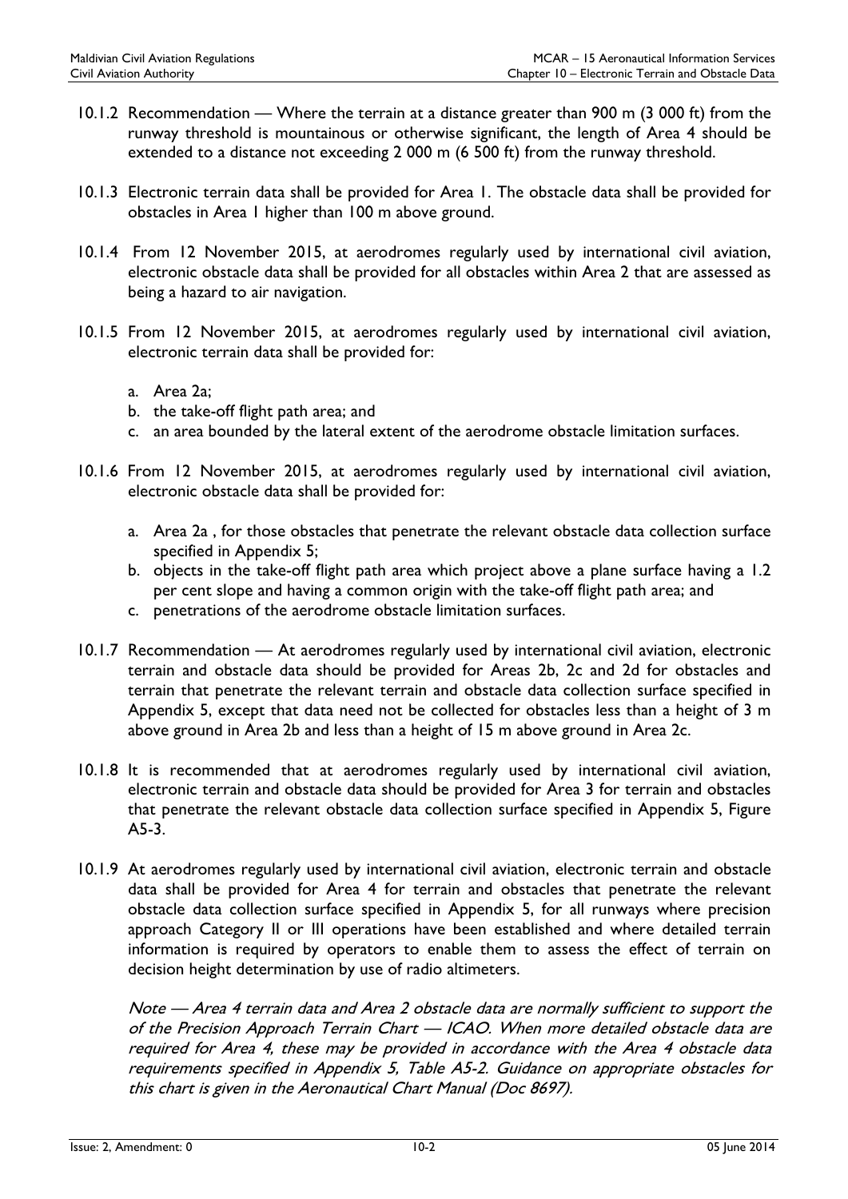10.1.2 Recommendation — Where the terrain at a distance greater than 900 m (3 000 ft) from the runway threshold is mountainous or otherwise significant, the length of Area 4 should be extended to a distance not exceeding 2 000 m (6 500 ft) from the runway threshold.

10.1.3 Electronic terrain data shall be provided for Area 1. The obstacle data shall be provided for obstacles in Area 1 higher than 100 m above ground.

10.1.4 From 12 November 2015, at aerodromes regularly used by international civil aviation, electronic obstacle data shall be provided for all obstacles within Area 2 that are assessed as being a hazard to air navigation.

10.1.5 From 12 November 2015, at aerodromes regularly used by international civil aviation, electronic terrain data shall be provided for:

a. Area 2a;
b. the take-off flight path area; and
c. an area bounded by the lateral extent of the aerodrome obstacle limitation surfaces.

10.1.6 From 12 November 2015, at aerodromes regularly used by international civil aviation, electronic obstacle data shall be provided for:

a. Area 2a , for those obstacles that penetrate the relevant obstacle data collection surface specified in Appendix 5;
b. objects in the take-off flight path area which project above a plane surface having a 1.2 per cent slope and having a common origin with the take-off flight path area; and
c. penetrations of the aerodrome obstacle limitation surfaces.

10.1.7 Recommendation — At aerodromes regularly used by international civil aviation, electronic terrain and obstacle data should be provided for Areas 2b, 2c and 2d for obstacles and terrain that penetrate the relevant terrain and obstacle data collection surface specified in Appendix 5, except that data need not be collected for obstacles less than a height of 3 m above ground in Area 2b and less than a height of 15 m above ground in Area 2c.

10.1.8 It is recommended that at aerodromes regularly used by international civil aviation, electronic terrain and obstacle data should be provided for Area 3 for terrain and obstacles that penetrate the relevant obstacle data collection surface specified in Appendix 5, Figure A5-3.

10.1.9 At aerodromes regularly used by international civil aviation, electronic terrain and obstacle data shall be provided for Area 4 for terrain and obstacles that penetrate the relevant obstacle data collection surface specified in Appendix 5, for all runways where precision approach Category II or III operations have been established and where detailed terrain information is required by operators to enable them to assess the effect of terrain on decision height determination by use of radio altimeters.

*Note — Area 4 terrain data and Area 2 obstacle data are normally sufficient to support the of the Precision Approach Terrain Chart — ICAO. When more detailed obstacle data are required for Area 4, these may be provided in accordance with the Area 4 obstacle data requirements specified in Appendix 5, Table A5-2. Guidance on appropriate obstacles for this chart is given in the Aeronautical Chart Manual (Doc 8697).*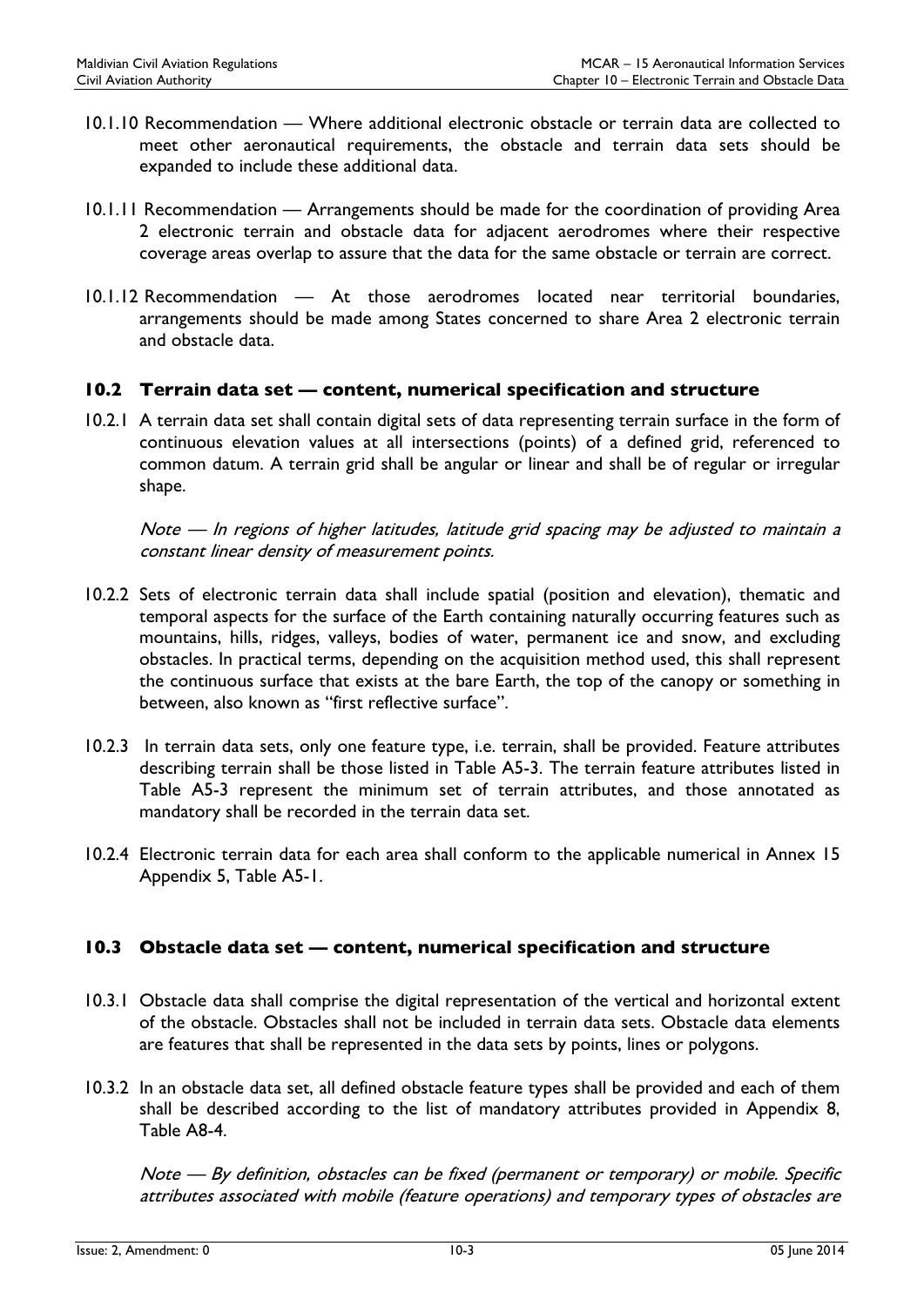10.1.10 Recommendation — Where additional electronic obstacle or terrain data are collected to meet other aeronautical requirements, the obstacle and terrain data sets should be expanded to include these additional data.

10.1.11 Recommendation — Arrangements should be made for the coordination of providing Area 2 electronic terrain and obstacle data for adjacent aerodromes where their respective coverage areas overlap to assure that the data for the same obstacle or terrain are correct.

10.1.12 Recommendation — At those aerodromes located near territorial boundaries, arrangements should be made among States concerned to share Area 2 electronic terrain and obstacle data.

## 10.2 Terrain data set — content, numerical specification and structure

10.2.1 A terrain data set shall contain digital sets of data representing terrain surface in the form of continuous elevation values at all intersections (points) of a defined grid, referenced to common datum. A terrain grid shall be angular or linear and shall be of regular or irregular shape.

*Note — In regions of higher latitudes, latitude grid spacing may be adjusted to maintain a constant linear density of measurement points.*

10.2.2 Sets of electronic terrain data shall include spatial (position and elevation), thematic and temporal aspects for the surface of the Earth containing naturally occurring features such as mountains, hills, ridges, valleys, bodies of water, permanent ice and snow, and excluding obstacles. In practical terms, depending on the acquisition method used, this shall represent the continuous surface that exists at the bare Earth, the top of the canopy or something in between, also known as "first reflective surface".

10.2.3 In terrain data sets, only one feature type, i.e. terrain, shall be provided. Feature attributes describing terrain shall be those listed in Table A5-3. The terrain feature attributes listed in Table A5-3 represent the minimum set of terrain attributes, and those annotated as mandatory shall be recorded in the terrain data set.

10.2.4 Electronic terrain data for each area shall conform to the applicable numerical in Annex 15 Appendix 5, Table A5-1.

## 10.3 Obstacle data set — content, numerical specification and structure

10.3.1 Obstacle data shall comprise the digital representation of the vertical and horizontal extent of the obstacle. Obstacles shall not be included in terrain data sets. Obstacle data elements are features that shall be represented in the data sets by points, lines or polygons.

10.3.2 In an obstacle data set, all defined obstacle feature types shall be provided and each of them shall be described according to the list of mandatory attributes provided in Appendix 8, Table A8-4.

*Note — By definition, obstacles can be fixed (permanent or temporary) or mobile. Specific attributes associated with mobile (feature operations) and temporary types of obstacles are*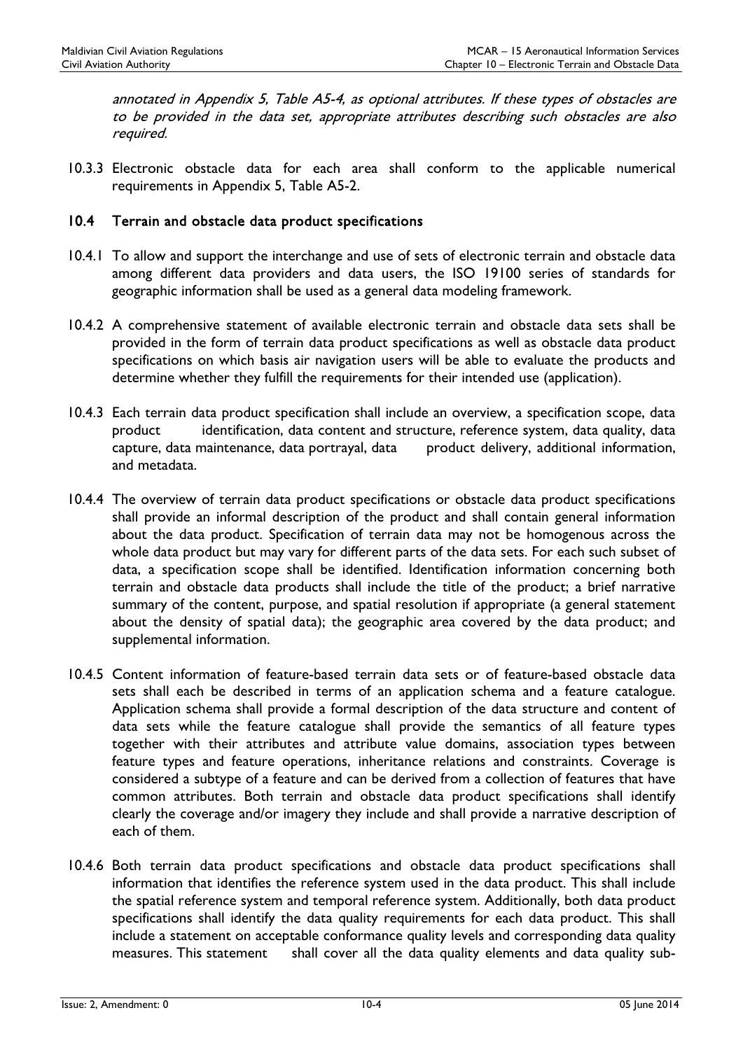*annotated in Appendix 5, Table A5-4, as optional attributes. If these types of obstacles are to be provided in the data set, appropriate attributes describing such obstacles are also required.*

10.3.3 Electronic obstacle data for each area shall conform to the applicable numerical requirements in Appendix 5, Table A5-2.

## 10.4 Terrain and obstacle data product specifications

10.4.1 To allow and support the interchange and use of sets of electronic terrain and obstacle data among different data providers and data users, the ISO 19100 series of standards for geographic information shall be used as a general data modeling framework.

10.4.2 A comprehensive statement of available electronic terrain and obstacle data sets shall be provided in the form of terrain data product specifications as well as obstacle data product specifications on which basis air navigation users will be able to evaluate the products and determine whether they fulfill the requirements for their intended use (application).

10.4.3 Each terrain data product specification shall include an overview, a specification scope, data product identification, data content and structure, reference system, data quality, data capture, data maintenance, data portrayal, data product delivery, additional information, and metadata.

10.4.4 The overview of terrain data product specifications or obstacle data product specifications shall provide an informal description of the product and shall contain general information about the data product. Specification of terrain data may not be homogenous across the whole data product but may vary for different parts of the data sets. For each such subset of data, a specification scope shall be identified. Identification information concerning both terrain and obstacle data products shall include the title of the product; a brief narrative summary of the content, purpose, and spatial resolution if appropriate (a general statement about the density of spatial data); the geographic area covered by the data product; and supplemental information.

10.4.5 Content information of feature-based terrain data sets or of feature-based obstacle data sets shall each be described in terms of an application schema and a feature catalogue. Application schema shall provide a formal description of the data structure and content of data sets while the feature catalogue shall provide the semantics of all feature types together with their attributes and attribute value domains, association types between feature types and feature operations, inheritance relations and constraints. Coverage is considered a subtype of a feature and can be derived from a collection of features that have common attributes. Both terrain and obstacle data product specifications shall identify clearly the coverage and/or imagery they include and shall provide a narrative description of each of them.

10.4.6 Both terrain data product specifications and obstacle data product specifications shall information that identifies the reference system used in the data product. This shall include the spatial reference system and temporal reference system. Additionally, both data product specifications shall identify the data quality requirements for each data product. This shall include a statement on acceptable conformance quality levels and corresponding data quality measures. This statement shall cover all the data quality elements and data quality sub-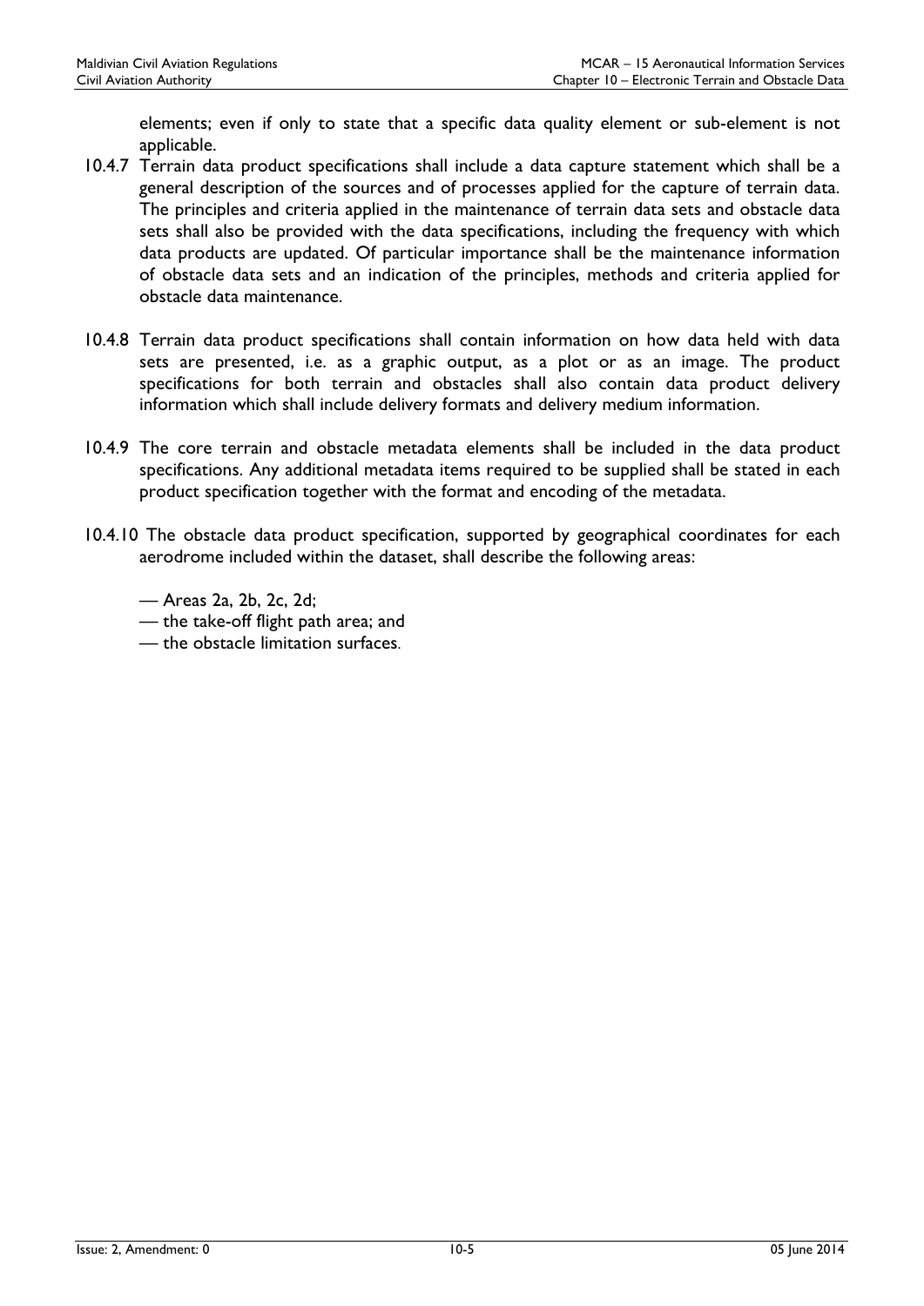elements; even if only to state that a specific data quality element or sub-element is not applicable.

10.4.7 Terrain data product specifications shall include a data capture statement which shall be a general description of the sources and of processes applied for the capture of terrain data. The principles and criteria applied in the maintenance of terrain data sets and obstacle data sets shall also be provided with the data specifications, including the frequency with which data products are updated. Of particular importance shall be the maintenance information of obstacle data sets and an indication of the principles, methods and criteria applied for obstacle data maintenance.

10.4.8 Terrain data product specifications shall contain information on how data held with data sets are presented, i.e. as a graphic output, as a plot or as an image. The product specifications for both terrain and obstacles shall also contain data product delivery information which shall include delivery formats and delivery medium information.

10.4.9 The core terrain and obstacle metadata elements shall be included in the data product specifications. Any additional metadata items required to be supplied shall be stated in each product specification together with the format and encoding of the metadata.

10.4.10 The obstacle data product specification, supported by geographical coordinates for each aerodrome included within the dataset, shall describe the following areas:

— Areas 2a, 2b, 2c, 2d;
— the take-off flight path area; and
— the obstacle limitation surfaces.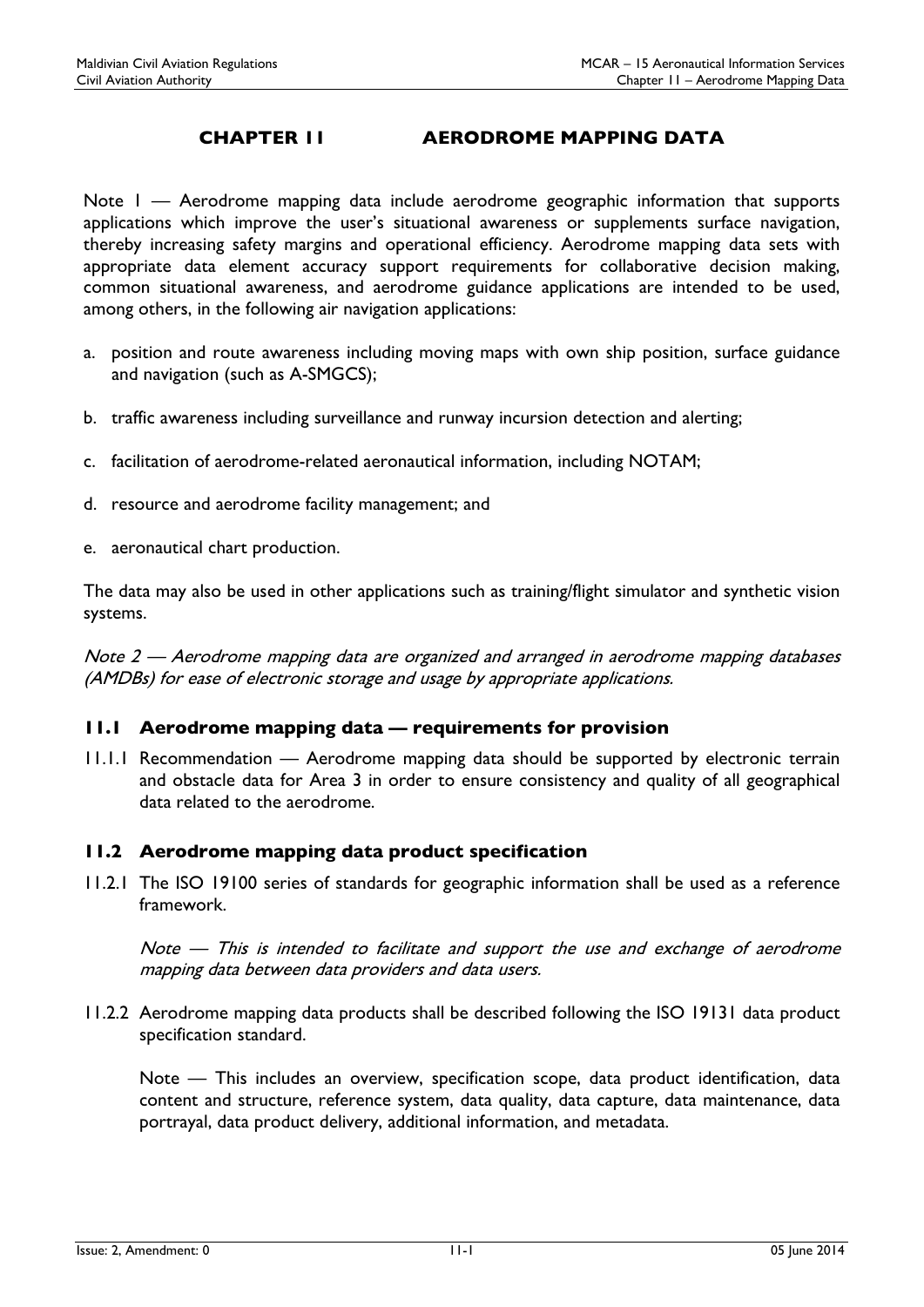# CHAPTER 11 AERODROME MAPPING DATA

Note 1 — Aerodrome mapping data include aerodrome geographic information that supports applications which improve the user's situational awareness or supplements surface navigation, thereby increasing safety margins and operational efficiency. Aerodrome mapping data sets with appropriate data element accuracy support requirements for collaborative decision making, common situational awareness, and aerodrome guidance applications are intended to be used, among others, in the following air navigation applications:

a. position and route awareness including moving maps with own ship position, surface guidance and navigation (such as A-SMGCS);

b. traffic awareness including surveillance and runway incursion detection and alerting;

c. facilitation of aerodrome-related aeronautical information, including NOTAM;

d. resource and aerodrome facility management; and

e. aeronautical chart production.

The data may also be used in other applications such as training/flight simulator and synthetic vision systems.

*Note 2 — Aerodrome mapping data are organized and arranged in aerodrome mapping databases (AMDBs) for ease of electronic storage and usage by appropriate applications.*

## 11.1 Aerodrome mapping data — requirements for provision

11.1.1 Recommendation — Aerodrome mapping data should be supported by electronic terrain and obstacle data for Area 3 in order to ensure consistency and quality of all geographical data related to the aerodrome.

## 11.2 Aerodrome mapping data product specification

11.2.1 The ISO 19100 series of standards for geographic information shall be used as a reference framework.

*Note — This is intended to facilitate and support the use and exchange of aerodrome mapping data between data providers and data users.*

11.2.2 Aerodrome mapping data products shall be described following the ISO 19131 data product specification standard.

Note — This includes an overview, specification scope, data product identification, data content and structure, reference system, data quality, data capture, data maintenance, data portrayal, data product delivery, additional information, and metadata.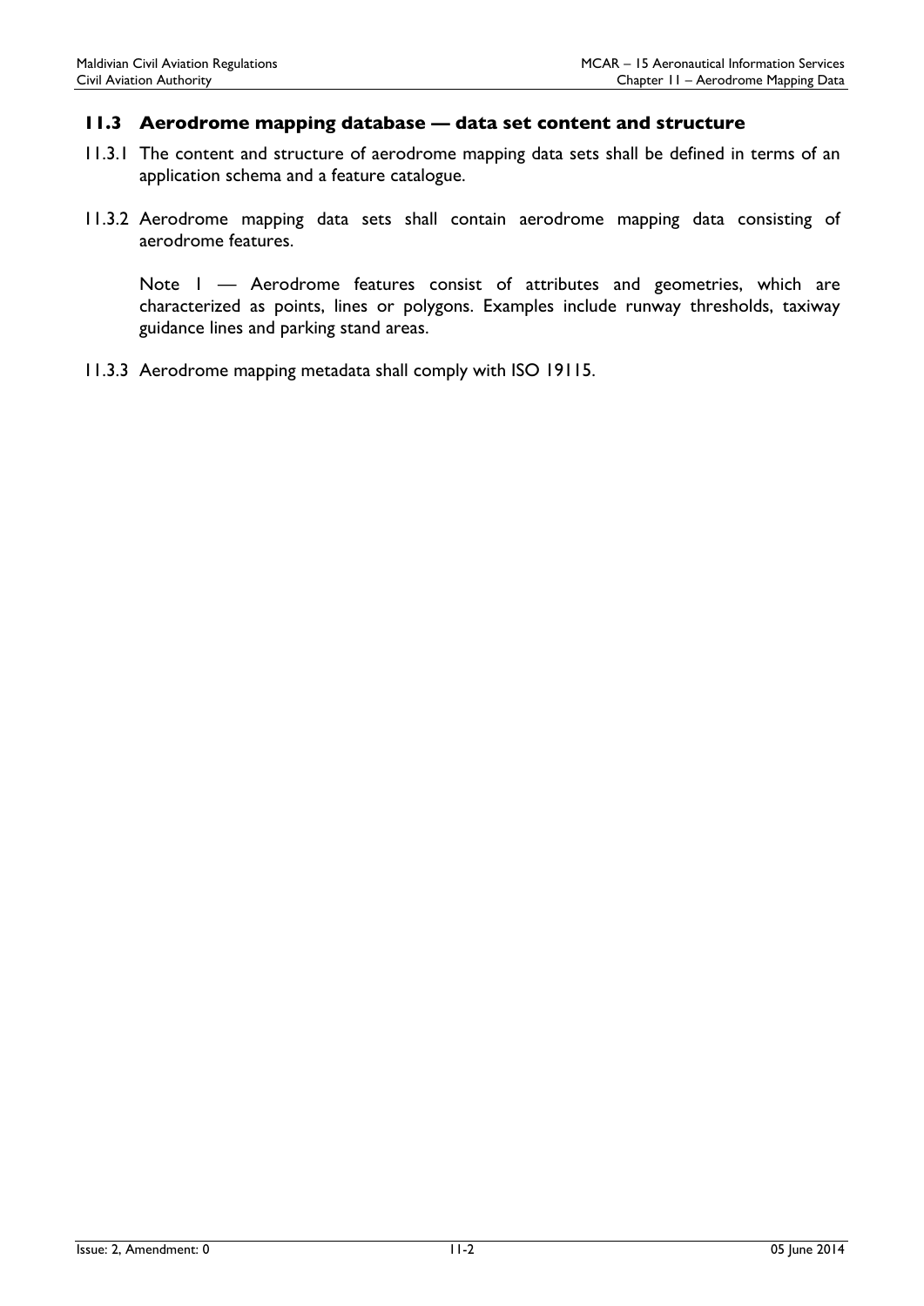## 11.3 Aerodrome mapping database — data set content and structure

11.3.1 The content and structure of aerodrome mapping data sets shall be defined in terms of an application schema and a feature catalogue.

11.3.2 Aerodrome mapping data sets shall contain aerodrome mapping data consisting of aerodrome features.

Note 1 — Aerodrome features consist of attributes and geometries, which are characterized as points, lines or polygons. Examples include runway thresholds, taxiway guidance lines and parking stand areas.

11.3.3 Aerodrome mapping metadata shall comply with ISO 19115.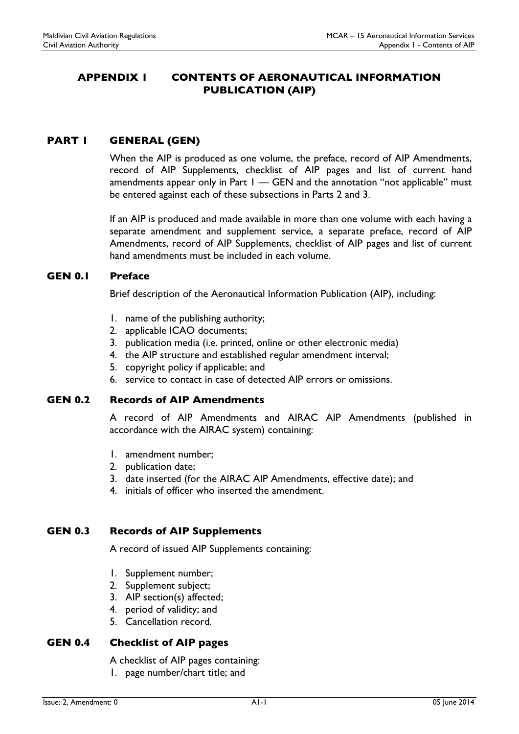# APPENDIX 1 CONTENTS OF AERONAUTICAL INFORMATION PUBLICATION (AIP)

## PART 1 GENERAL (GEN)

When the AIP is produced as one volume, the preface, record of AIP Amendments, record of AIP Supplements, checklist of AIP pages and list of current hand amendments appear only in Part 1 — GEN and the annotation "not applicable" must be entered against each of these subsections in Parts 2 and 3.

If an AIP is produced and made available in more than one volume with each having a separate amendment and supplement service, a separate preface, record of AIP Amendments, record of AIP Supplements, checklist of AIP pages and list of current hand amendments must be included in each volume.

### GEN 0.1 Preface

Brief description of the Aeronautical Information Publication (AIP), including:

1. name of the publishing authority;
2. applicable ICAO documents;
3. publication media (i.e. printed, online or other electronic media)
4. the AIP structure and established regular amendment interval;
5. copyright policy if applicable; and
6. service to contact in case of detected AIP errors or omissions.

### GEN 0.2 Records of AIP Amendments

A record of AIP Amendments and AIRAC AIP Amendments (published in accordance with the AIRAC system) containing:

1. amendment number;
2. publication date;
3. date inserted (for the AIRAC AIP Amendments, effective date); and
4. initials of officer who inserted the amendment.

### GEN 0.3 Records of AIP Supplements

A record of issued AIP Supplements containing:

1. Supplement number;
2. Supplement subject;
3. AIP section(s) affected;
4. period of validity; and
5. Cancellation record.

### GEN 0.4 Checklist of AIP pages

A checklist of AIP pages containing:

1. page number/chart title; and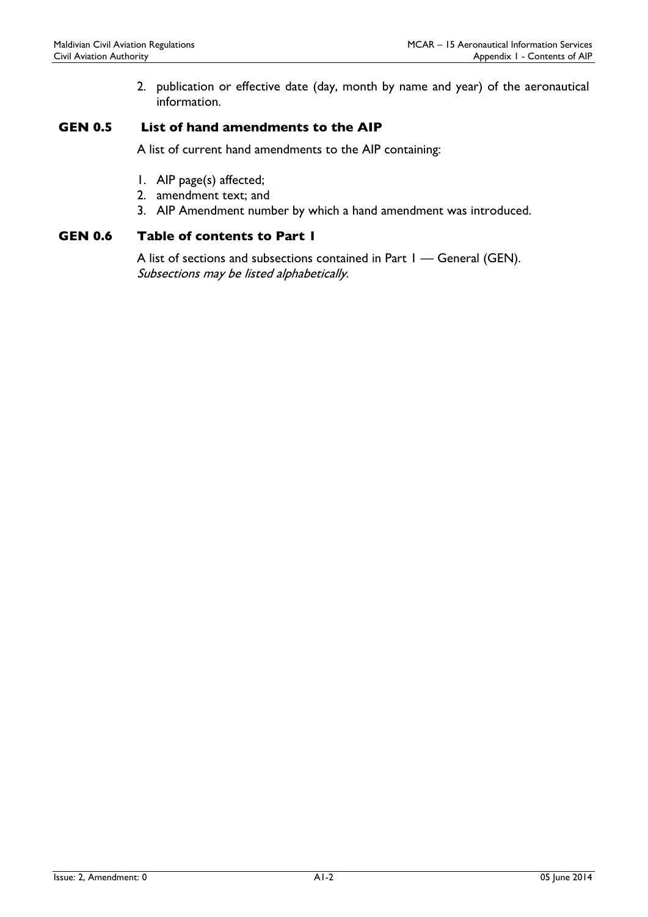2. publication or effective date (day, month by name and year) of the aeronautical information.

## GEN 0.5 List of hand amendments to the AIP

A list of current hand amendments to the AIP containing:

1. AIP page(s) affected;
2. amendment text; and
3. AIP Amendment number by which a hand amendment was introduced.

## GEN 0.6 Table of contents to Part 1

A list of sections and subsections contained in Part 1 — General (GEN).
*Subsections may be listed alphabetically.*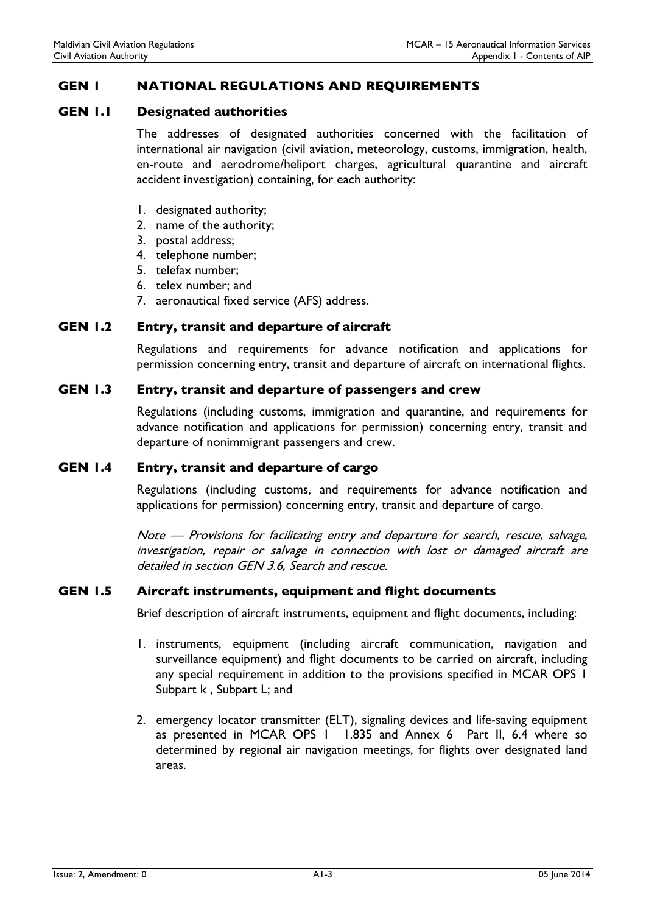# GEN 1 NATIONAL REGULATIONS AND REQUIREMENTS

## GEN 1.1 Designated authorities

The addresses of designated authorities concerned with the facilitation of international air navigation (civil aviation, meteorology, customs, immigration, health, en-route and aerodrome/heliport charges, agricultural quarantine and aircraft accident investigation) containing, for each authority:

1. designated authority;
2. name of the authority;
3. postal address;
4. telephone number;
5. telefax number;
6. telex number; and
7. aeronautical fixed service (AFS) address.

## GEN 1.2 Entry, transit and departure of aircraft

Regulations and requirements for advance notification and applications for permission concerning entry, transit and departure of aircraft on international flights.

## GEN 1.3 Entry, transit and departure of passengers and crew

Regulations (including customs, immigration and quarantine, and requirements for advance notification and applications for permission) concerning entry, transit and departure of nonimmigrant passengers and crew.

## GEN 1.4 Entry, transit and departure of cargo

Regulations (including customs, and requirements for advance notification and applications for permission) concerning entry, transit and departure of cargo.

*Note — Provisions for facilitating entry and departure for search, rescue, salvage, investigation, repair or salvage in connection with lost or damaged aircraft are detailed in section GEN 3.6, Search and rescue.*

## GEN 1.5 Aircraft instruments, equipment and flight documents

Brief description of aircraft instruments, equipment and flight documents, including:

1. instruments, equipment (including aircraft communication, navigation and surveillance equipment) and flight documents to be carried on aircraft, including any special requirement in addition to the provisions specified in MCAR OPS 1 Subpart k , Subpart L; and

2. emergency locator transmitter (ELT), signaling devices and life-saving equipment as presented in MCAR OPS 1 1.835 and Annex 6 Part II, 6.4 where so determined by regional air navigation meetings, for flights over designated land areas.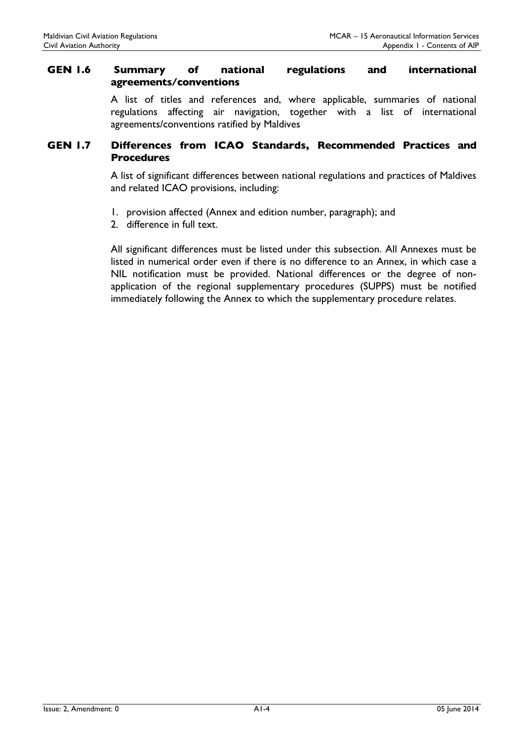## GEN 1.6 Summary of national regulations and international agreements/conventions

A list of titles and references and, where applicable, summaries of national regulations affecting air navigation, together with a list of international agreements/conventions ratified by Maldives

## GEN 1.7 Differences from ICAO Standards, Recommended Practices and Procedures

A list of significant differences between national regulations and practices of Maldives and related ICAO provisions, including:

1. provision affected (Annex and edition number, paragraph); and
2. difference in full text.

All significant differences must be listed under this subsection. All Annexes must be listed in numerical order even if there is no difference to an Annex, in which case a NIL notification must be provided. National differences or the degree of non-application of the regional supplementary procedures (SUPPS) must be notified immediately following the Annex to which the supplementary procedure relates.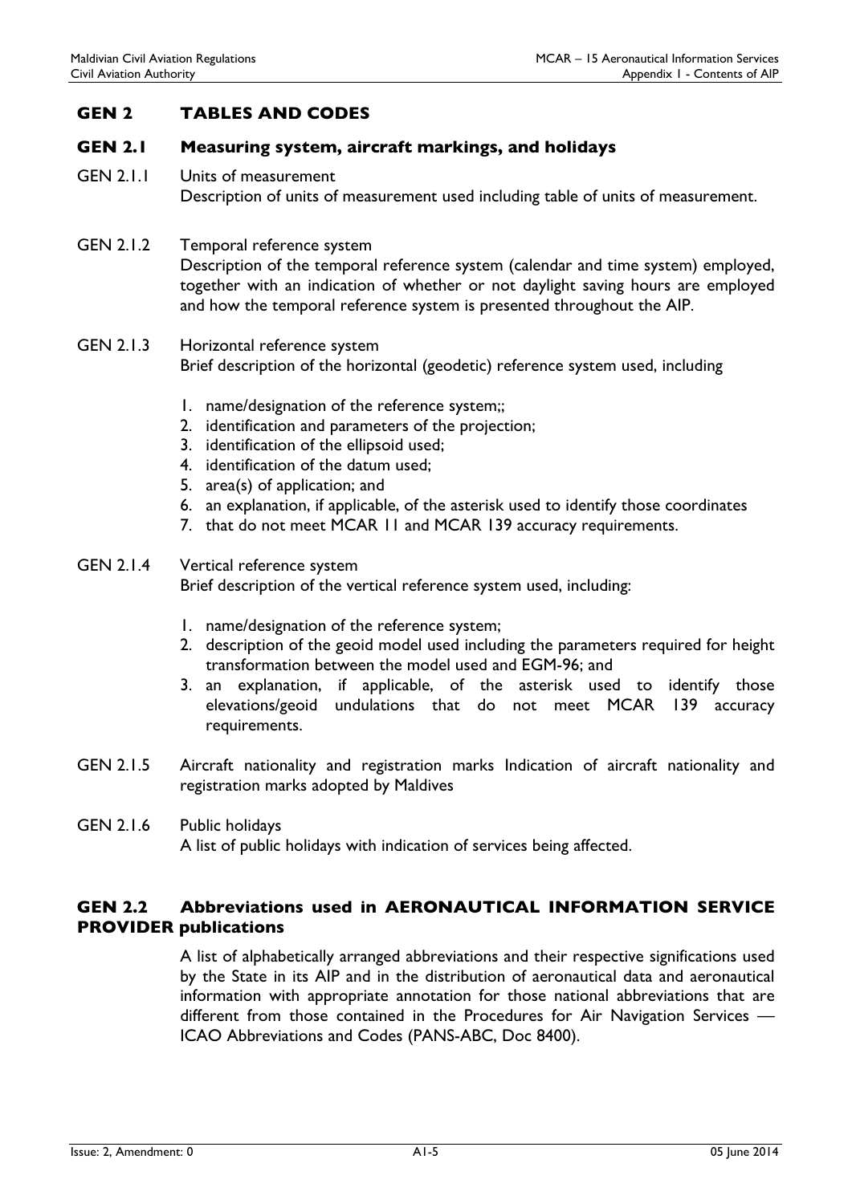## GEN 2 TABLES AND CODES

### GEN 2.1 Measuring system, aircraft markings, and holidays

GEN 2.1.1 Units of measurement

Description of units of measurement used including table of units of measurement.

GEN 2.1.2 Temporal reference system

Description of the temporal reference system (calendar and time system) employed, together with an indication of whether or not daylight saving hours are employed and how the temporal reference system is presented throughout the AIP.

GEN 2.1.3 Horizontal reference system

Brief description of the horizontal (geodetic) reference system used, including

1. name/designation of the reference system;;
2. identification and parameters of the projection;
3. identification of the ellipsoid used;
4. identification of the datum used;
5. area(s) of application; and
6. an explanation, if applicable, of the asterisk used to identify those coordinates
7. that do not meet MCAR 11 and MCAR 139 accuracy requirements.

GEN 2.1.4 Vertical reference system

Brief description of the vertical reference system used, including:

1. name/designation of the reference system;
2. description of the geoid model used including the parameters required for height transformation between the model used and EGM-96; and
3. an explanation, if applicable, of the asterisk used to identify those elevations/geoid undulations that do not meet MCAR 139 accuracy requirements.

GEN 2.1.5 Aircraft nationality and registration marks Indication of aircraft nationality and registration marks adopted by Maldives

GEN 2.1.6 Public holidays

A list of public holidays with indication of services being affected.

### GEN 2.2 Abbreviations used in AERONAUTICAL INFORMATION SERVICE PROVIDER publications

A list of alphabetically arranged abbreviations and their respective significations used by the State in its AIP and in the distribution of aeronautical data and aeronautical information with appropriate annotation for those national abbreviations that are different from those contained in the Procedures for Air Navigation Services — ICAO Abbreviations and Codes (PANS-ABC, Doc 8400).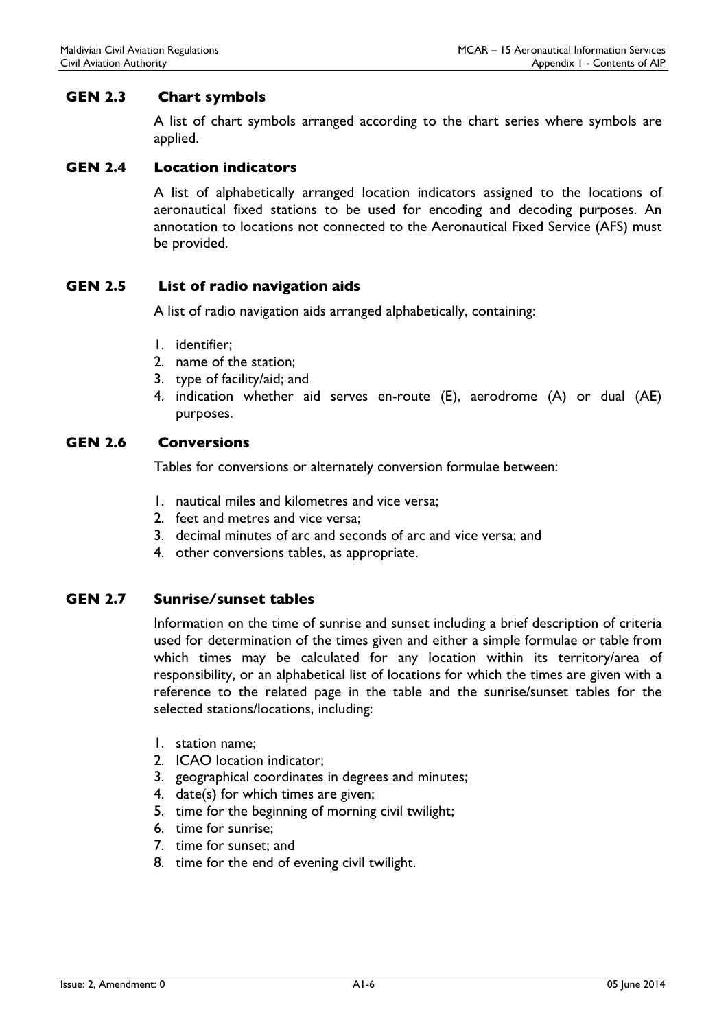### GEN 2.3 Chart symbols

A list of chart symbols arranged according to the chart series where symbols are applied.

### GEN 2.4 Location indicators

A list of alphabetically arranged location indicators assigned to the locations of aeronautical fixed stations to be used for encoding and decoding purposes. An annotation to locations not connected to the Aeronautical Fixed Service (AFS) must be provided.

### GEN 2.5 List of radio navigation aids

A list of radio navigation aids arranged alphabetically, containing:

1. identifier;
2. name of the station;
3. type of facility/aid; and
4. indication whether aid serves en-route (E), aerodrome (A) or dual (AE) purposes.

### GEN 2.6 Conversions

Tables for conversions or alternately conversion formulae between:

1. nautical miles and kilometres and vice versa;
2. feet and metres and vice versa;
3. decimal minutes of arc and seconds of arc and vice versa; and
4. other conversions tables, as appropriate.

### GEN 2.7 Sunrise/sunset tables

Information on the time of sunrise and sunset including a brief description of criteria used for determination of the times given and either a simple formulae or table from which times may be calculated for any location within its territory/area of responsibility, or an alphabetical list of locations for which the times are given with a reference to the related page in the table and the sunrise/sunset tables for the selected stations/locations, including:

1. station name;
2. ICAO location indicator;
3. geographical coordinates in degrees and minutes;
4. date(s) for which times are given;
5. time for the beginning of morning civil twilight;
6. time for sunrise;
7. time for sunset; and
8. time for the end of evening civil twilight.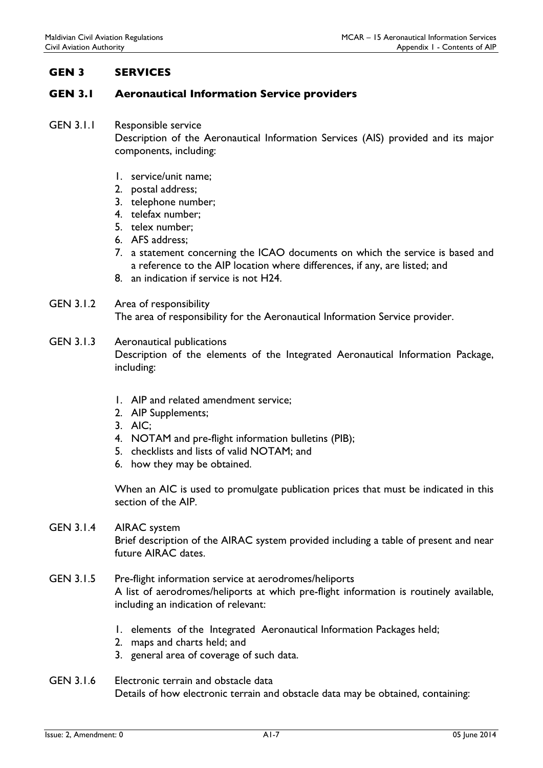## GEN 3 SERVICES

### GEN 3.1 Aeronautical Information Service providers

GEN 3.1.1 Responsible service

Description of the Aeronautical Information Services (AIS) provided and its major components, including:

1. service/unit name;
2. postal address;
3. telephone number;
4. telefax number;
5. telex number;
6. AFS address;
7. a statement concerning the ICAO documents on which the service is based and a reference to the AIP location where differences, if any, are listed; and
8. an indication if service is not H24.

GEN 3.1.2 Area of responsibility

The area of responsibility for the Aeronautical Information Service provider.

GEN 3.1.3 Aeronautical publications

Description of the elements of the Integrated Aeronautical Information Package, including:

1. AIP and related amendment service;
2. AIP Supplements;
3. AIC;
4. NOTAM and pre-flight information bulletins (PIB);
5. checklists and lists of valid NOTAM; and
6. how they may be obtained.

When an AIC is used to promulgate publication prices that must be indicated in this section of the AIP.

GEN 3.1.4 AIRAC system

Brief description of the AIRAC system provided including a table of present and near future AIRAC dates.

GEN 3.1.5 Pre-flight information service at aerodromes/heliports

A list of aerodromes/heliports at which pre-flight information is routinely available, including an indication of relevant:

1. elements of the Integrated Aeronautical Information Packages held;
2. maps and charts held; and
3. general area of coverage of such data.

GEN 3.1.6 Electronic terrain and obstacle data

Details of how electronic terrain and obstacle data may be obtained, containing: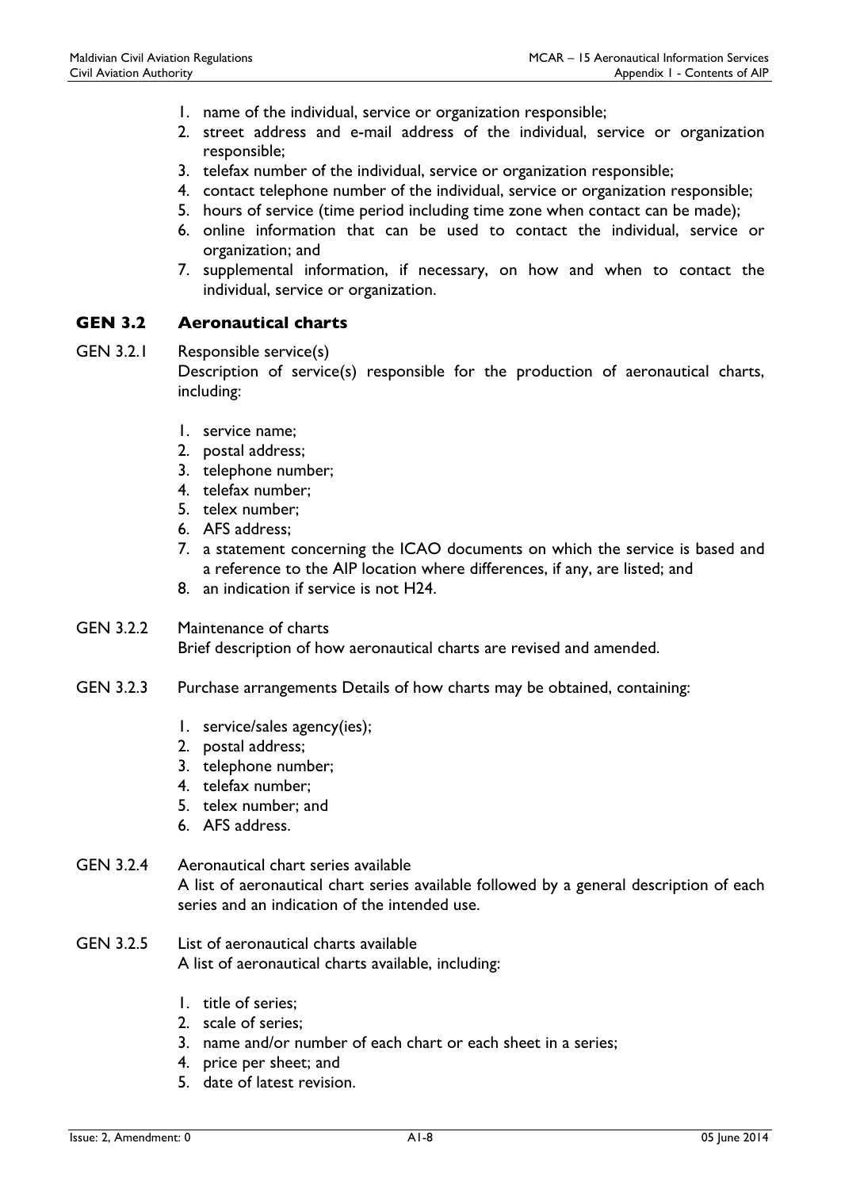1. name of the individual, service or organization responsible;
2. street address and e-mail address of the individual, service or organization responsible;
3. telefax number of the individual, service or organization responsible;
4. contact telephone number of the individual, service or organization responsible;
5. hours of service (time period including time zone when contact can be made);
6. online information that can be used to contact the individual, service or organization; and
7. supplemental information, if necessary, on how and when to contact the individual, service or organization.

## GEN 3.2 Aeronautical charts

GEN 3.2.1 Responsible service(s)

Description of service(s) responsible for the production of aeronautical charts, including:

1. service name;
2. postal address;
3. telephone number;
4. telefax number;
5. telex number;
6. AFS address;
7. a statement concerning the ICAO documents on which the service is based and a reference to the AIP location where differences, if any, are listed; and
8. an indication if service is not H24.

GEN 3.2.2 Maintenance of charts

Brief description of how aeronautical charts are revised and amended.

GEN 3.2.3 Purchase arrangements Details of how charts may be obtained, containing:

1. service/sales agency(ies);
2. postal address;
3. telephone number;
4. telefax number;
5. telex number; and
6. AFS address.

GEN 3.2.4 Aeronautical chart series available

A list of aeronautical chart series available followed by a general description of each series and an indication of the intended use.

GEN 3.2.5 List of aeronautical charts available

A list of aeronautical charts available, including:

1. title of series;
2. scale of series;
3. name and/or number of each chart or each sheet in a series;
4. price per sheet; and
5. date of latest revision.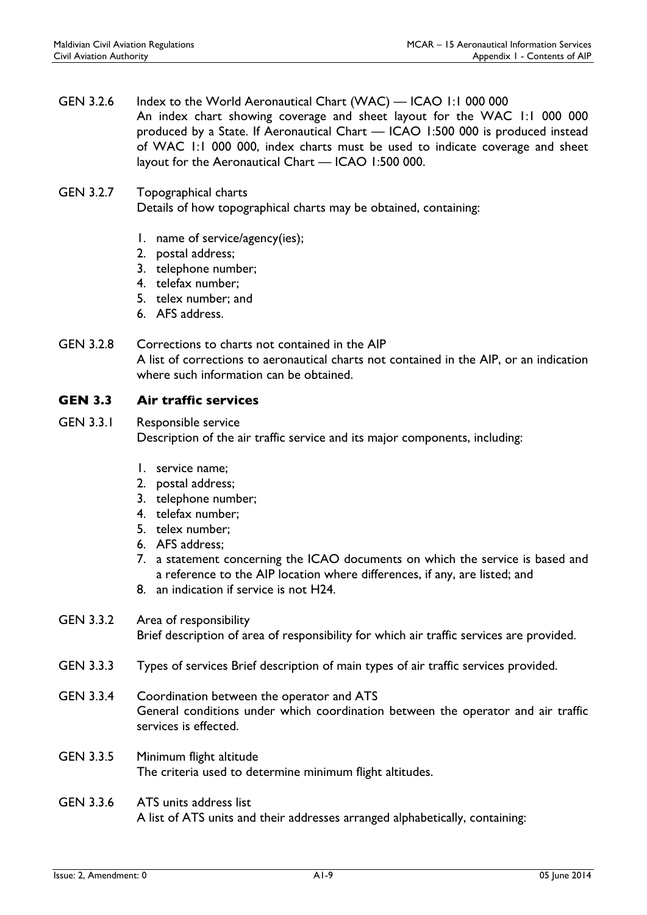GEN 3.2.6 Index to the World Aeronautical Chart (WAC) — ICAO 1:1 000 000
An index chart showing coverage and sheet layout for the WAC 1:1 000 000 produced by a State. If Aeronautical Chart — ICAO 1:500 000 is produced instead of WAC 1:1 000 000, index charts must be used to indicate coverage and sheet layout for the Aeronautical Chart — ICAO 1:500 000.

GEN 3.2.7 Topographical charts
Details of how topographical charts may be obtained, containing:

1. name of service/agency(ies);
2. postal address;
3. telephone number;
4. telefax number;
5. telex number; and
6. AFS address.

GEN 3.2.8 Corrections to charts not contained in the AIP
A list of corrections to aeronautical charts not contained in the AIP, or an indication where such information can be obtained.

## GEN 3.3 Air traffic services

GEN 3.3.1 Responsible service
Description of the air traffic service and its major components, including:

1. service name;
2. postal address;
3. telephone number;
4. telefax number;
5. telex number;
6. AFS address;
7. a statement concerning the ICAO documents on which the service is based and a reference to the AIP location where differences, if any, are listed; and
8. an indication if service is not H24.

GEN 3.3.2 Area of responsibility
Brief description of area of responsibility for which air traffic services are provided.

GEN 3.3.3 Types of services Brief description of main types of air traffic services provided.

GEN 3.3.4 Coordination between the operator and ATS
General conditions under which coordination between the operator and air traffic services is effected.

GEN 3.3.5 Minimum flight altitude
The criteria used to determine minimum flight altitudes.

GEN 3.3.6 ATS units address list
A list of ATS units and their addresses arranged alphabetically, containing: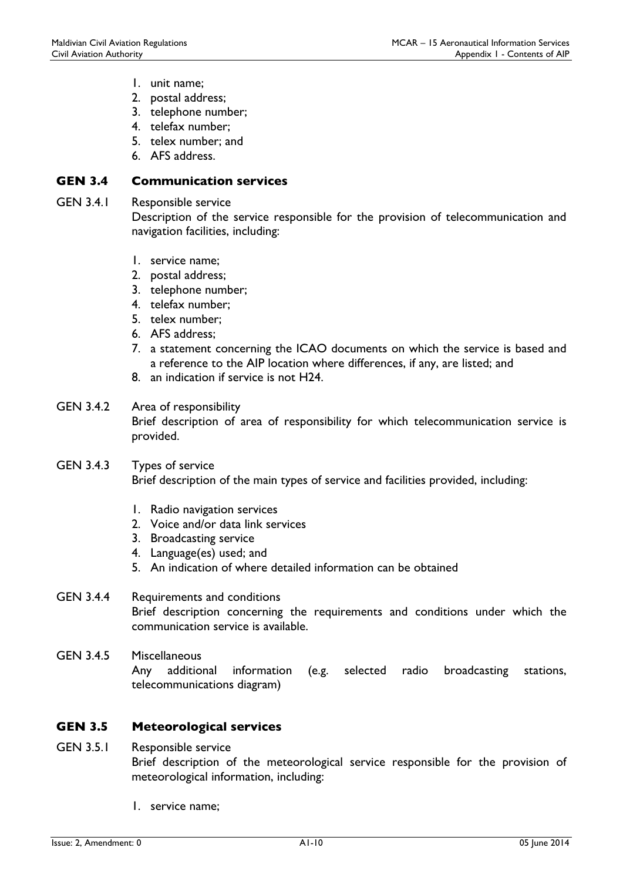1. unit name;
2. postal address;
3. telephone number;
4. telefax number;
5. telex number; and
6. AFS address.

## GEN 3.4 Communication services

**GEN 3.4.1** Responsible service

Description of the service responsible for the provision of telecommunication and navigation facilities, including:

1. service name;
2. postal address;
3. telephone number;
4. telefax number;
5. telex number;
6. AFS address;
7. a statement concerning the ICAO documents on which the service is based and a reference to the AIP location where differences, if any, are listed; and
8. an indication if service is not H24.

**GEN 3.4.2** Area of responsibility

Brief description of area of responsibility for which telecommunication service is provided.

**GEN 3.4.3** Types of service

Brief description of the main types of service and facilities provided, including:

1. Radio navigation services
2. Voice and/or data link services
3. Broadcasting service
4. Language(es) used; and
5. An indication of where detailed information can be obtained

**GEN 3.4.4** Requirements and conditions

Brief description concerning the requirements and conditions under which the communication service is available.

**GEN 3.4.5** Miscellaneous

Any additional information (e.g. selected radio broadcasting stations, telecommunications diagram)

## GEN 3.5 Meteorological services

**GEN 3.5.1** Responsible service

Brief description of the meteorological service responsible for the provision of meteorological information, including:

1. service name;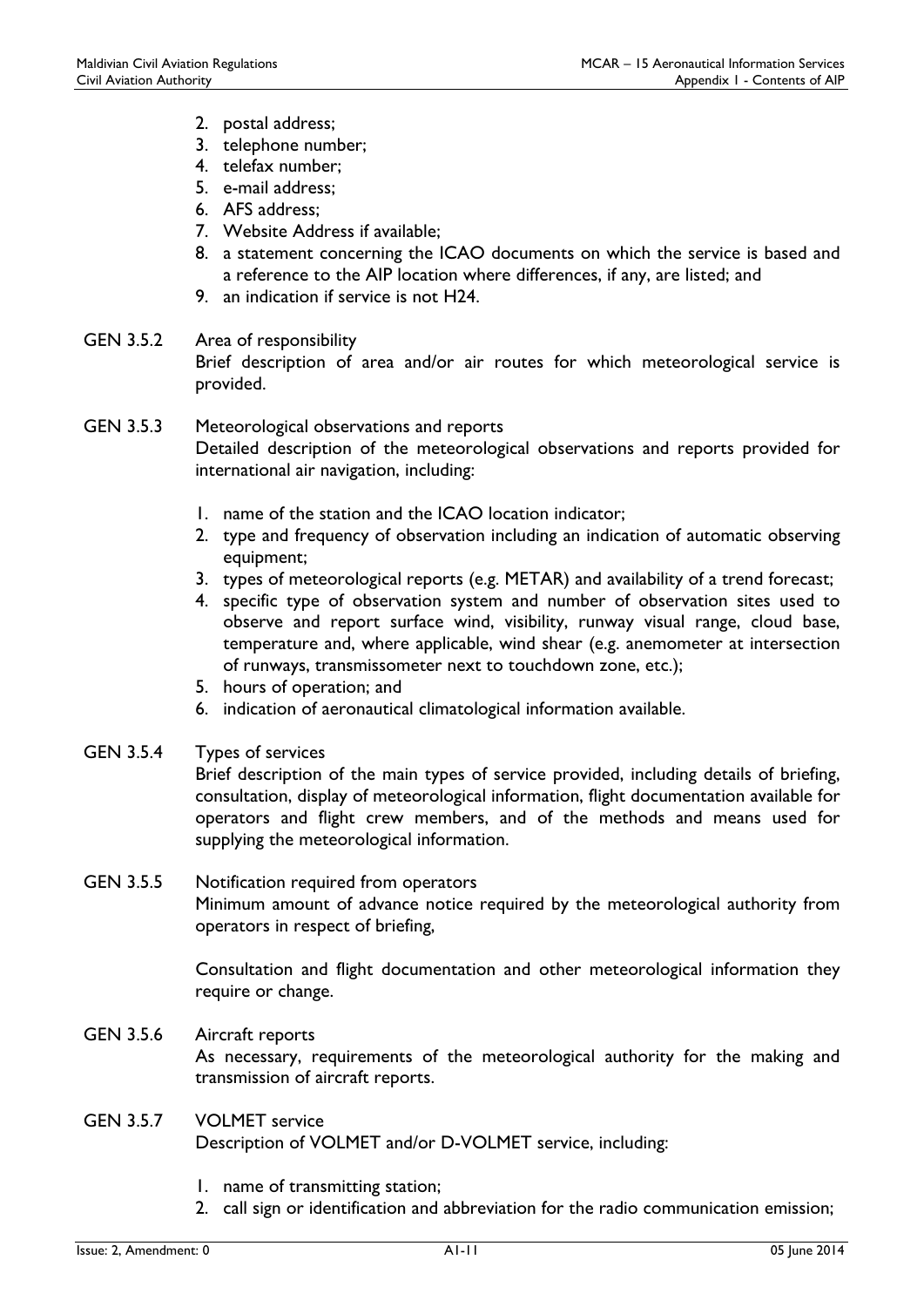2. postal address;
3. telephone number;
4. telefax number;
5. e-mail address;
6. AFS address;
7. Website Address if available;
8. a statement concerning the ICAO documents on which the service is based and a reference to the AIP location where differences, if any, are listed; and
9. an indication if service is not H24.

**GEN 3.5.2** Area of responsibility

Brief description of area and/or air routes for which meteorological service is provided.

**GEN 3.5.3** Meteorological observations and reports

Detailed description of the meteorological observations and reports provided for international air navigation, including:

1. name of the station and the ICAO location indicator;
2. type and frequency of observation including an indication of automatic observing equipment;
3. types of meteorological reports (e.g. METAR) and availability of a trend forecast;
4. specific type of observation system and number of observation sites used to observe and report surface wind, visibility, runway visual range, cloud base, temperature and, where applicable, wind shear (e.g. anemometer at intersection of runways, transmissometer next to touchdown zone, etc.);
5. hours of operation; and
6. indication of aeronautical climatological information available.

**GEN 3.5.4** Types of services

Brief description of the main types of service provided, including details of briefing, consultation, display of meteorological information, flight documentation available for operators and flight crew members, and of the methods and means used for supplying the meteorological information.

**GEN 3.5.5** Notification required from operators

Minimum amount of advance notice required by the meteorological authority from operators in respect of briefing,

Consultation and flight documentation and other meteorological information they require or change.

**GEN 3.5.6** Aircraft reports

As necessary, requirements of the meteorological authority for the making and transmission of aircraft reports.

**GEN 3.5.7** VOLMET service

Description of VOLMET and/or D-VOLMET service, including:

1. name of transmitting station;
2. call sign or identification and abbreviation for the radio communication emission;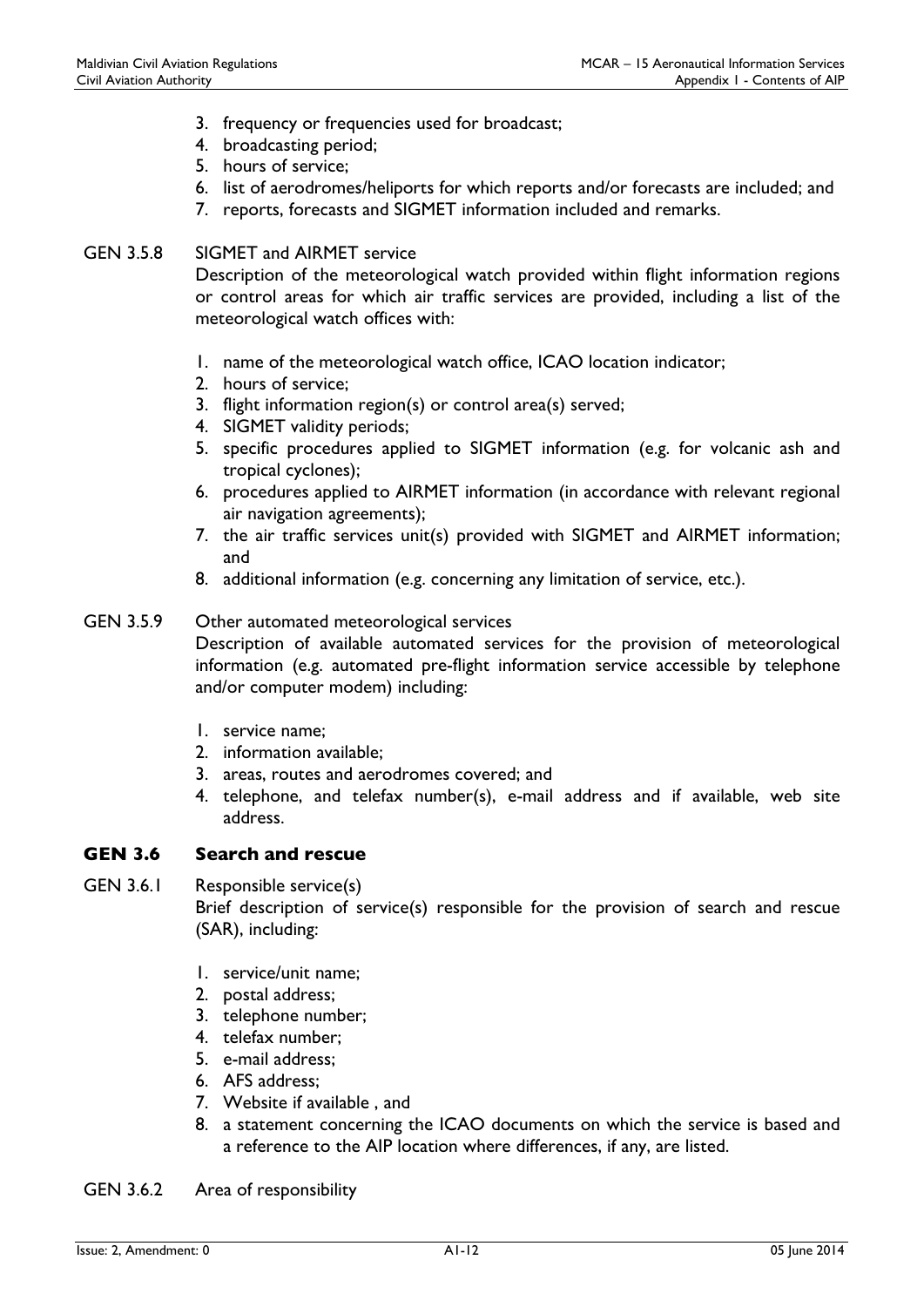3. frequency or frequencies used for broadcast;
4. broadcasting period;
5. hours of service;
6. list of aerodromes/heliports for which reports and/or forecasts are included; and
7. reports, forecasts and SIGMET information included and remarks.

GEN 3.5.8 SIGMET and AIRMET service

Description of the meteorological watch provided within flight information regions or control areas for which air traffic services are provided, including a list of the meteorological watch offices with:

1. name of the meteorological watch office, ICAO location indicator;
2. hours of service;
3. flight information region(s) or control area(s) served;
4. SIGMET validity periods;
5. specific procedures applied to SIGMET information (e.g. for volcanic ash and tropical cyclones);
6. procedures applied to AIRMET information (in accordance with relevant regional air navigation agreements);
7. the air traffic services unit(s) provided with SIGMET and AIRMET information; and
8. additional information (e.g. concerning any limitation of service, etc.).

GEN 3.5.9 Other automated meteorological services

Description of available automated services for the provision of meteorological information (e.g. automated pre-flight information service accessible by telephone and/or computer modem) including:

1. service name;
2. information available;
3. areas, routes and aerodromes covered; and
4. telephone, and telefax number(s), e-mail address and if available, web site address.

## GEN 3.6 Search and rescue

GEN 3.6.1 Responsible service(s)

Brief description of service(s) responsible for the provision of search and rescue (SAR), including:

1. service/unit name;
2. postal address;
3. telephone number;
4. telefax number;
5. e-mail address;
6. AFS address;
7. Website if available , and
8. a statement concerning the ICAO documents on which the service is based and a reference to the AIP location where differences, if any, are listed.

GEN 3.6.2 Area of responsibility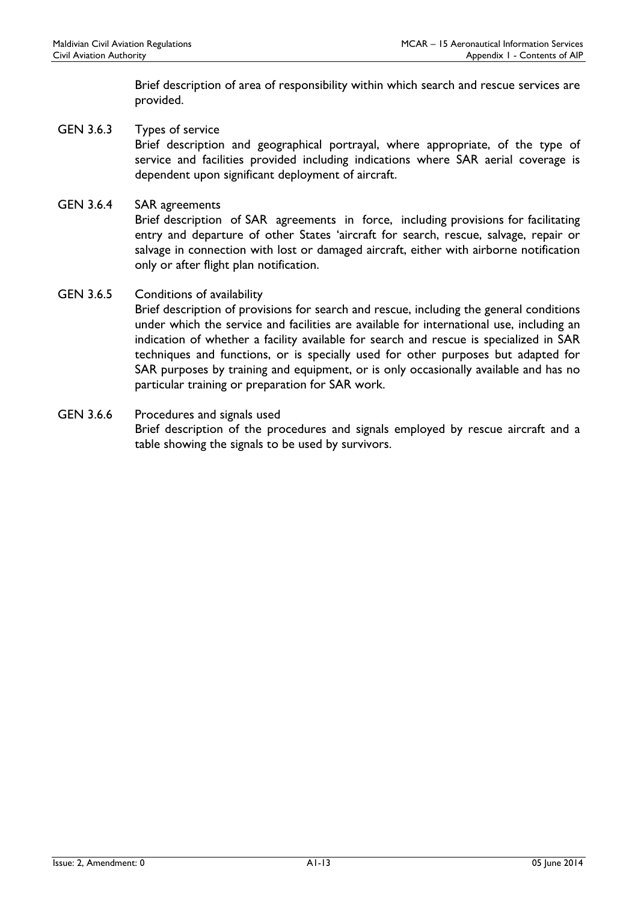Brief description of area of responsibility within which search and rescue services are provided.

GEN 3.6.3 Types of service

Brief description and geographical portrayal, where appropriate, of the type of service and facilities provided including indications where SAR aerial coverage is dependent upon significant deployment of aircraft.

GEN 3.6.4 SAR agreements

Brief description of SAR agreements in force, including provisions for facilitating entry and departure of other States 'aircraft for search, rescue, salvage, repair or salvage in connection with lost or damaged aircraft, either with airborne notification only or after flight plan notification.

GEN 3.6.5 Conditions of availability

Brief description of provisions for search and rescue, including the general conditions under which the service and facilities are available for international use, including an indication of whether a facility available for search and rescue is specialized in SAR techniques and functions, or is specially used for other purposes but adapted for SAR purposes by training and equipment, or is only occasionally available and has no particular training or preparation for SAR work.

GEN 3.6.6 Procedures and signals used

Brief description of the procedures and signals employed by rescue aircraft and a table showing the signals to be used by survivors.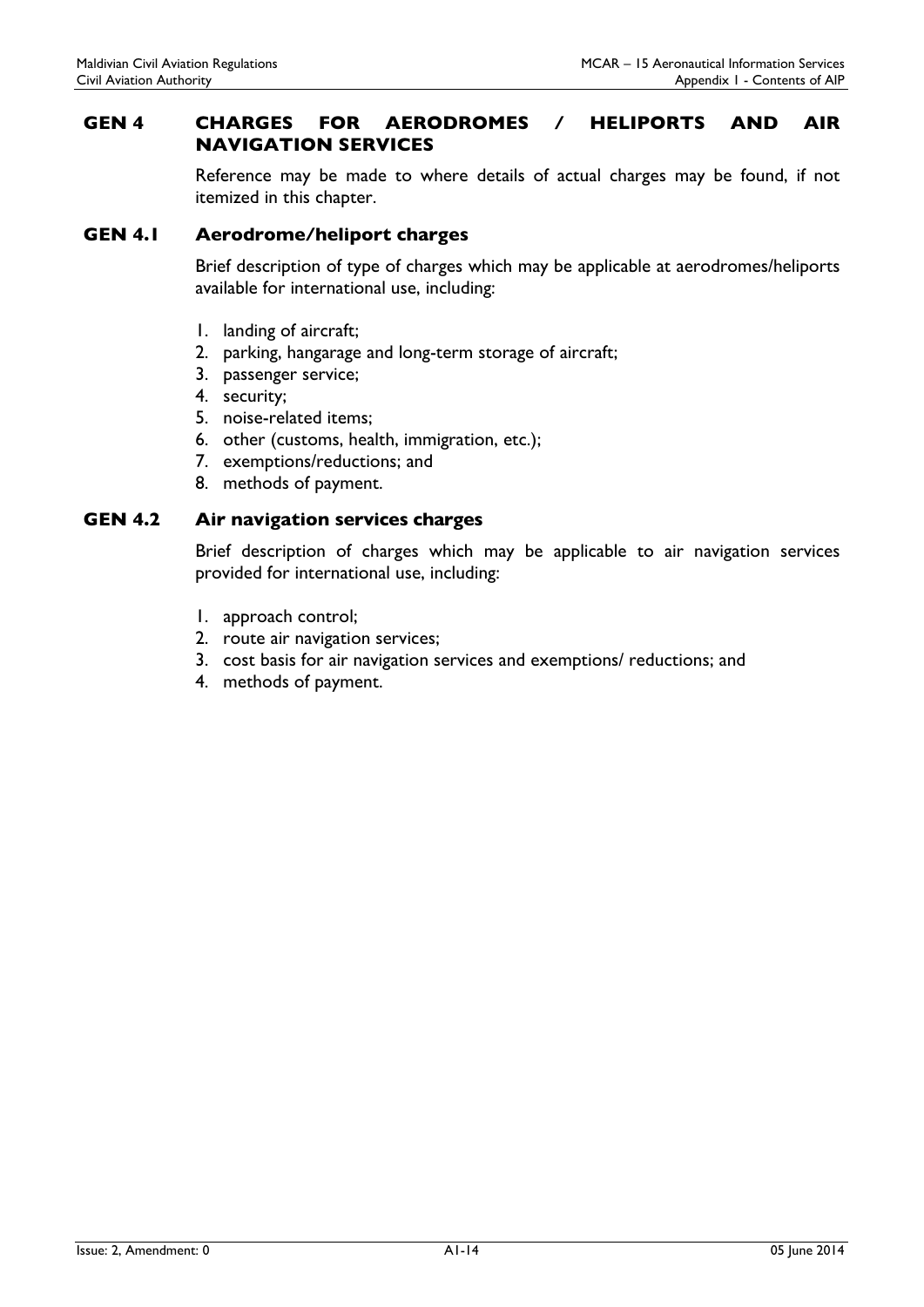## GEN 4 CHARGES FOR AERODROMES / HELIPORTS AND AIR NAVIGATION SERVICES

Reference may be made to where details of actual charges may be found, if not itemized in this chapter.

### GEN 4.1 Aerodrome/heliport charges

Brief description of type of charges which may be applicable at aerodromes/heliports available for international use, including:

1. landing of aircraft;
2. parking, hangarage and long-term storage of aircraft;
3. passenger service;
4. security;
5. noise-related items;
6. other (customs, health, immigration, etc.);
7. exemptions/reductions; and
8. methods of payment.

### GEN 4.2 Air navigation services charges

Brief description of charges which may be applicable to air navigation services provided for international use, including:

1. approach control;
2. route air navigation services;
3. cost basis for air navigation services and exemptions/ reductions; and
4. methods of payment.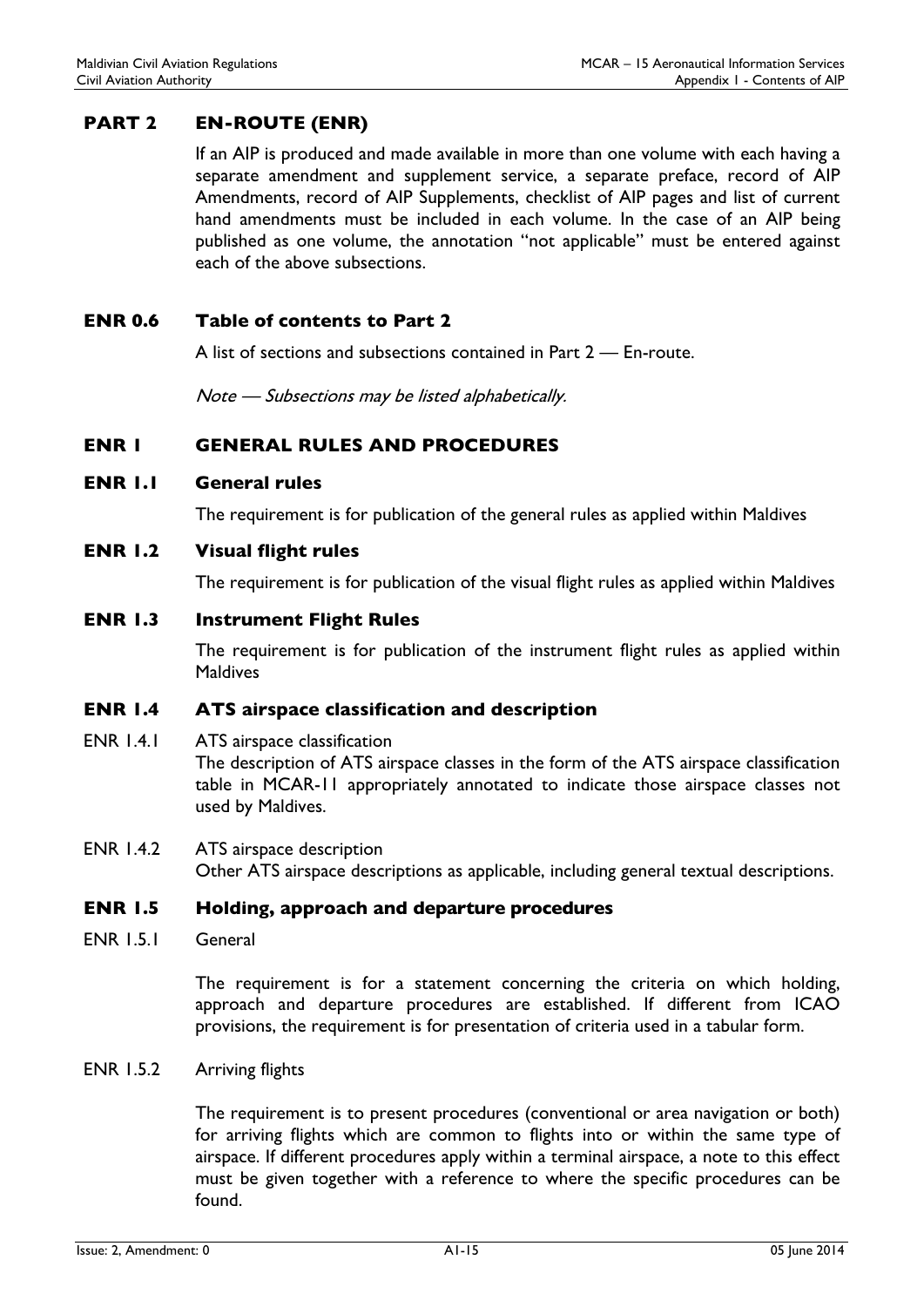## PART 2 EN-ROUTE (ENR)

If an AIP is produced and made available in more than one volume with each having a separate amendment and supplement service, a separate preface, record of AIP Amendments, record of AIP Supplements, checklist of AIP pages and list of current hand amendments must be included in each volume. In the case of an AIP being published as one volume, the annotation "not applicable" must be entered against each of the above subsections.

### ENR 0.6 Table of contents to Part 2

A list of sections and subsections contained in Part 2 — En-route.

*Note — Subsections may be listed alphabetically.*

## ENR 1 GENERAL RULES AND PROCEDURES

### ENR 1.1 General rules

The requirement is for publication of the general rules as applied within Maldives

### ENR 1.2 Visual flight rules

The requirement is for publication of the visual flight rules as applied within Maldives

### ENR 1.3 Instrument Flight Rules

The requirement is for publication of the instrument flight rules as applied within Maldives

### ENR 1.4 ATS airspace classification and description

ENR 1.4.1 ATS airspace classification
The description of ATS airspace classes in the form of the ATS airspace classification table in MCAR-11 appropriately annotated to indicate those airspace classes not used by Maldives.

ENR 1.4.2 ATS airspace description
Other ATS airspace descriptions as applicable, including general textual descriptions.

### ENR 1.5 Holding, approach and departure procedures

ENR 1.5.1 General

The requirement is for a statement concerning the criteria on which holding, approach and departure procedures are established. If different from ICAO provisions, the requirement is for presentation of criteria used in a tabular form.

ENR 1.5.2 Arriving flights

The requirement is to present procedures (conventional or area navigation or both) for arriving flights which are common to flights into or within the same type of airspace. If different procedures apply within a terminal airspace, a note to this effect must be given together with a reference to where the specific procedures can be found.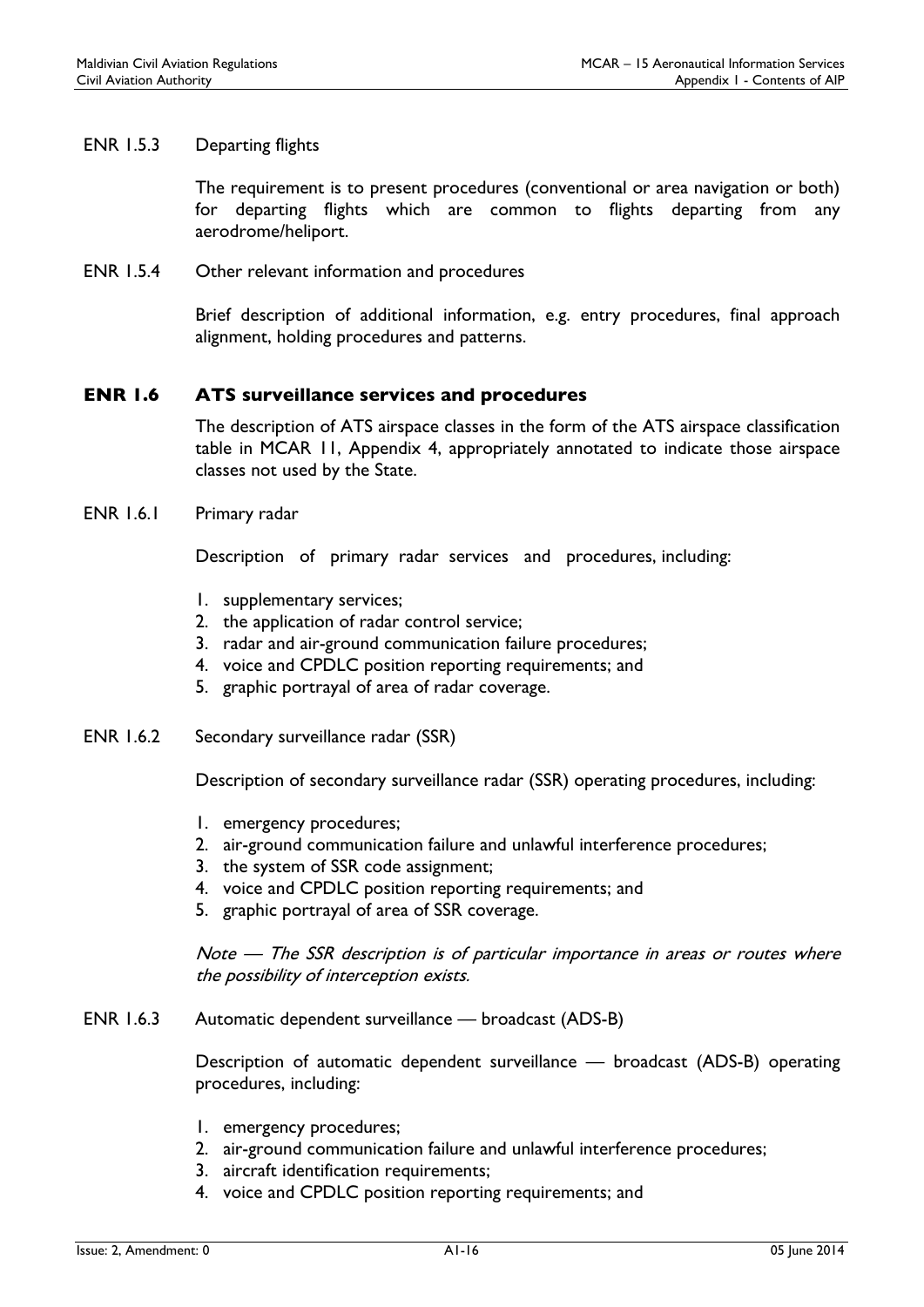ENR 1.5.3 Departing flights

The requirement is to present procedures (conventional or area navigation or both) for departing flights which are common to flights departing from any aerodrome/heliport.

ENR 1.5.4 Other relevant information and procedures

Brief description of additional information, e.g. entry procedures, final approach alignment, holding procedures and patterns.

## ENR 1.6 ATS surveillance services and procedures

The description of ATS airspace classes in the form of the ATS airspace classification table in MCAR 11, Appendix 4, appropriately annotated to indicate those airspace classes not used by the State.

ENR 1.6.1 Primary radar

Description of primary radar services and procedures, including:

1. supplementary services;
2. the application of radar control service;
3. radar and air-ground communication failure procedures;
4. voice and CPDLC position reporting requirements; and
5. graphic portrayal of area of radar coverage.

ENR 1.6.2 Secondary surveillance radar (SSR)

Description of secondary surveillance radar (SSR) operating procedures, including:

1. emergency procedures;
2. air-ground communication failure and unlawful interference procedures;
3. the system of SSR code assignment;
4. voice and CPDLC position reporting requirements; and
5. graphic portrayal of area of SSR coverage.

*Note — The SSR description is of particular importance in areas or routes where the possibility of interception exists.*

ENR 1.6.3 Automatic dependent surveillance — broadcast (ADS-B)

Description of automatic dependent surveillance — broadcast (ADS-B) operating procedures, including:

1. emergency procedures;
2. air-ground communication failure and unlawful interference procedures;
3. aircraft identification requirements;
4. voice and CPDLC position reporting requirements; and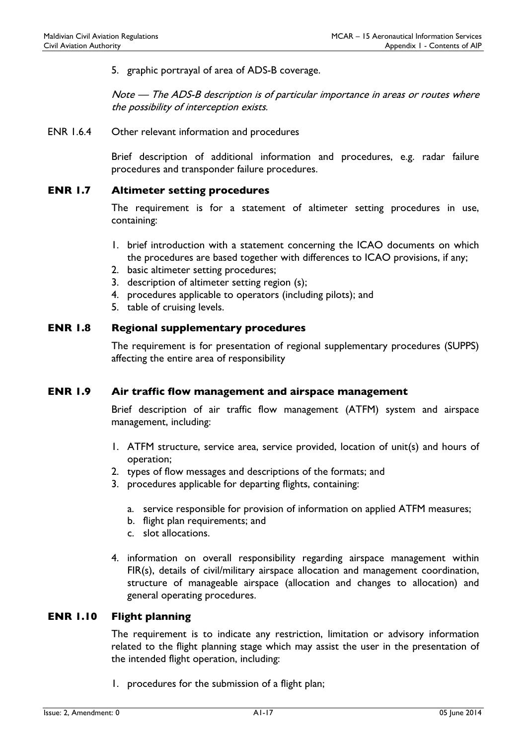5. graphic portrayal of area of ADS-B coverage.

*Note — The ADS-B description is of particular importance in areas or routes where the possibility of interception exists.*

ENR 1.6.4 Other relevant information and procedures

Brief description of additional information and procedures, e.g. radar failure procedures and transponder failure procedures.

## ENR 1.7 Altimeter setting procedures

The requirement is for a statement of altimeter setting procedures in use, containing:

1. brief introduction with a statement concerning the ICAO documents on which the procedures are based together with differences to ICAO provisions, if any;
2. basic altimeter setting procedures;
3. description of altimeter setting region (s);
4. procedures applicable to operators (including pilots); and
5. table of cruising levels.

## ENR 1.8 Regional supplementary procedures

The requirement is for presentation of regional supplementary procedures (SUPPS) affecting the entire area of responsibility

## ENR 1.9 Air traffic flow management and airspace management

Brief description of air traffic flow management (ATFM) system and airspace management, including:

1. ATFM structure, service area, service provided, location of unit(s) and hours of operation;
2. types of flow messages and descriptions of the formats; and
3. procedures applicable for departing flights, containing:
   a. service responsible for provision of information on applied ATFM measures;
   b. flight plan requirements; and
   c. slot allocations.
4. information on overall responsibility regarding airspace management within FIR(s), details of civil/military airspace allocation and management coordination, structure of manageable airspace (allocation and changes to allocation) and general operating procedures.

## ENR 1.10 Flight planning

The requirement is to indicate any restriction, limitation or advisory information related to the flight planning stage which may assist the user in the presentation of the intended flight operation, including:

1. procedures for the submission of a flight plan;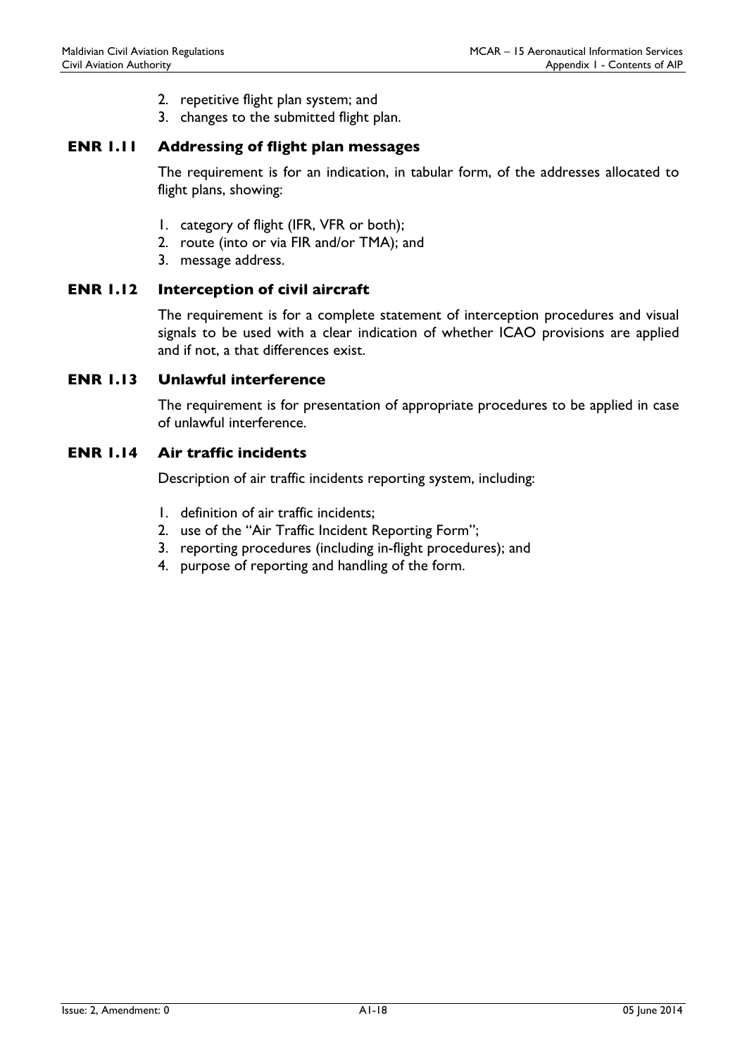2. repetitive flight plan system; and
3. changes to the submitted flight plan.

### ENR 1.11 Addressing of flight plan messages

The requirement is for an indication, in tabular form, of the addresses allocated to flight plans, showing:

1. category of flight (IFR, VFR or both);
2. route (into or via FIR and/or TMA); and
3. message address.

### ENR 1.12 Interception of civil aircraft

The requirement is for a complete statement of interception procedures and visual signals to be used with a clear indication of whether ICAO provisions are applied and if not, a that differences exist.

### ENR 1.13 Unlawful interference

The requirement is for presentation of appropriate procedures to be applied in case of unlawful interference.

### ENR 1.14 Air traffic incidents

Description of air traffic incidents reporting system, including:

1. definition of air traffic incidents;
2. use of the "Air Traffic Incident Reporting Form";
3. reporting procedures (including in-flight procedures); and
4. purpose of reporting and handling of the form.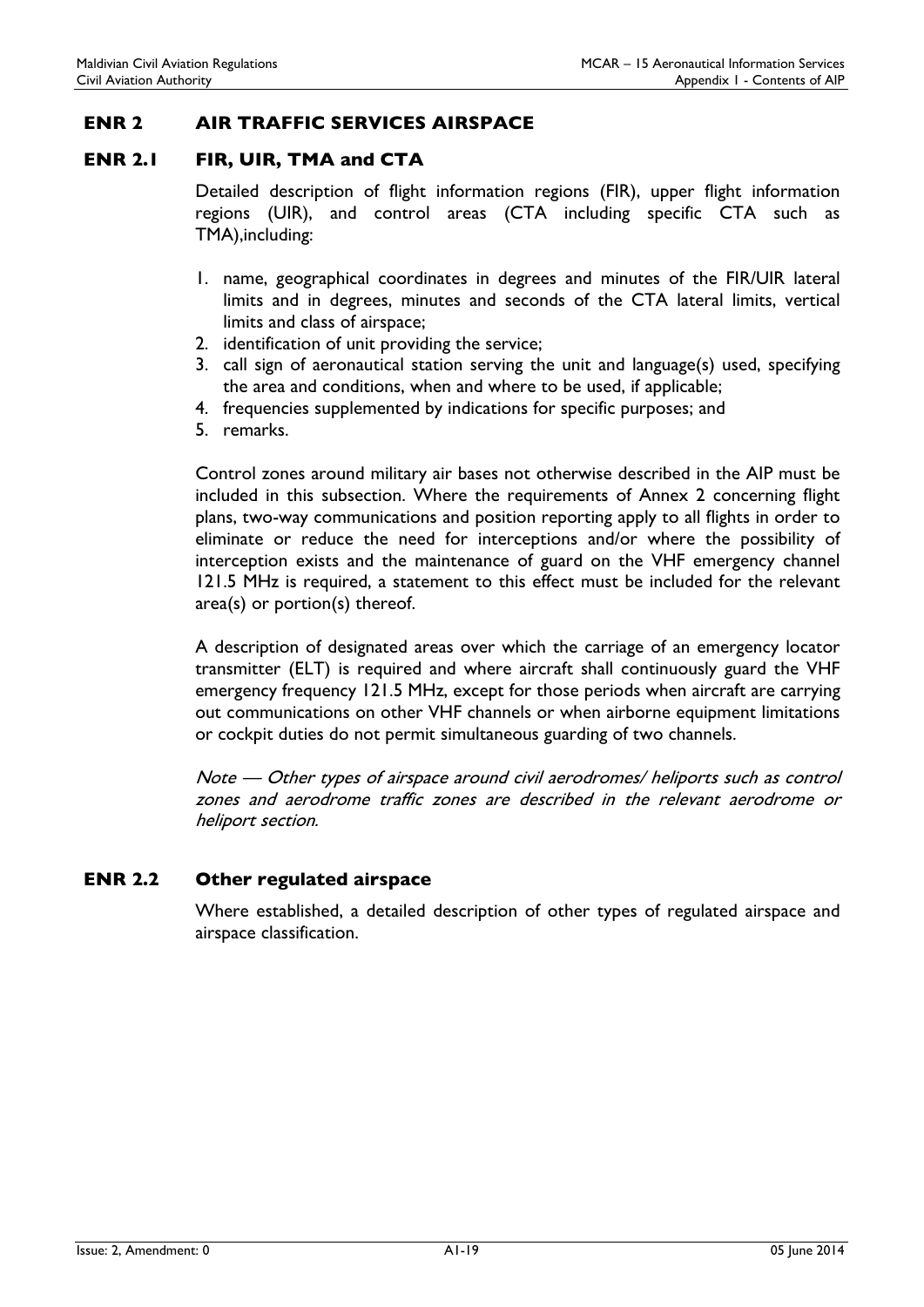## ENR 2 AIR TRAFFIC SERVICES AIRSPACE

### ENR 2.1 FIR, UIR, TMA and CTA

Detailed description of flight information regions (FIR), upper flight information regions (UIR), and control areas (CTA including specific CTA such as TMA),including:

1. name, geographical coordinates in degrees and minutes of the FIR/UIR lateral limits and in degrees, minutes and seconds of the CTA lateral limits, vertical limits and class of airspace;
2. identification of unit providing the service;
3. call sign of aeronautical station serving the unit and language(s) used, specifying the area and conditions, when and where to be used, if applicable;
4. frequencies supplemented by indications for specific purposes; and
5. remarks.

Control zones around military air bases not otherwise described in the AIP must be included in this subsection. Where the requirements of Annex 2 concerning flight plans, two-way communications and position reporting apply to all flights in order to eliminate or reduce the need for interceptions and/or where the possibility of interception exists and the maintenance of guard on the VHF emergency channel 121.5 MHz is required, a statement to this effect must be included for the relevant area(s) or portion(s) thereof.

A description of designated areas over which the carriage of an emergency locator transmitter (ELT) is required and where aircraft shall continuously guard the VHF emergency frequency 121.5 MHz, except for those periods when aircraft are carrying out communications on other VHF channels or when airborne equipment limitations or cockpit duties do not permit simultaneous guarding of two channels.

*Note — Other types of airspace around civil aerodromes/ heliports such as control zones and aerodrome traffic zones are described in the relevant aerodrome or heliport section.*

### ENR 2.2 Other regulated airspace

Where established, a detailed description of other types of regulated airspace and airspace classification.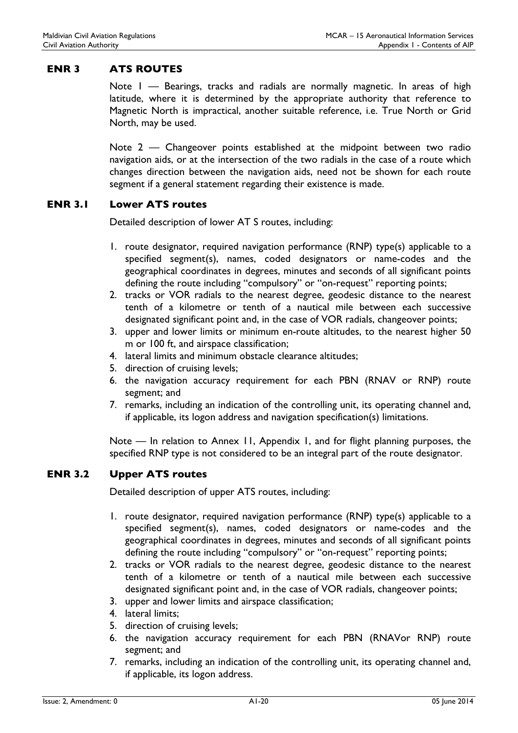## ENR 3 ATS ROUTES

Note 1 — Bearings, tracks and radials are normally magnetic. In areas of high latitude, where it is determined by the appropriate authority that reference to Magnetic North is impractical, another suitable reference, i.e. True North or Grid North, may be used.

Note 2 — Changeover points established at the midpoint between two radio navigation aids, or at the intersection of the two radials in the case of a route which changes direction between the navigation aids, need not be shown for each route segment if a general statement regarding their existence is made.

### ENR 3.1 Lower ATS routes

Detailed description of lower AT S routes, including:

1. route designator, required navigation performance (RNP) type(s) applicable to a specified segment(s), names, coded designators or name-codes and the geographical coordinates in degrees, minutes and seconds of all significant points defining the route including "compulsory" or "on-request" reporting points;
2. tracks or VOR radials to the nearest degree, geodesic distance to the nearest tenth of a kilometre or tenth of a nautical mile between each successive designated significant point and, in the case of VOR radials, changeover points;
3. upper and lower limits or minimum en-route altitudes, to the nearest higher 50 m or 100 ft, and airspace classification;
4. lateral limits and minimum obstacle clearance altitudes;
5. direction of cruising levels;
6. the navigation accuracy requirement for each PBN (RNAV or RNP) route segment; and
7. remarks, including an indication of the controlling unit, its operating channel and, if applicable, its logon address and navigation specification(s) limitations.

Note — In relation to Annex 11, Appendix 1, and for flight planning purposes, the specified RNP type is not considered to be an integral part of the route designator.

### ENR 3.2 Upper ATS routes

Detailed description of upper ATS routes, including:

1. route designator, required navigation performance (RNP) type(s) applicable to a specified segment(s), names, coded designators or name-codes and the geographical coordinates in degrees, minutes and seconds of all significant points defining the route including "compulsory" or "on-request" reporting points;
2. tracks or VOR radials to the nearest degree, geodesic distance to the nearest tenth of a kilometre or tenth of a nautical mile between each successive designated significant point and, in the case of VOR radials, changeover points;
3. upper and lower limits and airspace classification;
4. lateral limits;
5. direction of cruising levels;
6. the navigation accuracy requirement for each PBN (RNAVor RNP) route segment; and
7. remarks, including an indication of the controlling unit, its operating channel and, if applicable, its logon address.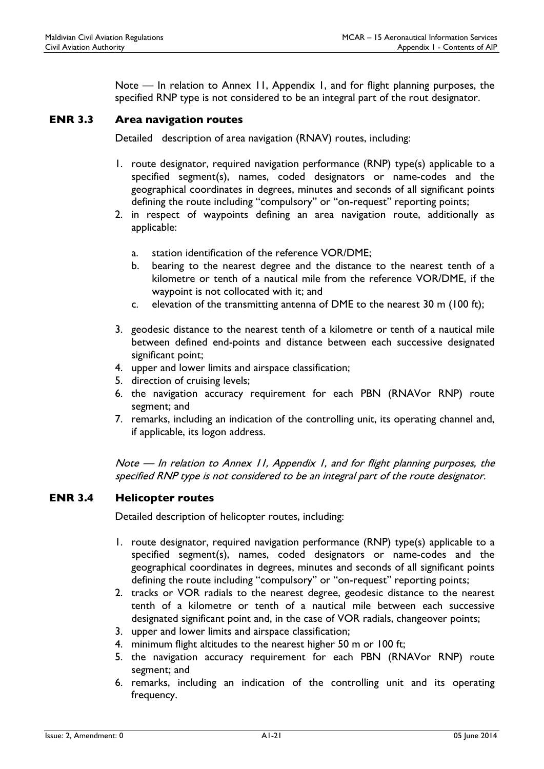Note — In relation to Annex 11, Appendix 1, and for flight planning purposes, the specified RNP type is not considered to be an integral part of the rout designator.

## ENR 3.3 Area navigation routes

Detailed description of area navigation (RNAV) routes, including:

1. route designator, required navigation performance (RNP) type(s) applicable to a specified segment(s), names, coded designators or name-codes and the geographical coordinates in degrees, minutes and seconds of all significant points defining the route including "compulsory" or "on-request" reporting points;
2. in respect of waypoints defining an area navigation route, additionally as applicable:
   a. station identification of the reference VOR/DME;
   b. bearing to the nearest degree and the distance to the nearest tenth of a kilometre or tenth of a nautical mile from the reference VOR/DME, if the waypoint is not collocated with it; and
   c. elevation of the transmitting antenna of DME to the nearest 30 m (100 ft);
3. geodesic distance to the nearest tenth of a kilometre or tenth of a nautical mile between defined end-points and distance between each successive designated significant point;
4. upper and lower limits and airspace classification;
5. direction of cruising levels;
6. the navigation accuracy requirement for each PBN (RNAVor RNP) route segment; and
7. remarks, including an indication of the controlling unit, its operating channel and, if applicable, its logon address.

*Note — In relation to Annex 11, Appendix 1, and for flight planning purposes, the specified RNP type is not considered to be an integral part of the route designator.*

## ENR 3.4 Helicopter routes

Detailed description of helicopter routes, including:

1. route designator, required navigation performance (RNP) type(s) applicable to a specified segment(s), names, coded designators or name-codes and the geographical coordinates in degrees, minutes and seconds of all significant points defining the route including "compulsory" or "on-request" reporting points;
2. tracks or VOR radials to the nearest degree, geodesic distance to the nearest tenth of a kilometre or tenth of a nautical mile between each successive designated significant point and, in the case of VOR radials, changeover points;
3. upper and lower limits and airspace classification;
4. minimum flight altitudes to the nearest higher 50 m or 100 ft;
5. the navigation accuracy requirement for each PBN (RNAVor RNP) route segment; and
6. remarks, including an indication of the controlling unit and its operating frequency.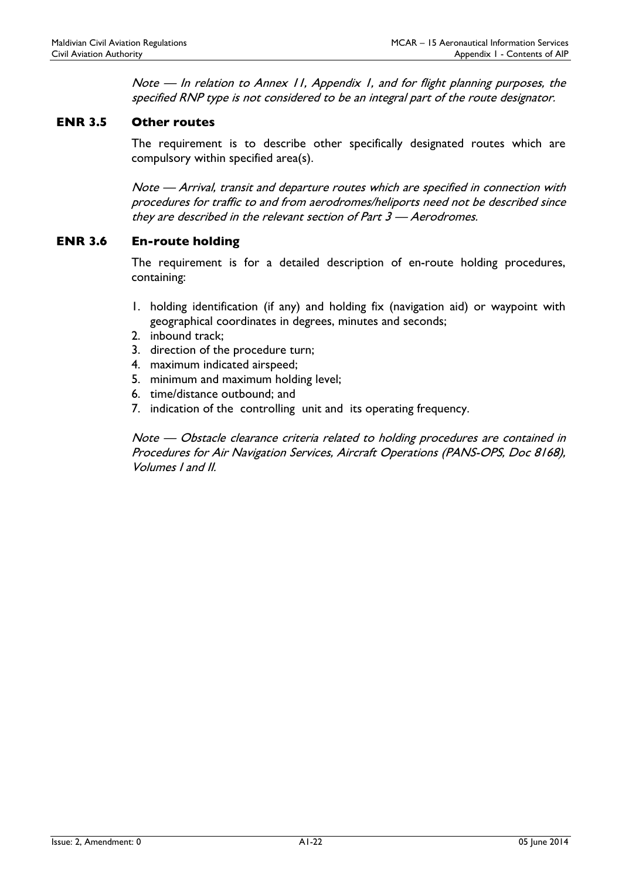*Note — In relation to Annex 11, Appendix 1, and for flight planning purposes, the specified RNP type is not considered to be an integral part of the route designator.*

## ENR 3.5 Other routes

The requirement is to describe other specifically designated routes which are compulsory within specified area(s).

*Note — Arrival, transit and departure routes which are specified in connection with procedures for traffic to and from aerodromes/heliports need not be described since they are described in the relevant section of Part 3 — Aerodromes.*

## ENR 3.6 En-route holding

The requirement is for a detailed description of en-route holding procedures, containing:

1. holding identification (if any) and holding fix (navigation aid) or waypoint with geographical coordinates in degrees, minutes and seconds;
2. inbound track;
3. direction of the procedure turn;
4. maximum indicated airspeed;
5. minimum and maximum holding level;
6. time/distance outbound; and
7. indication of the controlling unit and its operating frequency.

*Note — Obstacle clearance criteria related to holding procedures are contained in Procedures for Air Navigation Services, Aircraft Operations (PANS-OPS, Doc 8168), Volumes I and II.*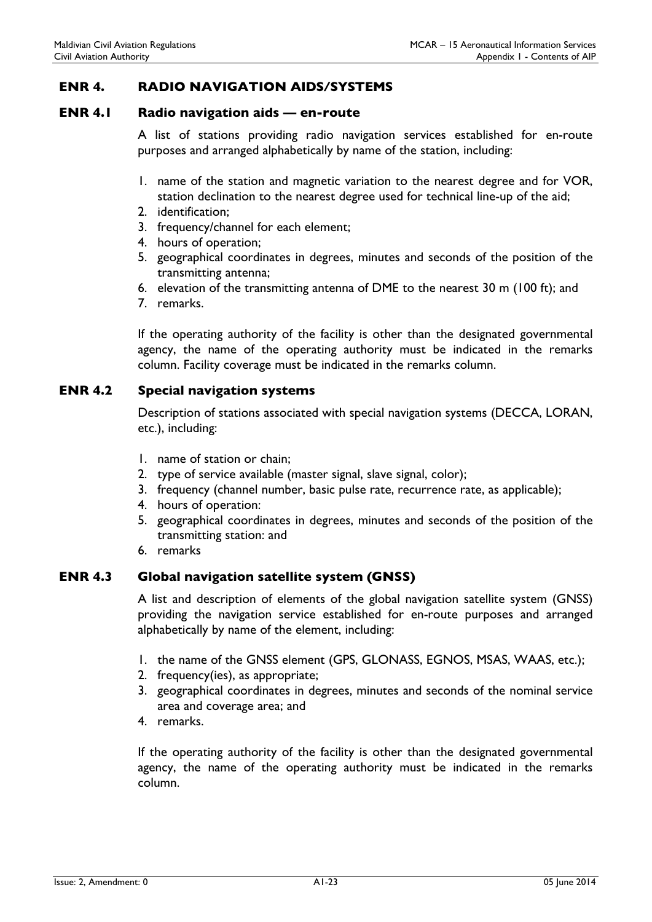## ENR 4. RADIO NAVIGATION AIDS/SYSTEMS

### ENR 4.1 Radio navigation aids — en-route

A list of stations providing radio navigation services established for en-route purposes and arranged alphabetically by name of the station, including:

1. name of the station and magnetic variation to the nearest degree and for VOR, station declination to the nearest degree used for technical line-up of the aid;
2. identification;
3. frequency/channel for each element;
4. hours of operation;
5. geographical coordinates in degrees, minutes and seconds of the position of the transmitting antenna;
6. elevation of the transmitting antenna of DME to the nearest 30 m (100 ft); and
7. remarks.

If the operating authority of the facility is other than the designated governmental agency, the name of the operating authority must be indicated in the remarks column. Facility coverage must be indicated in the remarks column.

### ENR 4.2 Special navigation systems

Description of stations associated with special navigation systems (DECCA, LORAN, etc.), including:

1. name of station or chain;
2. type of service available (master signal, slave signal, color);
3. frequency (channel number, basic pulse rate, recurrence rate, as applicable);
4. hours of operation:
5. geographical coordinates in degrees, minutes and seconds of the position of the transmitting station: and
6. remarks

### ENR 4.3 Global navigation satellite system (GNSS)

A list and description of elements of the global navigation satellite system (GNSS) providing the navigation service established for en-route purposes and arranged alphabetically by name of the element, including:

1. the name of the GNSS element (GPS, GLONASS, EGNOS, MSAS, WAAS, etc.);
2. frequency(ies), as appropriate;
3. geographical coordinates in degrees, minutes and seconds of the nominal service area and coverage area; and
4. remarks.

If the operating authority of the facility is other than the designated governmental agency, the name of the operating authority must be indicated in the remarks column.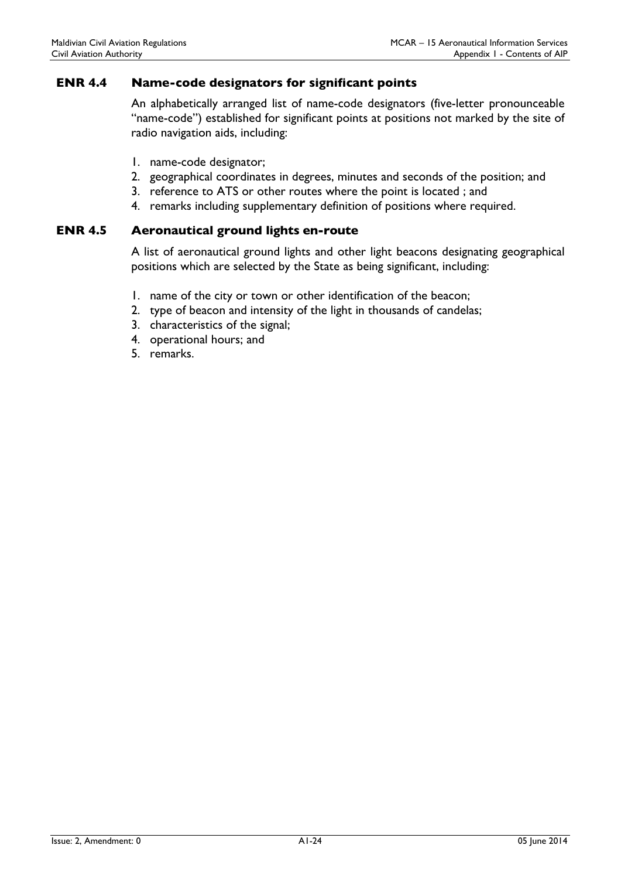### ENR 4.4 Name-code designators for significant points

An alphabetically arranged list of name-code designators (five-letter pronounceable "name-code") established for significant points at positions not marked by the site of radio navigation aids, including:

1. name-code designator;
2. geographical coordinates in degrees, minutes and seconds of the position; and
3. reference to ATS or other routes where the point is located ; and
4. remarks including supplementary definition of positions where required.

### ENR 4.5 Aeronautical ground lights en-route

A list of aeronautical ground lights and other light beacons designating geographical positions which are selected by the State as being significant, including:

1. name of the city or town or other identification of the beacon;
2. type of beacon and intensity of the light in thousands of candelas;
3. characteristics of the signal;
4. operational hours; and
5. remarks.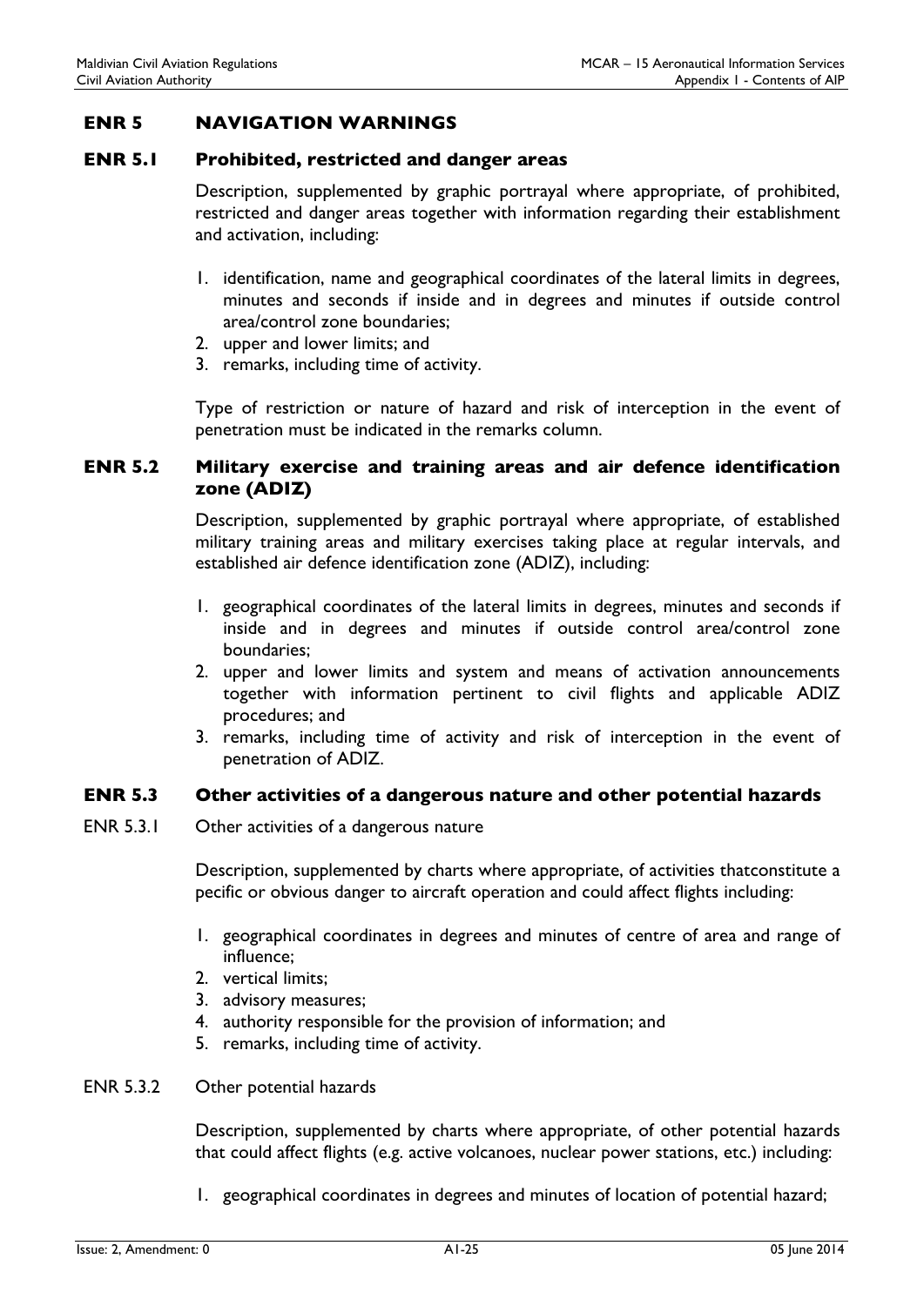## ENR 5 NAVIGATION WARNINGS

### ENR 5.1 Prohibited, restricted and danger areas

Description, supplemented by graphic portrayal where appropriate, of prohibited, restricted and danger areas together with information regarding their establishment and activation, including:

1. identification, name and geographical coordinates of the lateral limits in degrees, minutes and seconds if inside and in degrees and minutes if outside control area/control zone boundaries;
2. upper and lower limits; and
3. remarks, including time of activity.

Type of restriction or nature of hazard and risk of interception in the event of penetration must be indicated in the remarks column.

### ENR 5.2 Military exercise and training areas and air defence identification zone (ADIZ)

Description, supplemented by graphic portrayal where appropriate, of established military training areas and military exercises taking place at regular intervals, and established air defence identification zone (ADIZ), including:

1. geographical coordinates of the lateral limits in degrees, minutes and seconds if inside and in degrees and minutes if outside control area/control zone boundaries;
2. upper and lower limits and system and means of activation announcements together with information pertinent to civil flights and applicable ADIZ procedures; and
3. remarks, including time of activity and risk of interception in the event of penetration of ADIZ.

### ENR 5.3 Other activities of a dangerous nature and other potential hazards

ENR 5.3.1 Other activities of a dangerous nature

Description, supplemented by charts where appropriate, of activities thatconstitute a pecific or obvious danger to aircraft operation and could affect flights including:

1. geographical coordinates in degrees and minutes of centre of area and range of influence;
2. vertical limits;
3. advisory measures;
4. authority responsible for the provision of information; and
5. remarks, including time of activity.

ENR 5.3.2 Other potential hazards

Description, supplemented by charts where appropriate, of other potential hazards that could affect flights (e.g. active volcanoes, nuclear power stations, etc.) including:

1. geographical coordinates in degrees and minutes of location of potential hazard;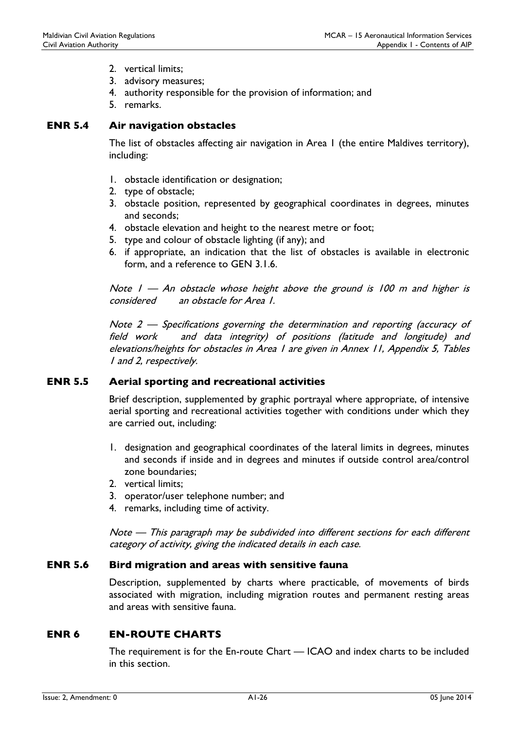2. vertical limits;
3. advisory measures;
4. authority responsible for the provision of information; and
5. remarks.

## ENR 5.4 Air navigation obstacles

The list of obstacles affecting air navigation in Area 1 (the entire Maldives territory), including:

1. obstacle identification or designation;
2. type of obstacle;
3. obstacle position, represented by geographical coordinates in degrees, minutes and seconds;
4. obstacle elevation and height to the nearest metre or foot;
5. type and colour of obstacle lighting (if any); and
6. if appropriate, an indication that the list of obstacles is available in electronic form, and a reference to GEN 3.1.6.

*Note 1 — An obstacle whose height above the ground is 100 m and higher is considered an obstacle for Area 1.*

*Note 2 — Specifications governing the determination and reporting (accuracy of field work and data integrity) of positions (latitude and longitude) and elevations/heights for obstacles in Area 1 are given in Annex 11, Appendix 5, Tables 1 and 2, respectively.*

## ENR 5.5 Aerial sporting and recreational activities

Brief description, supplemented by graphic portrayal where appropriate, of intensive aerial sporting and recreational activities together with conditions under which they are carried out, including:

1. designation and geographical coordinates of the lateral limits in degrees, minutes and seconds if inside and in degrees and minutes if outside control area/control zone boundaries;
2. vertical limits;
3. operator/user telephone number; and
4. remarks, including time of activity.

*Note — This paragraph may be subdivided into different sections for each different category of activity, giving the indicated details in each case.*

## ENR 5.6 Bird migration and areas with sensitive fauna

Description, supplemented by charts where practicable, of movements of birds associated with migration, including migration routes and permanent resting areas and areas with sensitive fauna.

# ENR 6 EN-ROUTE CHARTS

The requirement is for the En-route Chart — ICAO and index charts to be included in this section.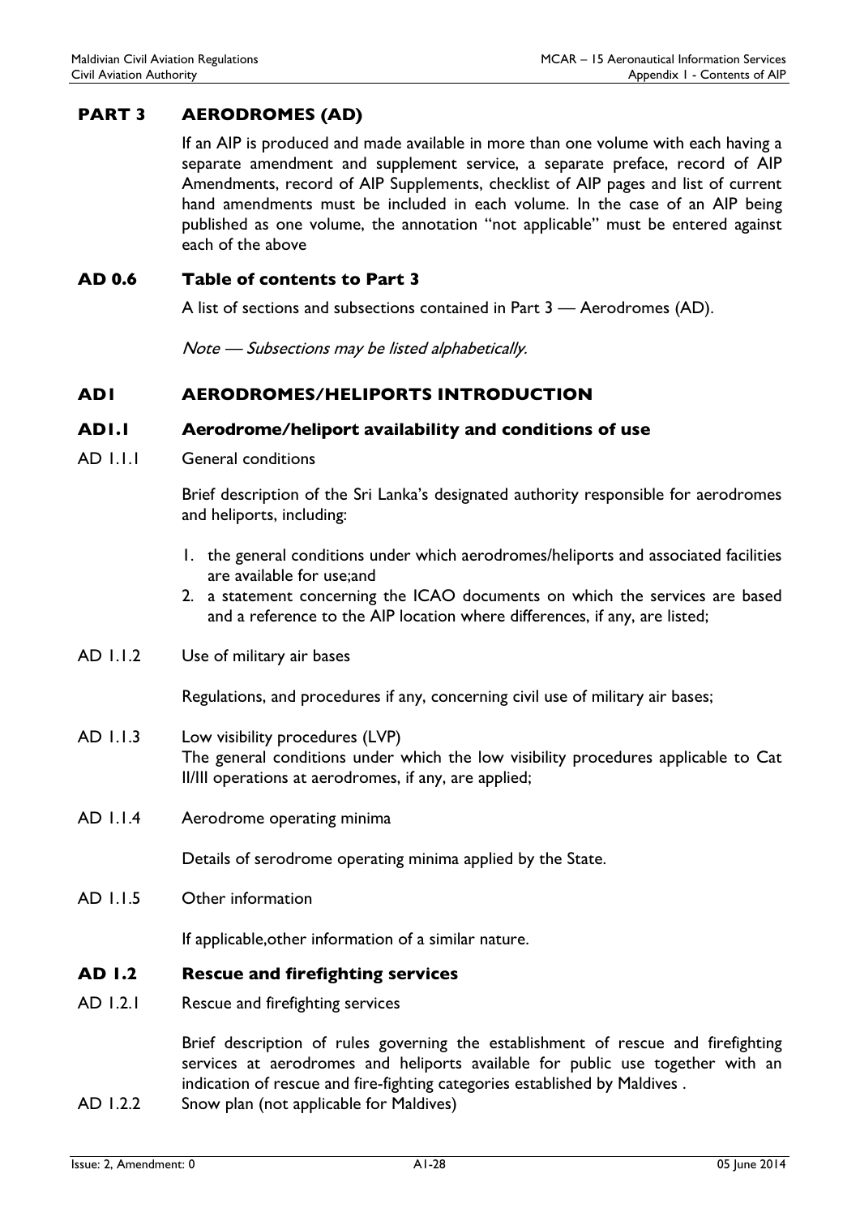## PART 3 AERODROMES (AD)

If an AIP is produced and made available in more than one volume with each having a separate amendment and supplement service, a separate preface, record of AIP Amendments, record of AIP Supplements, checklist of AIP pages and list of current hand amendments must be included in each volume. In the case of an AIP being published as one volume, the annotation "not applicable" must be entered against each of the above

### AD 0.6 Table of contents to Part 3

A list of sections and subsections contained in Part 3 — Aerodromes (AD).

*Note — Subsections may be listed alphabetically.*

## AD1 AERODROMES/HELIPORTS INTRODUCTION

### AD1.1 Aerodrome/heliport availability and conditions of use

AD 1.1.1 General conditions

Brief description of the Sri Lanka's designated authority responsible for aerodromes and heliports, including:

1. the general conditions under which aerodromes/heliports and associated facilities are available for use;and
2. a statement concerning the ICAO documents on which the services are based and a reference to the AIP location where differences, if any, are listed;

AD 1.1.2 Use of military air bases

Regulations, and procedures if any, concerning civil use of military air bases;

AD 1.1.3 Low visibility procedures (LVP)
The general conditions under which the low visibility procedures applicable to Cat II/III operations at aerodromes, if any, are applied;

AD 1.1.4 Aerodrome operating minima

Details of serodrome operating minima applied by the State.

AD 1.1.5 Other information

If applicable,other information of a similar nature.

### AD 1.2 Rescue and firefighting services

AD 1.2.1 Rescue and firefighting services

Brief description of rules governing the establishment of rescue and firefighting services at aerodromes and heliports available for public use together with an indication of rescue and fire-fighting categories established by Maldives .

AD 1.2.2 Snow plan (not applicable for Maldives)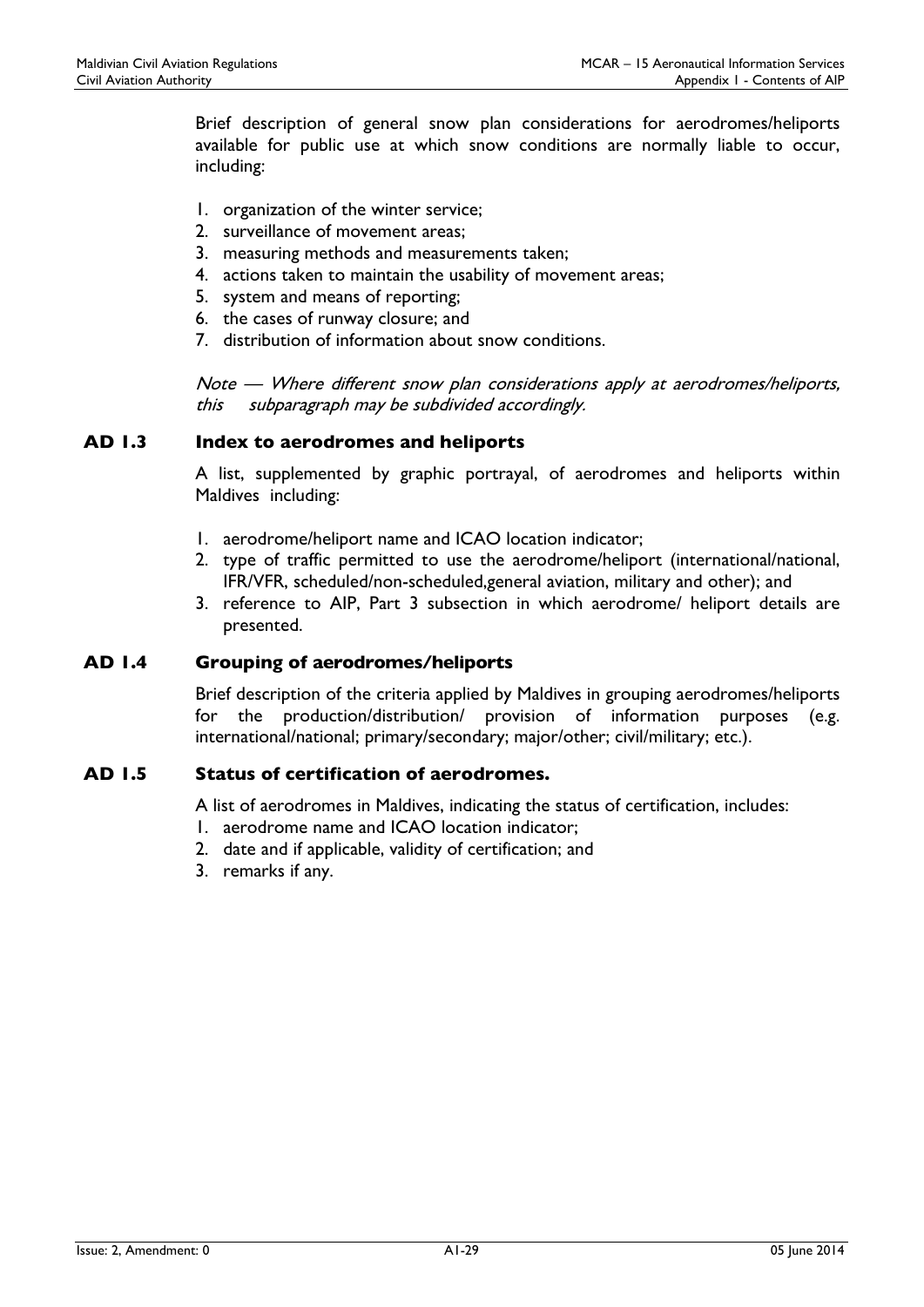Brief description of general snow plan considerations for aerodromes/heliports available for public use at which snow conditions are normally liable to occur, including:

1. organization of the winter service;
2. surveillance of movement areas;
3. measuring methods and measurements taken;
4. actions taken to maintain the usability of movement areas;
5. system and means of reporting;
6. the cases of runway closure; and
7. distribution of information about snow conditions.

*Note — Where different snow plan considerations apply at aerodromes/heliports, this subparagraph may be subdivided accordingly.*

## AD 1.3 Index to aerodromes and heliports

A list, supplemented by graphic portrayal, of aerodromes and heliports within Maldives including:

1. aerodrome/heliport name and ICAO location indicator;
2. type of traffic permitted to use the aerodrome/heliport (international/national, IFR/VFR, scheduled/non-scheduled,general aviation, military and other); and
3. reference to AIP, Part 3 subsection in which aerodrome/ heliport details are presented.

## AD 1.4 Grouping of aerodromes/heliports

Brief description of the criteria applied by Maldives in grouping aerodromes/heliports for the production/distribution/ provision of information purposes (e.g. international/national; primary/secondary; major/other; civil/military; etc.).

## AD 1.5 Status of certification of aerodromes.

A list of aerodromes in Maldives, indicating the status of certification, includes:

1. aerodrome name and ICAO location indicator;
2. date and if applicable, validity of certification; and
3. remarks if any.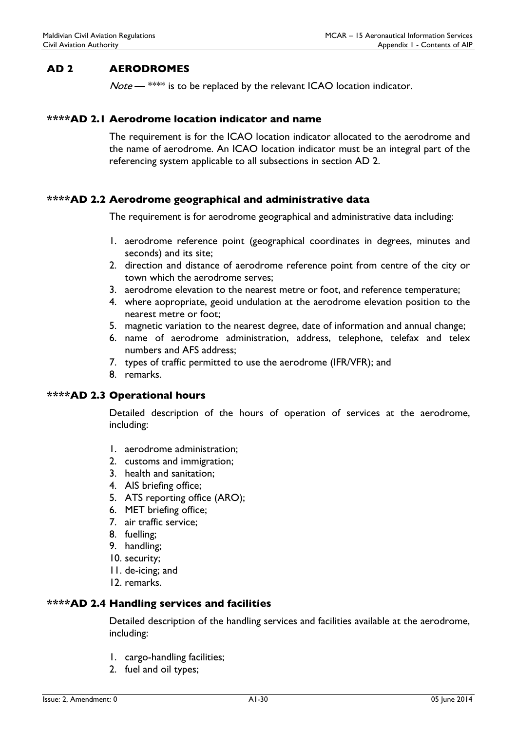## AD 2 AERODROMES

*Note* — **** is to be replaced by the relevant ICAO location indicator.

### ****AD 2.1 Aerodrome location indicator and name

The requirement is for the ICAO location indicator allocated to the aerodrome and the name of aerodrome. An ICAO location indicator must be an integral part of the referencing system applicable to all subsections in section AD 2.

### ****AD 2.2 Aerodrome geographical and administrative data

The requirement is for aerodrome geographical and administrative data including:

1. aerodrome reference point (geographical coordinates in degrees, minutes and seconds) and its site;
2. direction and distance of aerodrome reference point from centre of the city or town which the aerodrome serves;
3. aerodrome elevation to the nearest metre or foot, and reference temperature;
4. where aopropriate, geoid undulation at the aerodrome elevation position to the nearest metre or foot;
5. magnetic variation to the nearest degree, date of information and annual change;
6. name of aerodrome administration, address, telephone, telefax and telex numbers and AFS address;
7. types of traffic permitted to use the aerodrome (IFR/VFR); and
8. remarks.

### ****AD 2.3 Operational hours

Detailed description of the hours of operation of services at the aerodrome, including:

1. aerodrome administration;
2. customs and immigration;
3. health and sanitation;
4. AIS briefing office;
5. ATS reporting office (ARO);
6. MET briefing office;
7. air traffic service;
8. fuelling;
9. handling;
10. security;
11. de-icing; and
12. remarks.

### ****AD 2.4 Handling services and facilities

Detailed description of the handling services and facilities available at the aerodrome, including:

1. cargo-handling facilities;
2. fuel and oil types;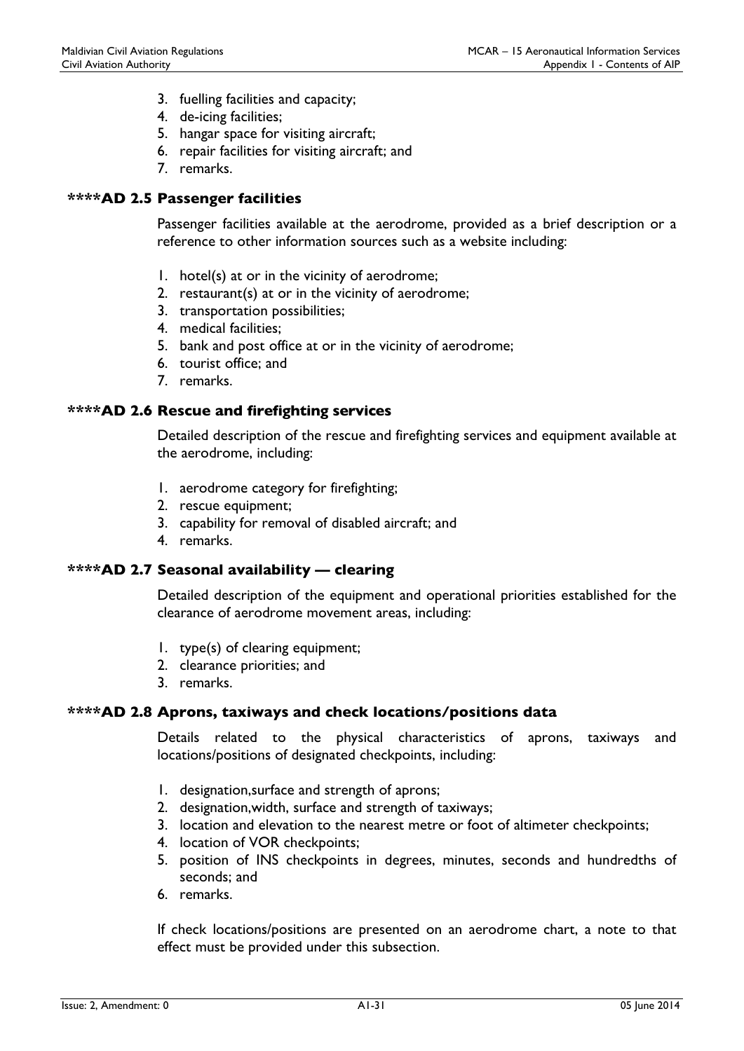3. fuelling facilities and capacity;
4. de-icing facilities;
5. hangar space for visiting aircraft;
6. repair facilities for visiting aircraft; and
7. remarks.

### ****AD 2.5 Passenger facilities

Passenger facilities available at the aerodrome, provided as a brief description or a reference to other information sources such as a website including:

1. hotel(s) at or in the vicinity of aerodrome;
2. restaurant(s) at or in the vicinity of aerodrome;
3. transportation possibilities;
4. medical facilities;
5. bank and post office at or in the vicinity of aerodrome;
6. tourist office; and
7. remarks.

### ****AD 2.6 Rescue and firefighting services

Detailed description of the rescue and firefighting services and equipment available at the aerodrome, including:

1. aerodrome category for firefighting;
2. rescue equipment;
3. capability for removal of disabled aircraft; and
4. remarks.

### ****AD 2.7 Seasonal availability — clearing

Detailed description of the equipment and operational priorities established for the clearance of aerodrome movement areas, including:

1. type(s) of clearing equipment;
2. clearance priorities; and
3. remarks.

### ****AD 2.8 Aprons, taxiways and check locations/positions data

Details related to the physical characteristics of aprons, taxiways and locations/positions of designated checkpoints, including:

1. designation,surface and strength of aprons;
2. designation,width, surface and strength of taxiways;
3. location and elevation to the nearest metre or foot of altimeter checkpoints;
4. location of VOR checkpoints;
5. position of INS checkpoints in degrees, minutes, seconds and hundredths of seconds; and
6. remarks.

If check locations/positions are presented on an aerodrome chart, a note to that effect must be provided under this subsection.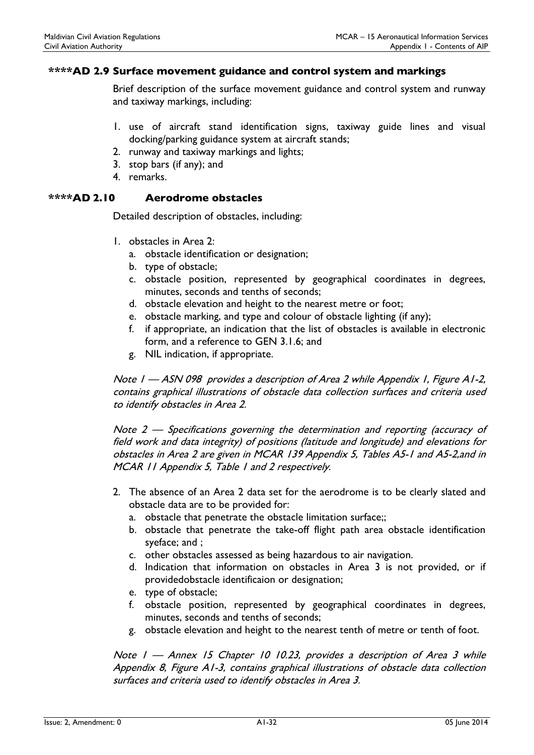### ****AD 2.9 Surface movement guidance and control system and markings

Brief description of the surface movement guidance and control system and runway and taxiway markings, including:

1. use of aircraft stand identification signs, taxiway guide lines and visual docking/parking guidance system at aircraft stands;
2. runway and taxiway markings and lights;
3. stop bars (if any); and
4. remarks.

### ****AD 2.10 Aerodrome obstacles

Detailed description of obstacles, including:

1. obstacles in Area 2:
   a. obstacle identification or designation;
   b. type of obstacle;
   c. obstacle position, represented by geographical coordinates in degrees, minutes, seconds and tenths of seconds;
   d. obstacle elevation and height to the nearest metre or foot;
   e. obstacle marking, and type and colour of obstacle lighting (if any);
   f. if appropriate, an indication that the list of obstacles is available in electronic form, and a reference to GEN 3.1.6; and
   g. NIL indication, if appropriate.

*Note 1 — ASN 098 provides a description of Area 2 while Appendix 1, Figure A1-2, contains graphical illustrations of obstacle data collection surfaces and criteria used to identify obstacles in Area 2.*

*Note 2 — Specifications governing the determination and reporting (accuracy of field work and data integrity) of positions (latitude and longitude) and elevations for obstacles in Area 2 are given in MCAR 139 Appendix 5, Tables A5-1 and A5-2,and in MCAR 11 Appendix 5, Table 1 and 2 respectively.*

2. The absence of an Area 2 data set for the aerodrome is to be clearly slated and obstacle data are to be provided for:
   a. obstacle that penetrate the obstacle limitation surface;;
   b. obstacle that penetrate the take-off flight path area obstacle identification syeface; and ;
   c. other obstacles assessed as being hazardous to air navigation.
   d. Indication that information on obstacles in Area 3 is not provided, or if providedobstacle identificaion or designation;
   e. type of obstacle;
   f. obstacle position, represented by geographical coordinates in degrees, minutes, seconds and tenths of seconds;
   g. obstacle elevation and height to the nearest tenth of metre or tenth of foot.

*Note 1 — Annex 15 Chapter 10 10.23, provides a description of Area 3 while Appendix 8, Figure A1-3, contains graphical illustrations of obstacle data collection surfaces and criteria used to identify obstacles in Area 3.*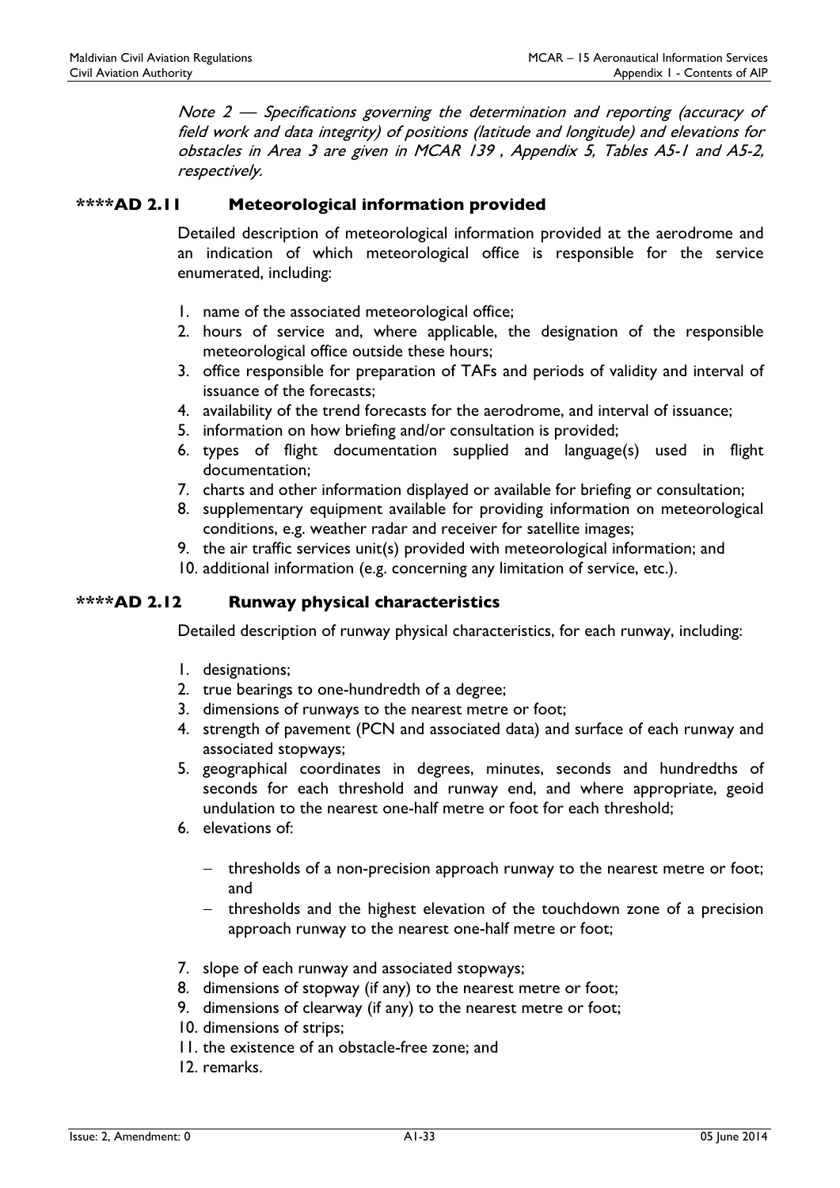*Note 2 — Specifications governing the determination and reporting (accuracy of field work and data integrity) of positions (latitude and longitude) and elevations for obstacles in Area 3 are given in MCAR 139 , Appendix 5, Tables A5-1 and A5-2, respectively.*

### ****AD 2.11 Meteorological information provided

Detailed description of meteorological information provided at the aerodrome and an indication of which meteorological office is responsible for the service enumerated, including:

1. name of the associated meteorological office;
2. hours of service and, where applicable, the designation of the responsible meteorological office outside these hours;
3. office responsible for preparation of TAFs and periods of validity and interval of issuance of the forecasts;
4. availability of the trend forecasts for the aerodrome, and interval of issuance;
5. information on how briefing and/or consultation is provided;
6. types of flight documentation supplied and language(s) used in flight documentation;
7. charts and other information displayed or available for briefing or consultation;
8. supplementary equipment available for providing information on meteorological conditions, e.g. weather radar and receiver for satellite images;
9. the air traffic services unit(s) provided with meteorological information; and
10. additional information (e.g. concerning any limitation of service, etc.).

### ****AD 2.12 Runway physical characteristics

Detailed description of runway physical characteristics, for each runway, including:

1. designations;
2. true bearings to one-hundredth of a degree;
3. dimensions of runways to the nearest metre or foot;
4. strength of pavement (PCN and associated data) and surface of each runway and associated stopways;
5. geographical coordinates in degrees, minutes, seconds and hundredths of seconds for each threshold and runway end, and where appropriate, geoid undulation to the nearest one-half metre or foot for each threshold;
6. elevations of:
   - thresholds of a non-precision approach runway to the nearest metre or foot; and
   - thresholds and the highest elevation of the touchdown zone of a precision approach runway to the nearest one-half metre or foot;
7. slope of each runway and associated stopways;
8. dimensions of stopway (if any) to the nearest metre or foot;
9. dimensions of clearway (if any) to the nearest metre or foot;
10. dimensions of strips;
11. the existence of an obstacle-free zone; and
12. remarks.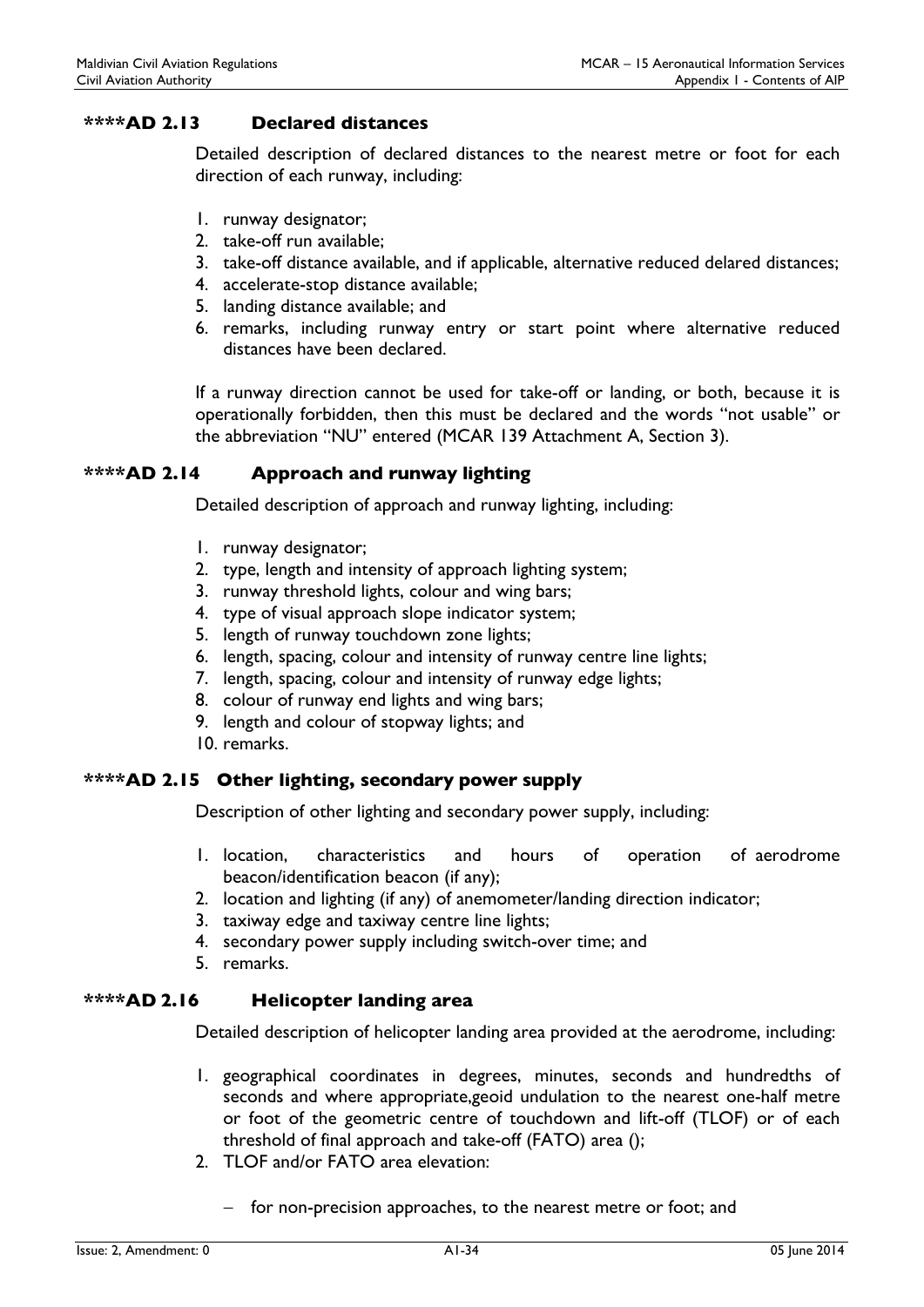### ****AD 2.13 Declared distances

Detailed description of declared distances to the nearest metre or foot for each direction of each runway, including:

1. runway designator;
2. take-off run available;
3. take-off distance available, and if applicable, alternative reduced delared distances;
4. accelerate-stop distance available;
5. landing distance available; and
6. remarks, including runway entry or start point where alternative reduced distances have been declared.

If a runway direction cannot be used for take-off or landing, or both, because it is operationally forbidden, then this must be declared and the words "not usable" or the abbreviation "NU" entered (MCAR 139 Attachment A, Section 3).

### ****AD 2.14 Approach and runway lighting

Detailed description of approach and runway lighting, including:

1. runway designator;
2. type, length and intensity of approach lighting system;
3. runway threshold lights, colour and wing bars;
4. type of visual approach slope indicator system;
5. length of runway touchdown zone lights;
6. length, spacing, colour and intensity of runway centre line lights;
7. length, spacing, colour and intensity of runway edge lights;
8. colour of runway end lights and wing bars;
9. length and colour of stopway lights; and
10. remarks.

### ****AD 2.15 Other lighting, secondary power supply

Description of other lighting and secondary power supply, including:

1. location, characteristics and hours of operation of aerodrome beacon/identification beacon (if any);
2. location and lighting (if any) of anemometer/landing direction indicator;
3. taxiway edge and taxiway centre line lights;
4. secondary power supply including switch-over time; and
5. remarks.

### ****AD 2.16 Helicopter landing area

Detailed description of helicopter landing area provided at the aerodrome, including:

1. geographical coordinates in degrees, minutes, seconds and hundredths of seconds and where appropriate,geoid undulation to the nearest one-half metre or foot of the geometric centre of touchdown and lift-off (TLOF) or of each threshold of final approach and take-off (FATO) area ();
2. TLOF and/or FATO area elevation:
   - for non-precision approaches, to the nearest metre or foot; and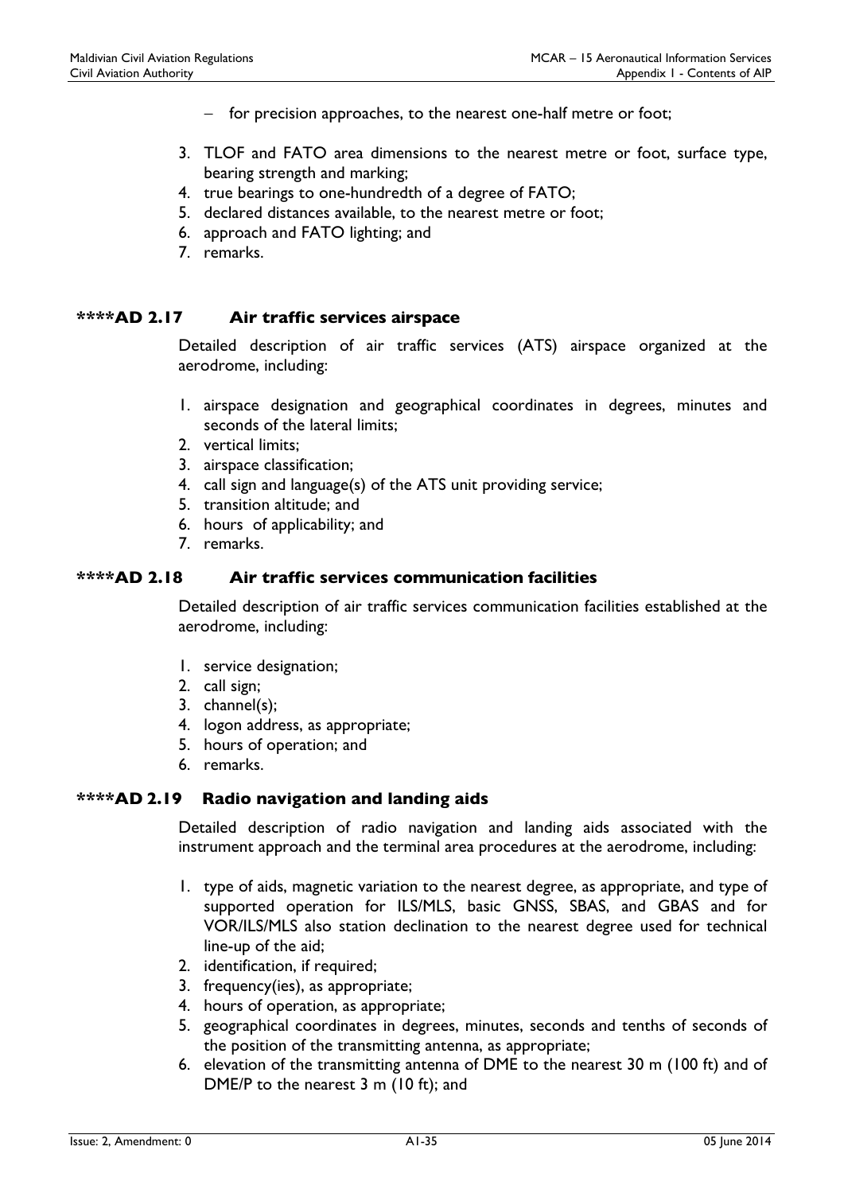- for precision approaches, to the nearest one-half metre or foot;

3. TLOF and FATO area dimensions to the nearest metre or foot, surface type, bearing strength and marking;
4. true bearings to one-hundredth of a degree of FATO;
5. declared distances available, to the nearest metre or foot;
6. approach and FATO lighting; and
7. remarks.

## ****AD 2.17 Air traffic services airspace

Detailed description of air traffic services (ATS) airspace organized at the aerodrome, including:

1. airspace designation and geographical coordinates in degrees, minutes and seconds of the lateral limits;
2. vertical limits;
3. airspace classification;
4. call sign and language(s) of the ATS unit providing service;
5. transition altitude; and
6. hours of applicability; and
7. remarks.

## ****AD 2.18 Air traffic services communication facilities

Detailed description of air traffic services communication facilities established at the aerodrome, including:

1. service designation;
2. call sign;
3. channel(s);
4. logon address, as appropriate;
5. hours of operation; and
6. remarks.

## ****AD 2.19 Radio navigation and landing aids

Detailed description of radio navigation and landing aids associated with the instrument approach and the terminal area procedures at the aerodrome, including:

1. type of aids, magnetic variation to the nearest degree, as appropriate, and type of supported operation for ILS/MLS, basic GNSS, SBAS, and GBAS and for VOR/ILS/MLS also station declination to the nearest degree used for technical line-up of the aid;
2. identification, if required;
3. frequency(ies), as appropriate;
4. hours of operation, as appropriate;
5. geographical coordinates in degrees, minutes, seconds and tenths of seconds of the position of the transmitting antenna, as appropriate;
6. elevation of the transmitting antenna of DME to the nearest 30 m (100 ft) and of DME/P to the nearest 3 m (10 ft); and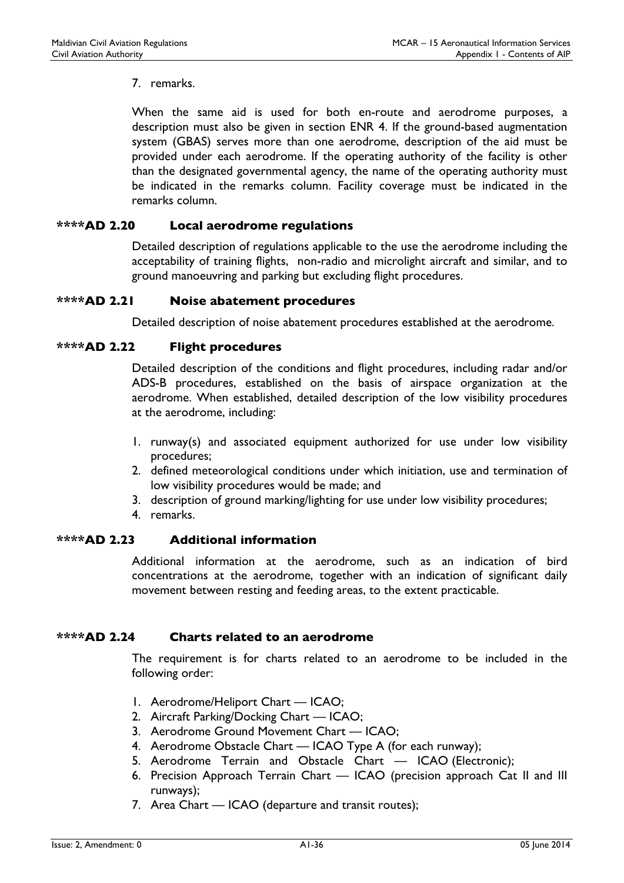7. remarks.

When the same aid is used for both en-route and aerodrome purposes, a description must also be given in section ENR 4. If the ground-based augmentation system (GBAS) serves more than one aerodrome, description of the aid must be provided under each aerodrome. If the operating authority of the facility is other than the designated governmental agency, the name of the operating authority must be indicated in the remarks column. Facility coverage must be indicated in the remarks column.

### ****AD 2.20 Local aerodrome regulations

Detailed description of regulations applicable to the use the aerodrome including the acceptability of training flights, non-radio and microlight aircraft and similar, and to ground manoeuvring and parking but excluding flight procedures.

### ****AD 2.21 Noise abatement procedures

Detailed description of noise abatement procedures established at the aerodrome.

### ****AD 2.22 Flight procedures

Detailed description of the conditions and flight procedures, including radar and/or ADS-B procedures, established on the basis of airspace organization at the aerodrome. When established, detailed description of the low visibility procedures at the aerodrome, including:

1. runway(s) and associated equipment authorized for use under low visibility procedures;
2. defined meteorological conditions under which initiation, use and termination of low visibility procedures would be made; and
3. description of ground marking/lighting for use under low visibility procedures;
4. remarks.

### ****AD 2.23 Additional information

Additional information at the aerodrome, such as an indication of bird concentrations at the aerodrome, together with an indication of significant daily movement between resting and feeding areas, to the extent practicable.

### ****AD 2.24 Charts related to an aerodrome

The requirement is for charts related to an aerodrome to be included in the following order:

1. Aerodrome/Heliport Chart — ICAO;
2. Aircraft Parking/Docking Chart — ICAO;
3. Aerodrome Ground Movement Chart — ICAO;
4. Aerodrome Obstacle Chart — ICAO Type A (for each runway);
5. Aerodrome Terrain and Obstacle Chart — ICAO (Electronic);
6. Precision Approach Terrain Chart — ICAO (precision approach Cat II and III runways);
7. Area Chart — ICAO (departure and transit routes);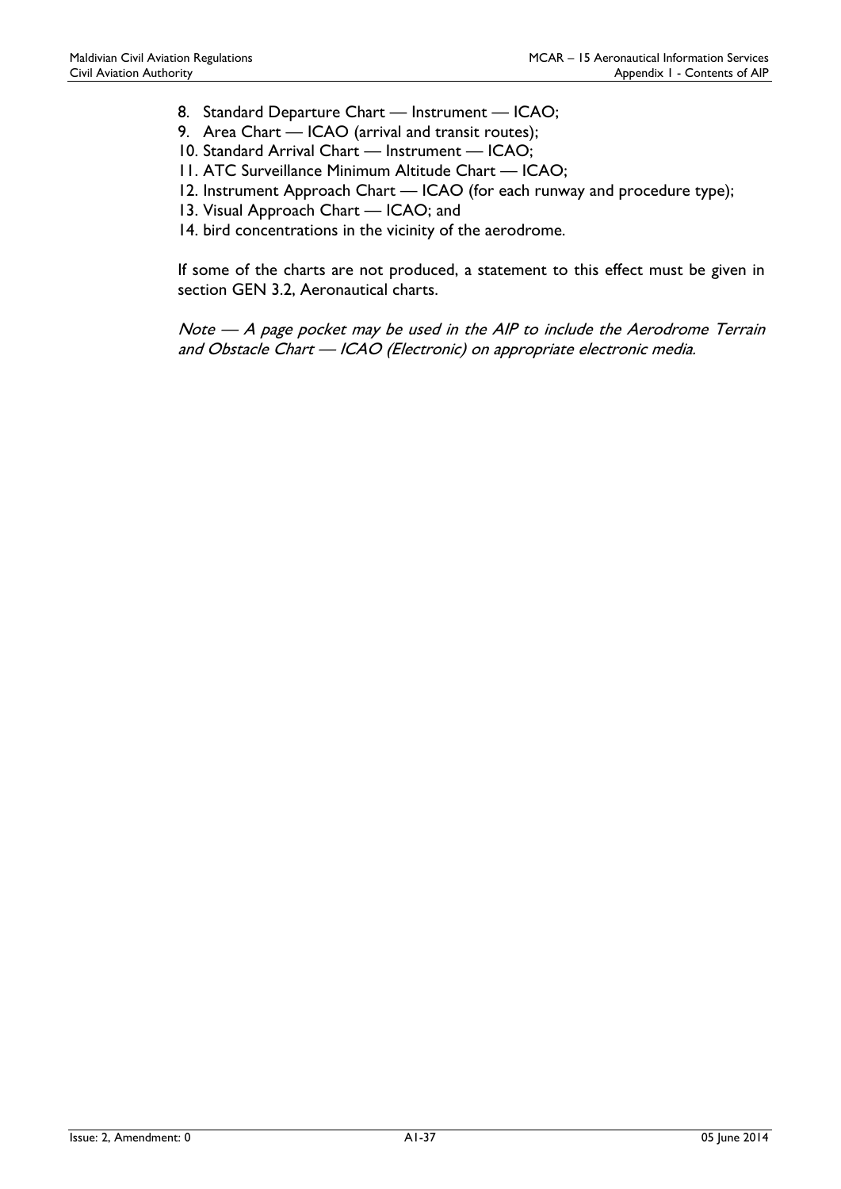8. Standard Departure Chart — Instrument — ICAO;
9. Area Chart — ICAO (arrival and transit routes);
10. Standard Arrival Chart — Instrument — ICAO;
11. ATC Surveillance Minimum Altitude Chart — ICAO;
12. Instrument Approach Chart — ICAO (for each runway and procedure type);
13. Visual Approach Chart — ICAO; and
14. bird concentrations in the vicinity of the aerodrome.

If some of the charts are not produced, a statement to this effect must be given in section GEN 3.2, Aeronautical charts.

*Note — A page pocket may be used in the AIP to include the Aerodrome Terrain and Obstacle Chart — ICAO (Electronic) on appropriate electronic media.*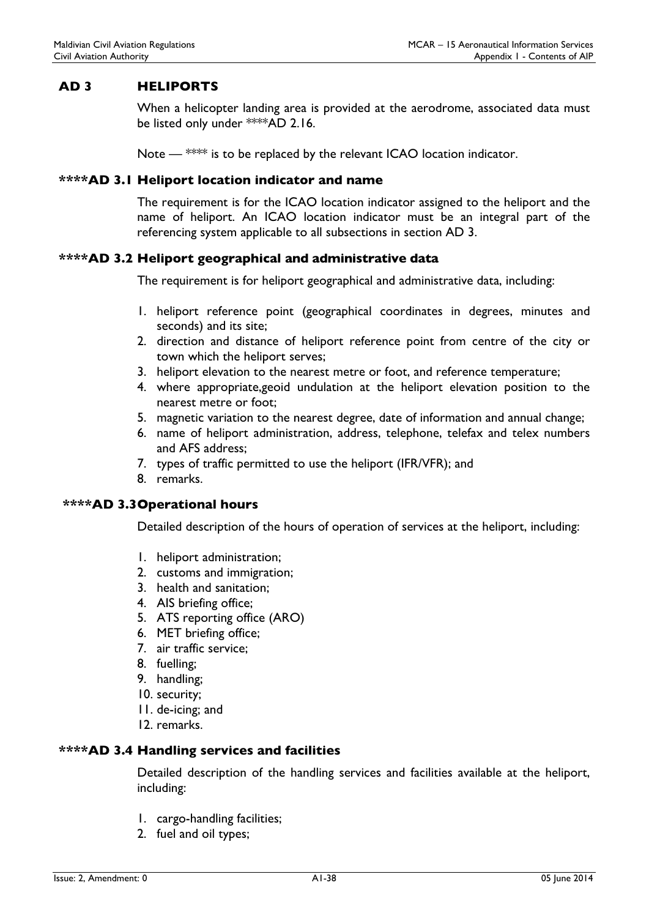## AD 3 HELIPORTS

When a helicopter landing area is provided at the aerodrome, associated data must be listed only under ****AD 2.16.

Note — **** is to be replaced by the relevant ICAO location indicator.

### ****AD 3.1 Heliport location indicator and name

The requirement is for the ICAO location indicator assigned to the heliport and the name of heliport. An ICAO location indicator must be an integral part of the referencing system applicable to all subsections in section AD 3.

### ****AD 3.2 Heliport geographical and administrative data

The requirement is for heliport geographical and administrative data, including:

1. heliport reference point (geographical coordinates in degrees, minutes and seconds) and its site;
2. direction and distance of heliport reference point from centre of the city or town which the heliport serves;
3. heliport elevation to the nearest metre or foot, and reference temperature;
4. where appropriate,geoid undulation at the heliport elevation position to the nearest metre or foot;
5. magnetic variation to the nearest degree, date of information and annual change;
6. name of heliport administration, address, telephone, telefax and telex numbers and AFS address;
7. types of traffic permitted to use the heliport (IFR/VFR); and
8. remarks.

### ****AD 3.3 Operational hours

Detailed description of the hours of operation of services at the heliport, including:

1. heliport administration;
2. customs and immigration;
3. health and sanitation;
4. AIS briefing office;
5. ATS reporting office (ARO)
6. MET briefing office;
7. air traffic service;
8. fuelling;
9. handling;
10. security;
11. de-icing; and
12. remarks.

### ****AD 3.4 Handling services and facilities

Detailed description of the handling services and facilities available at the heliport, including:

1. cargo-handling facilities;
2. fuel and oil types;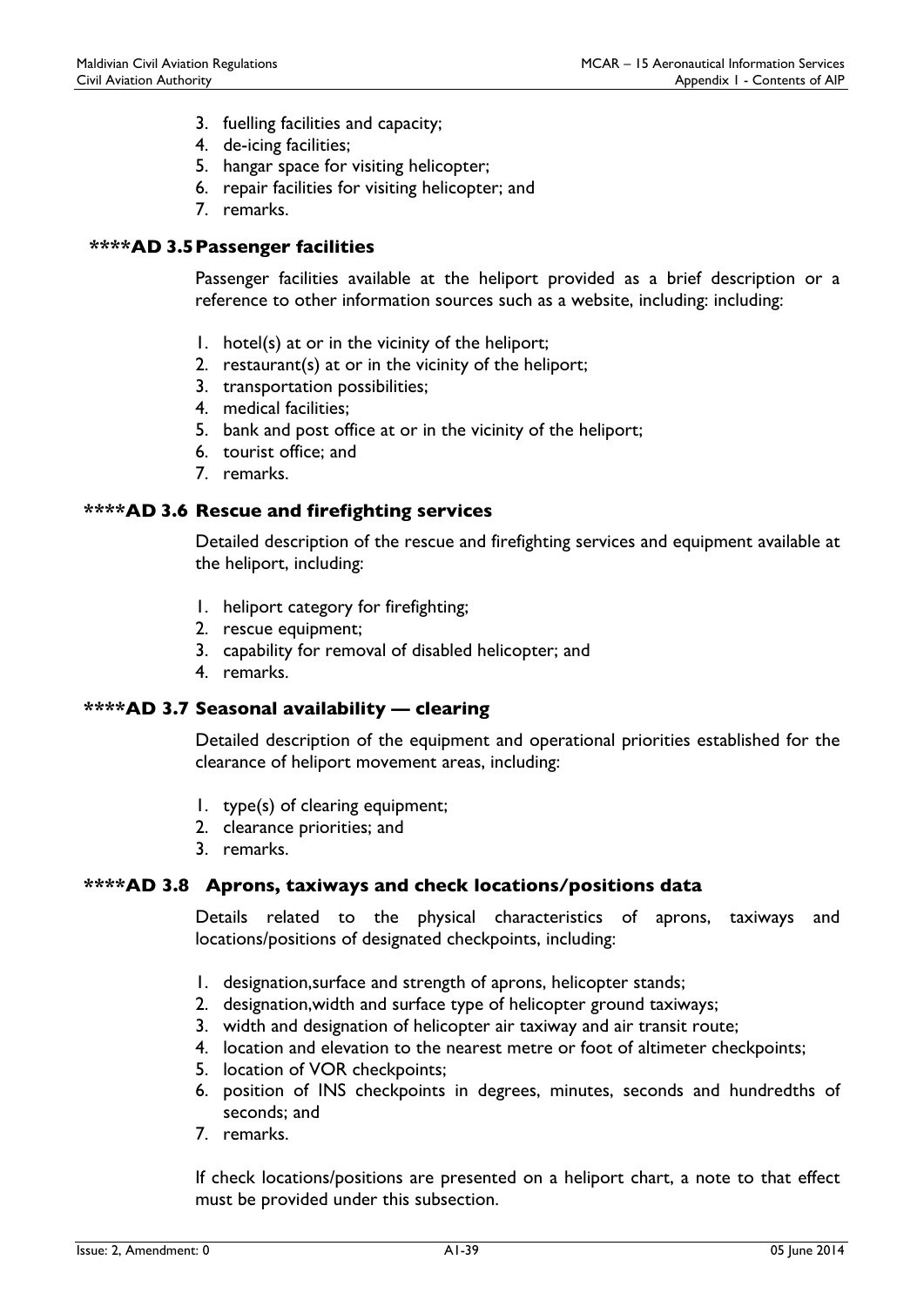3. fuelling facilities and capacity;
4. de-icing facilities;
5. hangar space for visiting helicopter;
6. repair facilities for visiting helicopter; and
7. remarks.

### ****AD 3.5 Passenger facilities

Passenger facilities available at the heliport provided as a brief description or a reference to other information sources such as a website, including: including:

1. hotel(s) at or in the vicinity of the heliport;
2. restaurant(s) at or in the vicinity of the heliport;
3. transportation possibilities;
4. medical facilities;
5. bank and post office at or in the vicinity of the heliport;
6. tourist office; and
7. remarks.

### ****AD 3.6 Rescue and firefighting services

Detailed description of the rescue and firefighting services and equipment available at the heliport, including:

1. heliport category for firefighting;
2. rescue equipment;
3. capability for removal of disabled helicopter; and
4. remarks.

### ****AD 3.7 Seasonal availability — clearing

Detailed description of the equipment and operational priorities established for the clearance of heliport movement areas, including:

1. type(s) of clearing equipment;
2. clearance priorities; and
3. remarks.

### ****AD 3.8 Aprons, taxiways and check locations/positions data

Details related to the physical characteristics of aprons, taxiways and locations/positions of designated checkpoints, including:

1. designation,surface and strength of aprons, helicopter stands;
2. designation,width and surface type of helicopter ground taxiways;
3. width and designation of helicopter air taxiway and air transit route;
4. location and elevation to the nearest metre or foot of altimeter checkpoints;
5. location of VOR checkpoints;
6. position of INS checkpoints in degrees, minutes, seconds and hundredths of seconds; and
7. remarks.

If check locations/positions are presented on a heliport chart, a note to that effect must be provided under this subsection.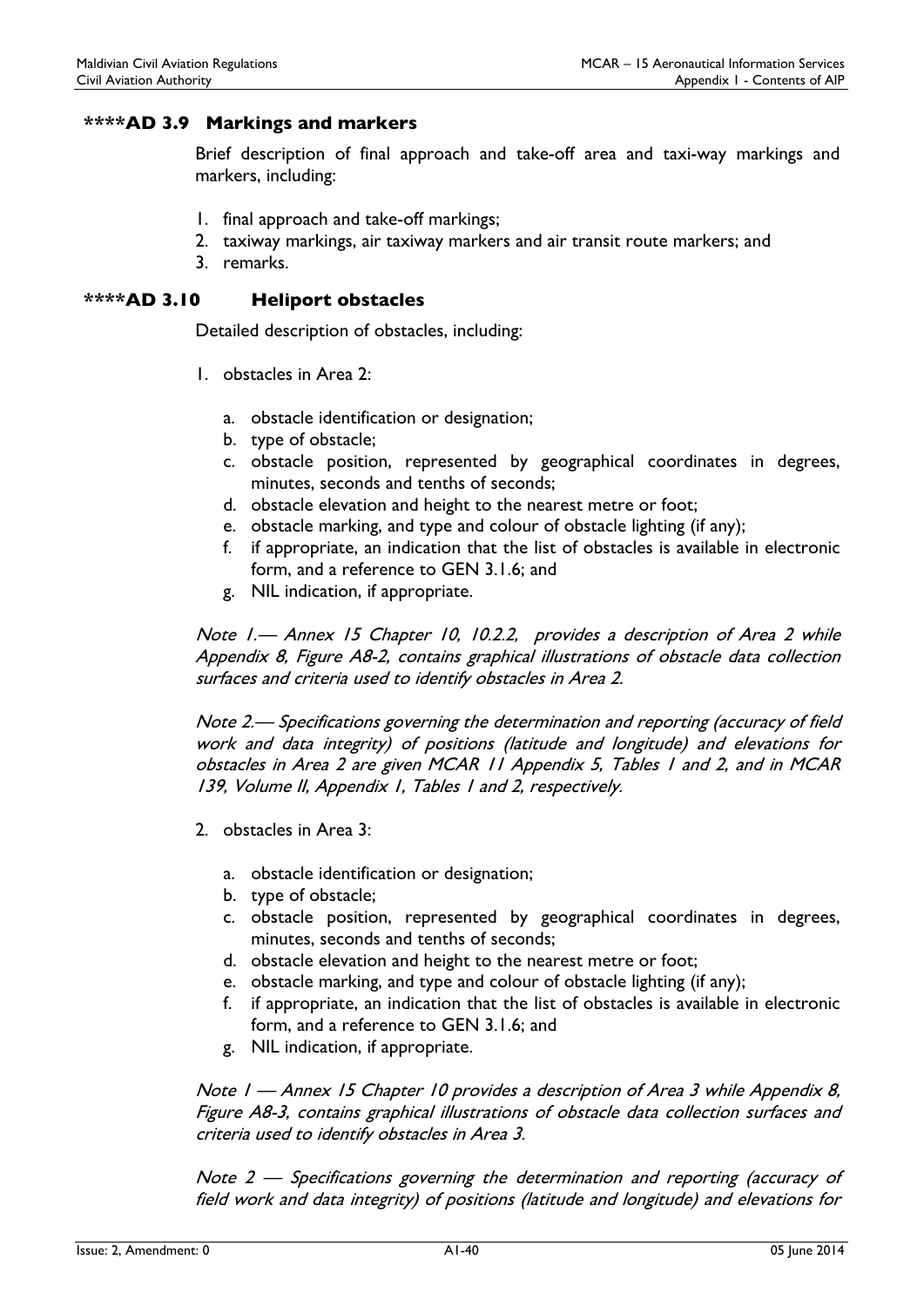### ****AD 3.9 Markings and markers

Brief description of final approach and take-off area and taxi-way markings and markers, including:

1. final approach and take-off markings;
2. taxiway markings, air taxiway markers and air transit route markers; and
3. remarks.

### ****AD 3.10 Heliport obstacles

Detailed description of obstacles, including:

1. obstacles in Area 2:
   a. obstacle identification or designation;
   b. type of obstacle;
   c. obstacle position, represented by geographical coordinates in degrees, minutes, seconds and tenths of seconds;
   d. obstacle elevation and height to the nearest metre or foot;
   e. obstacle marking, and type and colour of obstacle lighting (if any);
   f. if appropriate, an indication that the list of obstacles is available in electronic form, and a reference to GEN 3.1.6; and
   g. NIL indication, if appropriate.

   *Note 1.— Annex 15 Chapter 10, 10.2.2, provides a description of Area 2 while Appendix 8, Figure A8-2, contains graphical illustrations of obstacle data collection surfaces and criteria used to identify obstacles in Area 2.*

   *Note 2.— Specifications governing the determination and reporting (accuracy of field work and data integrity) of positions (latitude and longitude) and elevations for obstacles in Area 2 are given MCAR 11 Appendix 5, Tables 1 and 2, and in MCAR 139, Volume II, Appendix 1, Tables 1 and 2, respectively.*

2. obstacles in Area 3:
   a. obstacle identification or designation;
   b. type of obstacle;
   c. obstacle position, represented by geographical coordinates in degrees, minutes, seconds and tenths of seconds;
   d. obstacle elevation and height to the nearest metre or foot;
   e. obstacle marking, and type and colour of obstacle lighting (if any);
   f. if appropriate, an indication that the list of obstacles is available in electronic form, and a reference to GEN 3.1.6; and
   g. NIL indication, if appropriate.

   *Note 1 — Annex 15 Chapter 10 provides a description of Area 3 while Appendix 8, Figure A8-3, contains graphical illustrations of obstacle data collection surfaces and criteria used to identify obstacles in Area 3.*

   *Note 2 — Specifications governing the determination and reporting (accuracy of field work and data integrity) of positions (latitude and longitude) and elevations for*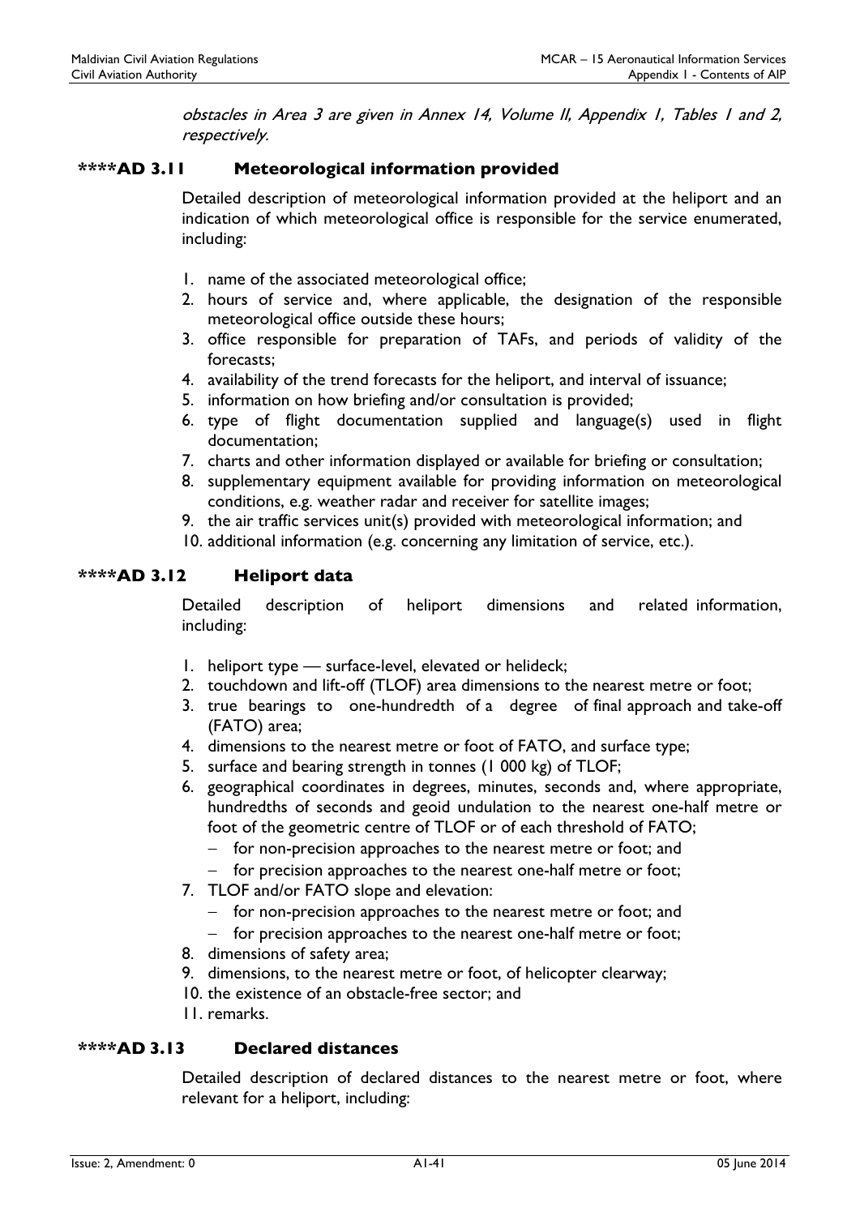*obstacles in Area 3 are given in Annex 14, Volume II, Appendix 1, Tables 1 and 2, respectively.*

### ****AD 3.11 Meteorological information provided

Detailed description of meteorological information provided at the heliport and an indication of which meteorological office is responsible for the service enumerated, including:

1. name of the associated meteorological office;
2. hours of service and, where applicable, the designation of the responsible meteorological office outside these hours;
3. office responsible for preparation of TAFs, and periods of validity of the forecasts;
4. availability of the trend forecasts for the heliport, and interval of issuance;
5. information on how briefing and/or consultation is provided;
6. type of flight documentation supplied and language(s) used in flight documentation;
7. charts and other information displayed or available for briefing or consultation;
8. supplementary equipment available for providing information on meteorological conditions, e.g. weather radar and receiver for satellite images;
9. the air traffic services unit(s) provided with meteorological information; and
10. additional information (e.g. concerning any limitation of service, etc.).

### ****AD 3.12 Heliport data

Detailed description of heliport dimensions and related information, including:

1. heliport type — surface-level, elevated or helideck;
2. touchdown and lift-off (TLOF) area dimensions to the nearest metre or foot;
3. true bearings to one-hundredth of a degree of final approach and take-off (FATO) area;
4. dimensions to the nearest metre or foot of FATO, and surface type;
5. surface and bearing strength in tonnes (1 000 kg) of TLOF;
6. geographical coordinates in degrees, minutes, seconds and, where appropriate, hundredths of seconds and geoid undulation to the nearest one-half metre or foot of the geometric centre of TLOF or of each threshold of FATO;
   - for non-precision approaches to the nearest metre or foot; and
   - for precision approaches to the nearest one-half metre or foot;
7. TLOF and/or FATO slope and elevation:
   - for non-precision approaches to the nearest metre or foot; and
   - for precision approaches to the nearest one-half metre or foot;
8. dimensions of safety area;
9. dimensions, to the nearest metre or foot, of helicopter clearway;
10. the existence of an obstacle-free sector; and
11. remarks.

### ****AD 3.13 Declared distances

Detailed description of declared distances to the nearest metre or foot, where relevant for a heliport, including: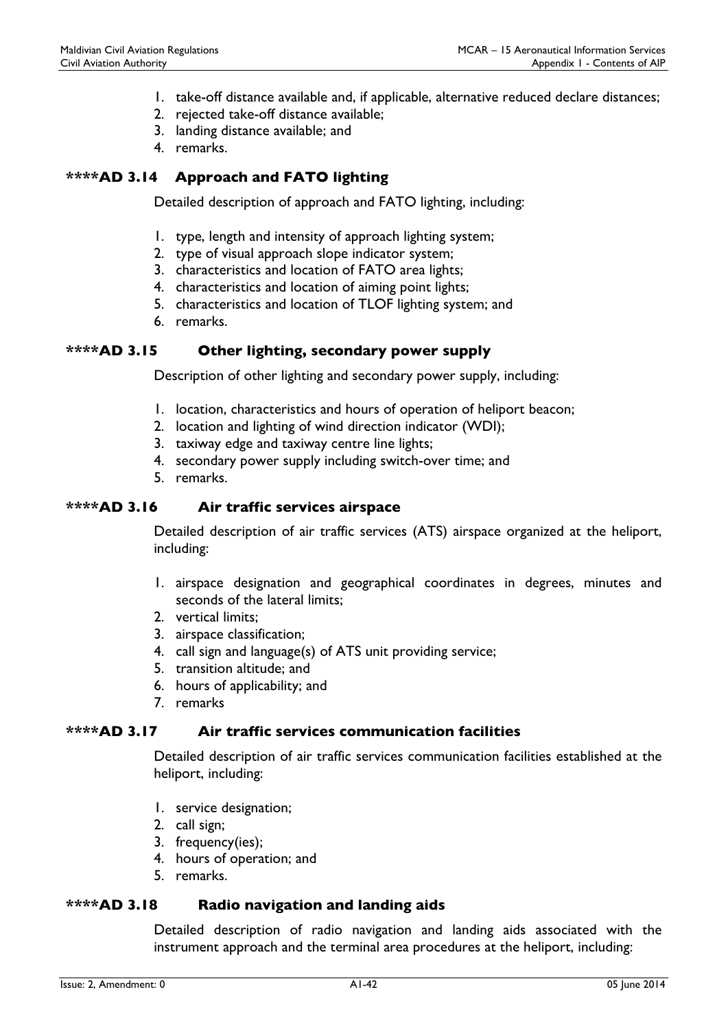1. take-off distance available and, if applicable, alternative reduced declare distances;
2. rejected take-off distance available;
3. landing distance available; and
4. remarks.

### ****AD 3.14 Approach and FATO lighting

Detailed description of approach and FATO lighting, including:

1. type, length and intensity of approach lighting system;
2. type of visual approach slope indicator system;
3. characteristics and location of FATO area lights;
4. characteristics and location of aiming point lights;
5. characteristics and location of TLOF lighting system; and
6. remarks.

### ****AD 3.15 Other lighting, secondary power supply

Description of other lighting and secondary power supply, including:

1. location, characteristics and hours of operation of heliport beacon;
2. location and lighting of wind direction indicator (WDI);
3. taxiway edge and taxiway centre line lights;
4. secondary power supply including switch-over time; and
5. remarks.

### ****AD 3.16 Air traffic services airspace

Detailed description of air traffic services (ATS) airspace organized at the heliport, including:

1. airspace designation and geographical coordinates in degrees, minutes and seconds of the lateral limits;
2. vertical limits;
3. airspace classification;
4. call sign and language(s) of ATS unit providing service;
5. transition altitude; and
6. hours of applicability; and
7. remarks

### ****AD 3.17 Air traffic services communication facilities

Detailed description of air traffic services communication facilities established at the heliport, including:

1. service designation;
2. call sign;
3. frequency(ies);
4. hours of operation; and
5. remarks.

### ****AD 3.18 Radio navigation and landing aids

Detailed description of radio navigation and landing aids associated with the instrument approach and the terminal area procedures at the heliport, including: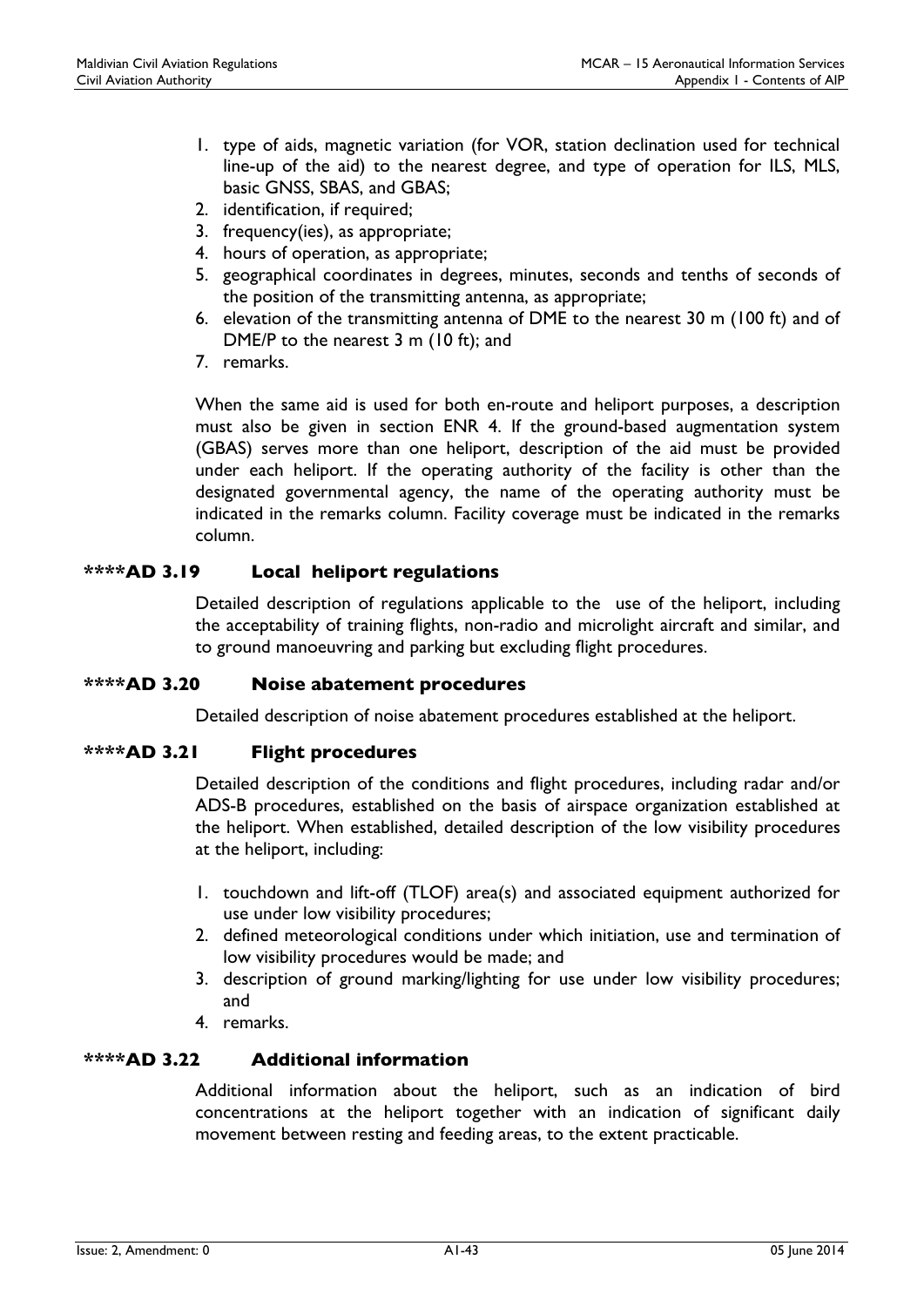1. type of aids, magnetic variation (for VOR, station declination used for technical line-up of the aid) to the nearest degree, and type of operation for ILS, MLS, basic GNSS, SBAS, and GBAS;
2. identification, if required;
3. frequency(ies), as appropriate;
4. hours of operation, as appropriate;
5. geographical coordinates in degrees, minutes, seconds and tenths of seconds of the position of the transmitting antenna, as appropriate;
6. elevation of the transmitting antenna of DME to the nearest 30 m (100 ft) and of DME/P to the nearest 3 m (10 ft); and
7. remarks.

When the same aid is used for both en-route and heliport purposes, a description must also be given in section ENR 4. If the ground-based augmentation system (GBAS) serves more than one heliport, description of the aid must be provided under each heliport. If the operating authority of the facility is other than the designated governmental agency, the name of the operating authority must be indicated in the remarks column. Facility coverage must be indicated in the remarks column.

### ****AD 3.19 Local heliport regulations

Detailed description of regulations applicable to the use of the heliport, including the acceptability of training flights, non-radio and microlight aircraft and similar, and to ground manoeuvring and parking but excluding flight procedures.

### ****AD 3.20 Noise abatement procedures

Detailed description of noise abatement procedures established at the heliport.

### ****AD 3.21 Flight procedures

Detailed description of the conditions and flight procedures, including radar and/or ADS-B procedures, established on the basis of airspace organization established at the heliport. When established, detailed description of the low visibility procedures at the heliport, including:

1. touchdown and lift-off (TLOF) area(s) and associated equipment authorized for use under low visibility procedures;
2. defined meteorological conditions under which initiation, use and termination of low visibility procedures would be made; and
3. description of ground marking/lighting for use under low visibility procedures; and
4. remarks.

### ****AD 3.22 Additional information

Additional information about the heliport, such as an indication of bird concentrations at the heliport together with an indication of significant daily movement between resting and feeding areas, to the extent practicable.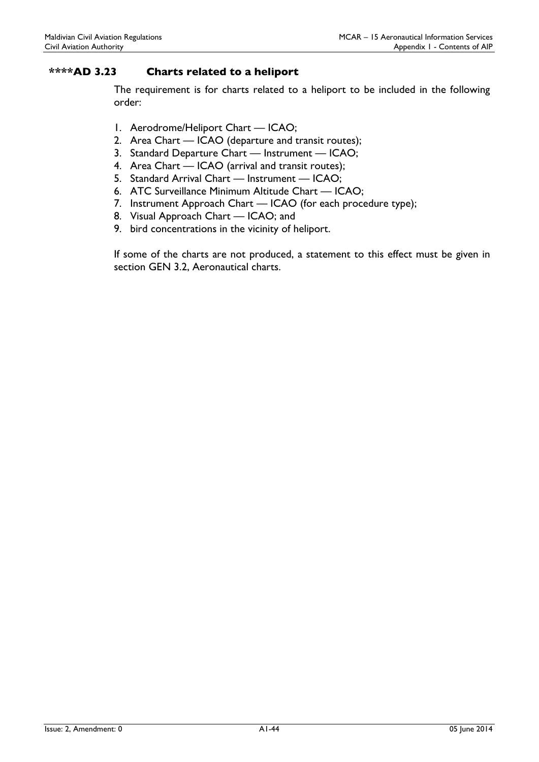### ****AD 3.23 Charts related to a heliport

The requirement is for charts related to a heliport to be included in the following order:

1. Aerodrome/Heliport Chart — ICAO;
2. Area Chart — ICAO (departure and transit routes);
3. Standard Departure Chart — Instrument — ICAO;
4. Area Chart — ICAO (arrival and transit routes);
5. Standard Arrival Chart — Instrument — ICAO;
6. ATC Surveillance Minimum Altitude Chart — ICAO;
7. Instrument Approach Chart — ICAO (for each procedure type);
8. Visual Approach Chart — ICAO; and
9. bird concentrations in the vicinity of heliport.

If some of the charts are not produced, a statement to this effect must be given in section GEN 3.2, Aeronautical charts.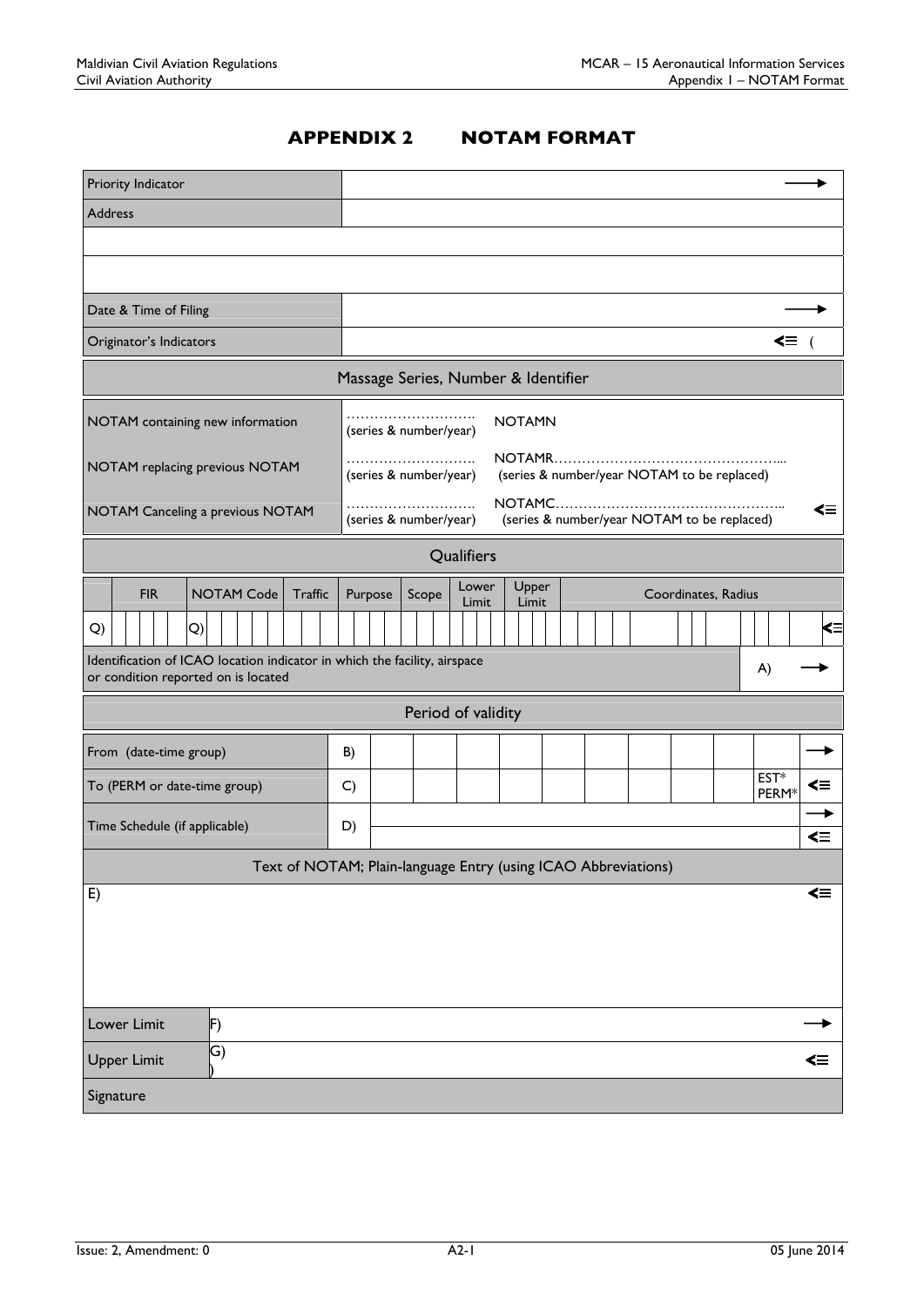# APPENDIX 2 NOTAM FORMAT

| | |
|---|---|
| Priority Indicator | → |
| Address | |
| | |
| | |
| Date & Time of Filing | → |
| Originator's Indicators | <≡ ( |

**Massage Series, Number & Identifier**

| | | |
|---|---|---|
| NOTAM containing new information | ……………………… (series & number/year) | NOTAMN |
| NOTAM replacing previous NOTAM | ……………………… (series & number/year) | NOTAMR………………………………………… (series & number/year NOTAM to be replaced) |
| NOTAM Canceling a previous NOTAM | ……………………… (series & number/year) | NOTAMC………………………………………… (series & number/year NOTAM to be replaced) <≡ |

**Qualifiers**

| | FIR | NOTAM Code | Traffic | Purpose | Scope | Lower Limit | Upper Limit | Coordinates, Radius | |
|---|---|---|---|---|---|---|---|---|---|
| Q) | | Q) | | | | | | | <≡ |

| | | |
|---|---|---|
| Identification of ICAO location indicator in which the facility, airspace or condition reported on is located | A) | → |

**Period of validity**

| | | | |
|---|---|---|---|
| From (date-time group) | B) | | → |
| To (PERM or date-time group) | C) | EST* PERM* | <≡ |
| Time Schedule (if applicable) | D) | | → <≡ |

**Text of NOTAM; Plain-language Entry (using ICAO Abbreviations)**

| | |
|---|---|
| E) | <≡ |

| | | |
|---|---|---|
| Lower Limit | F) | → |
| Upper Limit | G) ) | <≡ |
| Signature | | |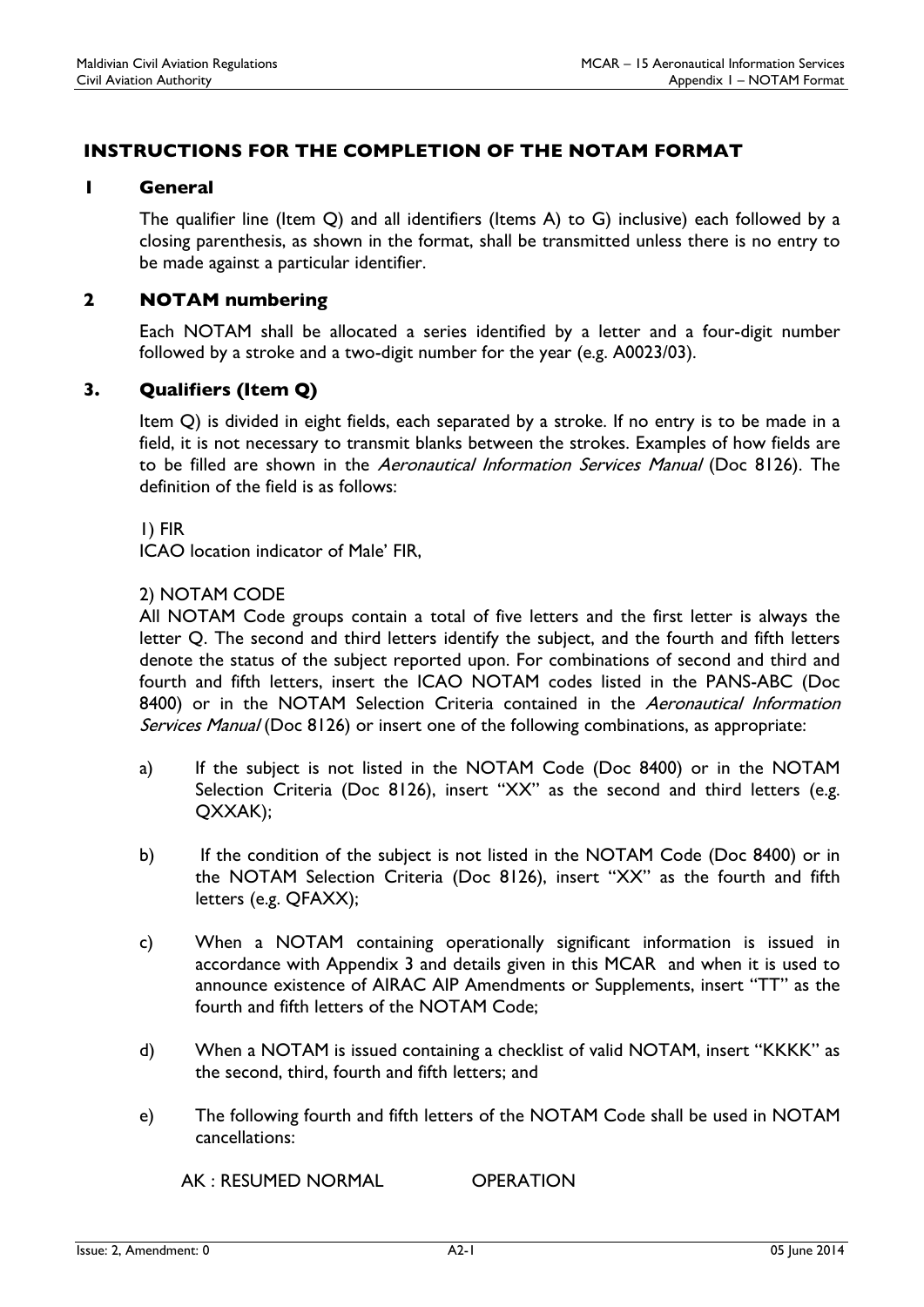## INSTRUCTIONS FOR THE COMPLETION OF THE NOTAM FORMAT

### 1 General

The qualifier line (Item Q) and all identifiers (Items A) to G) inclusive) each followed by a closing parenthesis, as shown in the format, shall be transmitted unless there is no entry to be made against a particular identifier.

### 2 NOTAM numbering

Each NOTAM shall be allocated a series identified by a letter and a four-digit number followed by a stroke and a two-digit number for the year (e.g. A0023/03).

### 3. Qualifiers (Item Q)

Item Q) is divided in eight fields, each separated by a stroke. If no entry is to be made in a field, it is not necessary to transmit blanks between the strokes. Examples of how fields are to be filled are shown in the *Aeronautical Information Services Manual* (Doc 8126). The definition of the field is as follows:

1) FIR
ICAO location indicator of Male' FIR,

2) NOTAM CODE
All NOTAM Code groups contain a total of five letters and the first letter is always the letter Q. The second and third letters identify the subject, and the fourth and fifth letters denote the status of the subject reported upon. For combinations of second and third and fourth and fifth letters, insert the ICAO NOTAM codes listed in the PANS-ABC (Doc 8400) or in the NOTAM Selection Criteria contained in the *Aeronautical Information Services Manual* (Doc 8126) or insert one of the following combinations, as appropriate:

a) If the subject is not listed in the NOTAM Code (Doc 8400) or in the NOTAM Selection Criteria (Doc 8126), insert "XX" as the second and third letters (e.g. QXXAK);

b) If the condition of the subject is not listed in the NOTAM Code (Doc 8400) or in the NOTAM Selection Criteria (Doc 8126), insert "XX" as the fourth and fifth letters (e.g. QFAXX);

c) When a NOTAM containing operationally significant information is issued in accordance with Appendix 3 and details given in this MCAR and when it is used to announce existence of AIRAC AIP Amendments or Supplements, insert "TT" as the fourth and fifth letters of the NOTAM Code;

d) When a NOTAM is issued containing a checklist of valid NOTAM, insert "KKKK" as the second, third, fourth and fifth letters; and

e) The following fourth and fifth letters of the NOTAM Code shall be used in NOTAM cancellations:

AK : RESUMED NORMAL OPERATION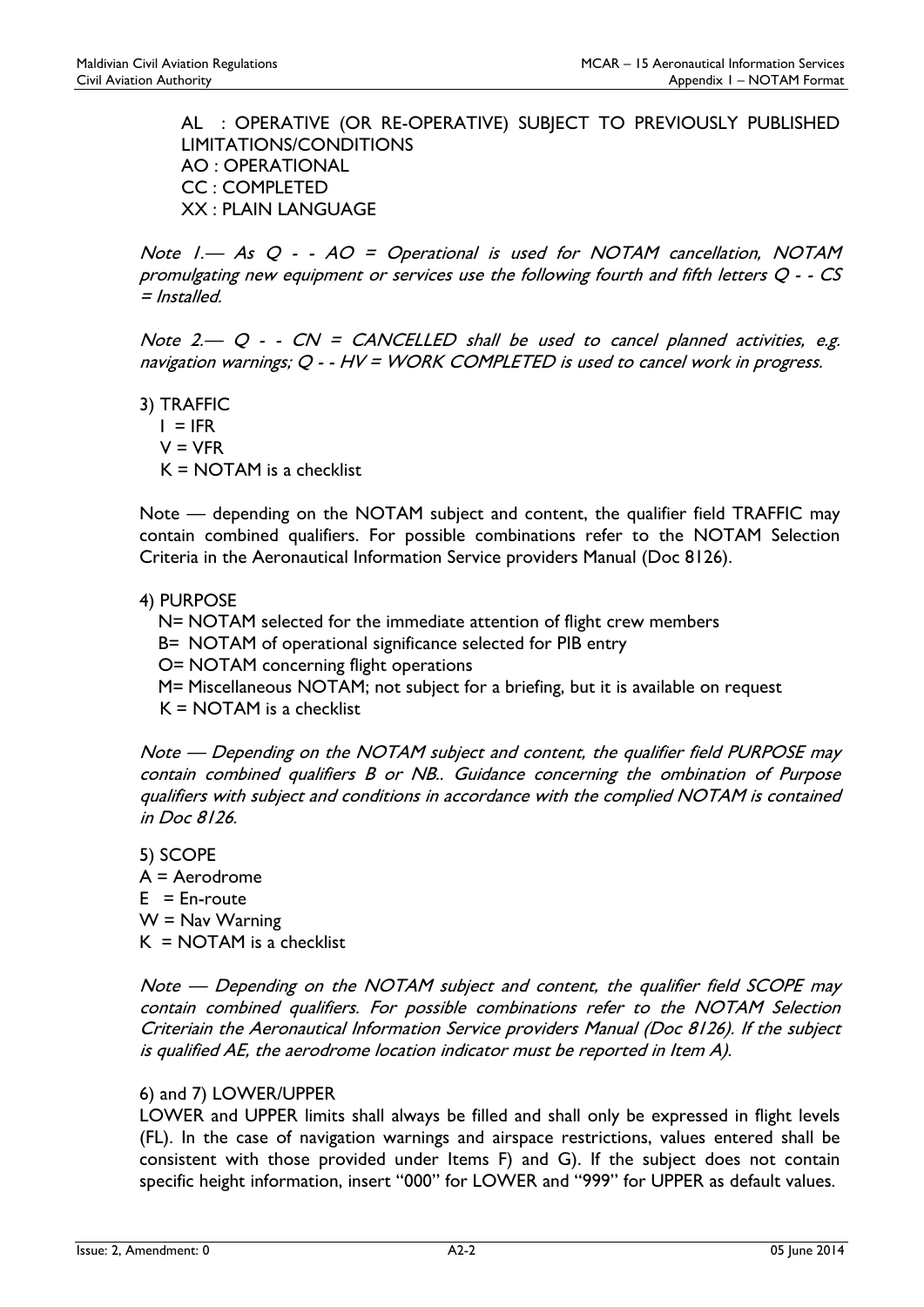AL : OPERATIVE (OR RE-OPERATIVE) SUBJECT TO PREVIOUSLY PUBLISHED LIMITATIONS/CONDITIONS
AO : OPERATIONAL
CC : COMPLETED
XX : PLAIN LANGUAGE

*Note 1.— As Q - - AO = Operational is used for NOTAM cancellation, NOTAM promulgating new equipment or services use the following fourth and fifth letters Q - - CS = Installed.*

*Note 2.— Q - - CN = CANCELLED shall be used to cancel planned activities, e.g. navigation warnings; Q - - HV = WORK COMPLETED is used to cancel work in progress.*

3) TRAFFIC
I = IFR
V = VFR
K = NOTAM is a checklist

Note — depending on the NOTAM subject and content, the qualifier field TRAFFIC may contain combined qualifiers. For possible combinations refer to the NOTAM Selection Criteria in the Aeronautical Information Service providers Manual (Doc 8126).

4) PURPOSE
N= NOTAM selected for the immediate attention of flight crew members
B= NOTAM of operational significance selected for PIB entry
O= NOTAM concerning flight operations
M= Miscellaneous NOTAM; not subject for a briefing, but it is available on request
K = NOTAM is a checklist

*Note — Depending on the NOTAM subject and content, the qualifier field PURPOSE may contain combined qualifiers B or NB.. Guidance concerning the ombination of Purpose qualifiers with subject and conditions in accordance with the complied NOTAM is contained in Doc 8126.*

5) SCOPE
A = Aerodrome
E = En-route
W = Nav Warning
K = NOTAM is a checklist

*Note — Depending on the NOTAM subject and content, the qualifier field SCOPE may contain combined qualifiers. For possible combinations refer to the NOTAM Selection Criteriain the Aeronautical Information Service providers Manual (Doc 8126). If the subject is qualified AE, the aerodrome location indicator must be reported in Item A).*

6) and 7) LOWER/UPPER
LOWER and UPPER limits shall always be filled and shall only be expressed in flight levels (FL). In the case of navigation warnings and airspace restrictions, values entered shall be consistent with those provided under Items F) and G). If the subject does not contain specific height information, insert "000" for LOWER and "999" for UPPER as default values.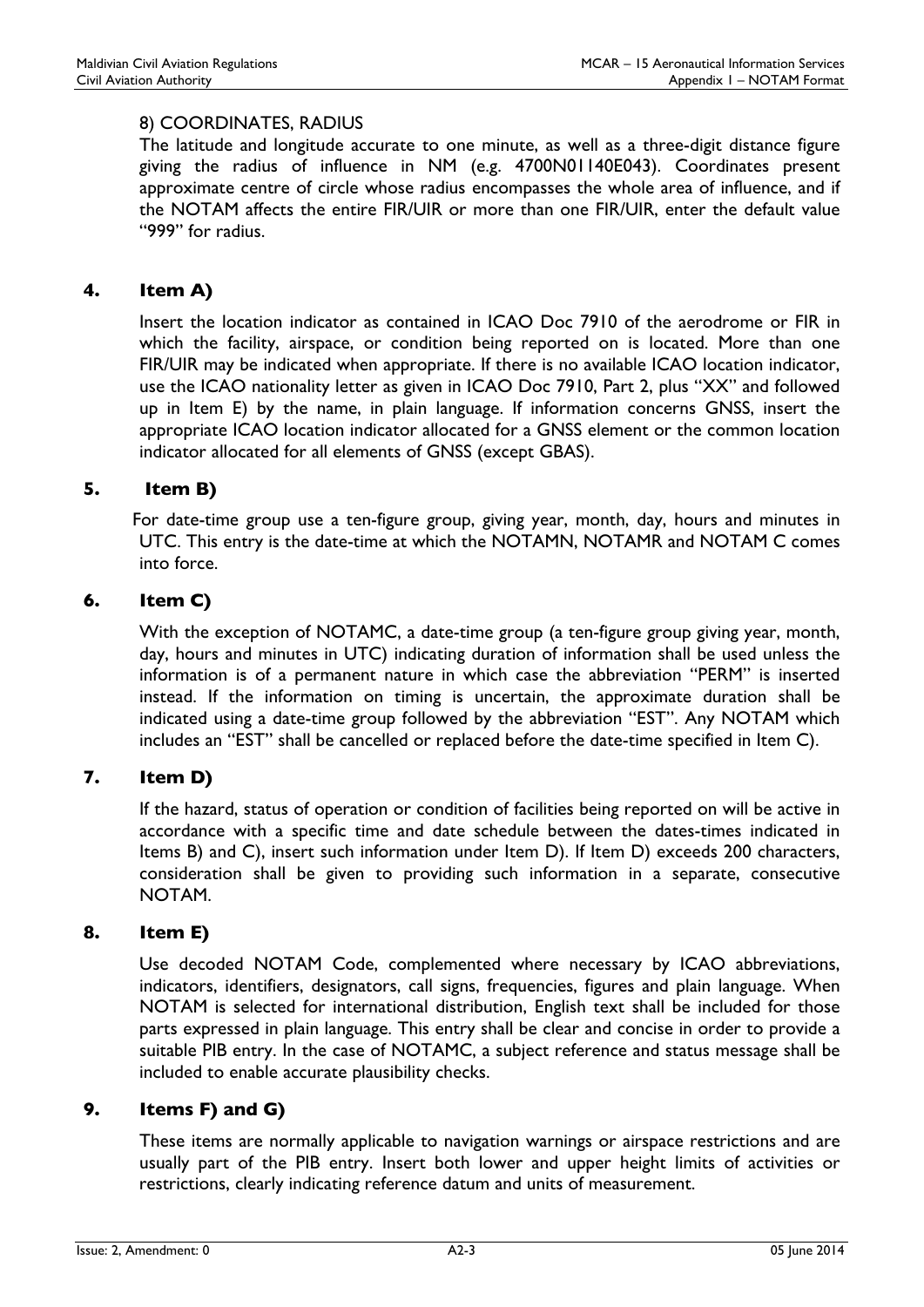8) COORDINATES, RADIUS

The latitude and longitude accurate to one minute, as well as a three-digit distance figure giving the radius of influence in NM (e.g. 4700N01140E043). Coordinates present approximate centre of circle whose radius encompasses the whole area of influence, and if the NOTAM affects the entire FIR/UIR or more than one FIR/UIR, enter the default value "999" for radius.

## 4. Item A)

Insert the location indicator as contained in ICAO Doc 7910 of the aerodrome or FIR in which the facility, airspace, or condition being reported on is located. More than one FIR/UIR may be indicated when appropriate. If there is no available ICAO location indicator, use the ICAO nationality letter as given in ICAO Doc 7910, Part 2, plus "XX" and followed up in Item E) by the name, in plain language. If information concerns GNSS, insert the appropriate ICAO location indicator allocated for a GNSS element or the common location indicator allocated for all elements of GNSS (except GBAS).

## 5. Item B)

For date-time group use a ten-figure group, giving year, month, day, hours and minutes in UTC. This entry is the date-time at which the NOTAMN, NOTAMR and NOTAM C comes into force.

## 6. Item C)

With the exception of NOTAMC, a date-time group (a ten-figure group giving year, month, day, hours and minutes in UTC) indicating duration of information shall be used unless the information is of a permanent nature in which case the abbreviation "PERM" is inserted instead. If the information on timing is uncertain, the approximate duration shall be indicated using a date-time group followed by the abbreviation "EST". Any NOTAM which includes an "EST" shall be cancelled or replaced before the date-time specified in Item C).

## 7. Item D)

If the hazard, status of operation or condition of facilities being reported on will be active in accordance with a specific time and date schedule between the dates-times indicated in Items B) and C), insert such information under Item D). If Item D) exceeds 200 characters, consideration shall be given to providing such information in a separate, consecutive NOTAM.

## 8. Item E)

Use decoded NOTAM Code, complemented where necessary by ICAO abbreviations, indicators, identifiers, designators, call signs, frequencies, figures and plain language. When NOTAM is selected for international distribution, English text shall be included for those parts expressed in plain language. This entry shall be clear and concise in order to provide a suitable PIB entry. In the case of NOTAMC, a subject reference and status message shall be included to enable accurate plausibility checks.

## 9. Items F) and G)

These items are normally applicable to navigation warnings or airspace restrictions and are usually part of the PIB entry. Insert both lower and upper height limits of activities or restrictions, clearly indicating reference datum and units of measurement.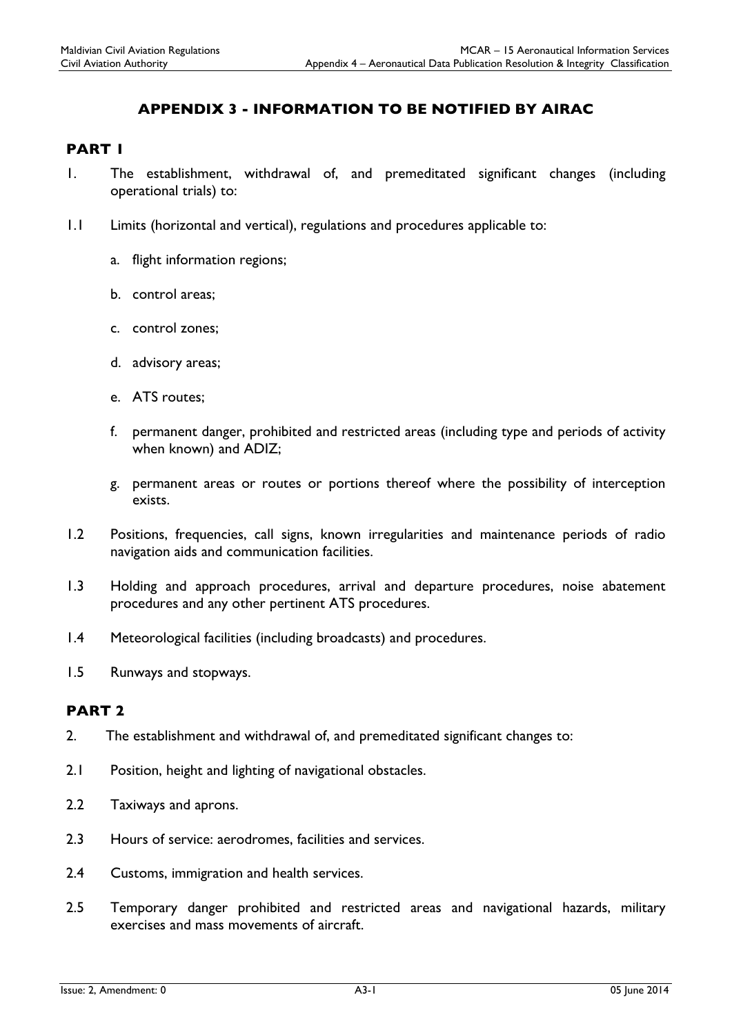# APPENDIX 3 - INFORMATION TO BE NOTIFIED BY AIRAC

## PART 1

1. The establishment, withdrawal of, and premeditated significant changes (including operational trials) to:

1.1 Limits (horizontal and vertical), regulations and procedures applicable to:

   a. flight information regions;

   b. control areas;

   c. control zones;

   d. advisory areas;

   e. ATS routes;

   f. permanent danger, prohibited and restricted areas (including type and periods of activity when known) and ADIZ;

   g. permanent areas or routes or portions thereof where the possibility of interception exists.

1.2 Positions, frequencies, call signs, known irregularities and maintenance periods of radio navigation aids and communication facilities.

1.3 Holding and approach procedures, arrival and departure procedures, noise abatement procedures and any other pertinent ATS procedures.

1.4 Meteorological facilities (including broadcasts) and procedures.

1.5 Runways and stopways.

## PART 2

2. The establishment and withdrawal of, and premeditated significant changes to:

2.1 Position, height and lighting of navigational obstacles.

2.2 Taxiways and aprons.

2.3 Hours of service: aerodromes, facilities and services.

2.4 Customs, immigration and health services.

2.5 Temporary danger prohibited and restricted areas and navigational hazards, military exercises and mass movements of aircraft.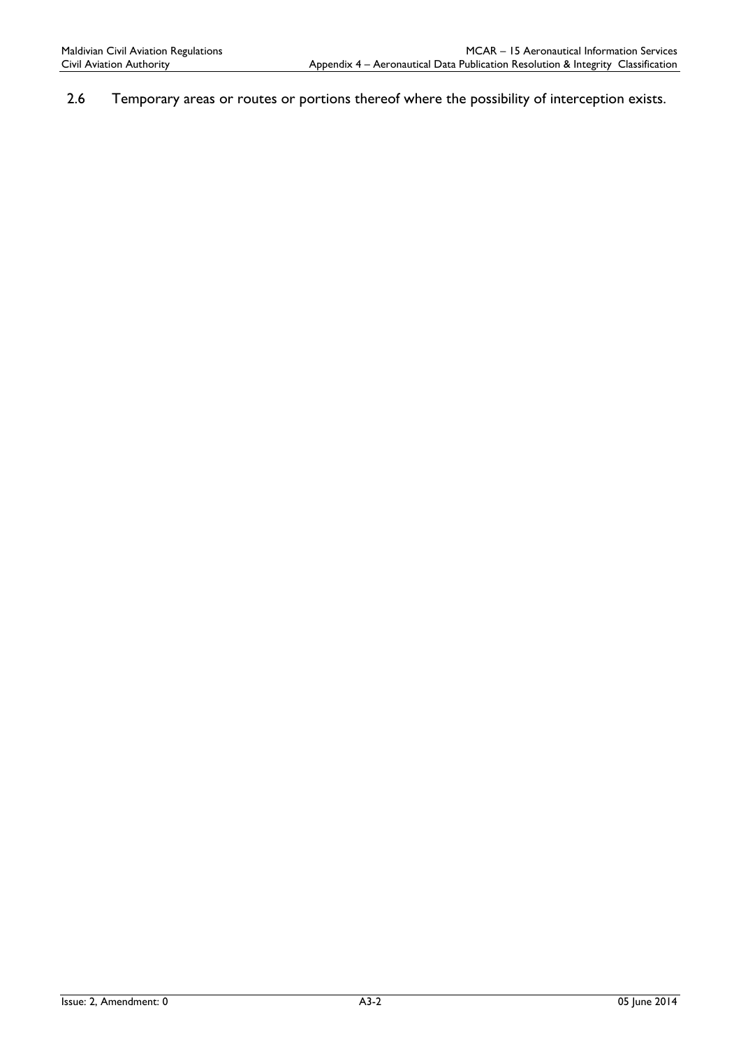2.6 Temporary areas or routes or portions thereof where the possibility of interception exists.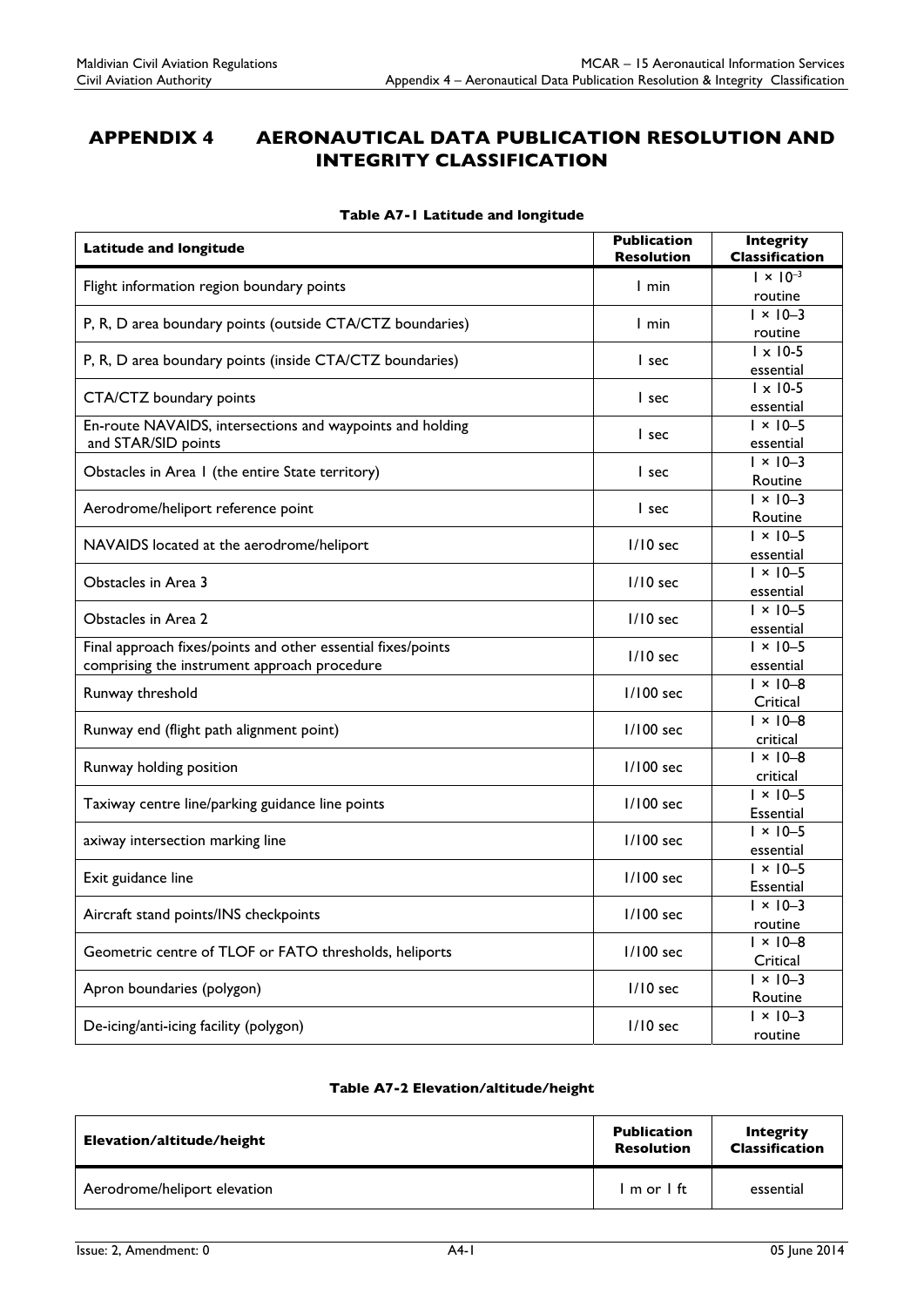# APPENDIX 4 AERONAUTICAL DATA PUBLICATION RESOLUTION AND INTEGRITY CLASSIFICATION

**Table A7-1 Latitude and longitude**

| Latitude and longitude | Publication Resolution | Integrity Classification |
|---|---|---|
| Flight information region boundary points | 1 min | $1 \times 10^{-3}$ routine |
| P, R, D area boundary points (outside CTA/CTZ boundaries) | 1 min | 1 × 10–3 routine |
| P, R, D area boundary points (inside CTA/CTZ boundaries) | 1 sec | 1 x 10-5 essential |
| CTA/CTZ boundary points | 1 sec | 1 x 10-5 essential |
| En-route NAVAIDS, intersections and waypoints and holding and STAR/SID points | 1 sec | 1 × 10–5 essential |
| Obstacles in Area 1 (the entire State territory) | 1 sec | 1 × 10–3 Routine |
| Aerodrome/heliport reference point | 1 sec | 1 × 10–3 Routine |
| NAVAIDS located at the aerodrome/heliport | 1/10 sec | 1 × 10–5 essential |
| Obstacles in Area 3 | 1/10 sec | 1 × 10–5 essential |
| Obstacles in Area 2 | 1/10 sec | 1 × 10–5 essential |
| Final approach fixes/points and other essential fixes/points comprising the instrument approach procedure | 1/10 sec | 1 × 10–5 essential |
| Runway threshold | 1/100 sec | 1 × 10–8 Critical |
| Runway end (flight path alignment point) | 1/100 sec | 1 × 10–8 critical |
| Runway holding position | 1/100 sec | 1 × 10–8 critical |
| Taxiway centre line/parking guidance line points | 1/100 sec | 1 × 10–5 Essential |
| axiway intersection marking line | 1/100 sec | 1 × 10–5 essential |
| Exit guidance line | 1/100 sec | 1 × 10–5 Essential |
| Aircraft stand points/INS checkpoints | 1/100 sec | 1 × 10–3 routine |
| Geometric centre of TLOF or FATO thresholds, heliports | 1/100 sec | 1 × 10–8 Critical |
| Apron boundaries (polygon) | 1/10 sec | 1 × 10–3 Routine |
| De-icing/anti-icing facility (polygon) | 1/10 sec | 1 × 10–3 routine |

**Table A7-2 Elevation/altitude/height**

| Elevation/altitude/height | Publication Resolution | Integrity Classification |
|---|---|---|
| Aerodrome/heliport elevation | 1 m or 1 ft | essential |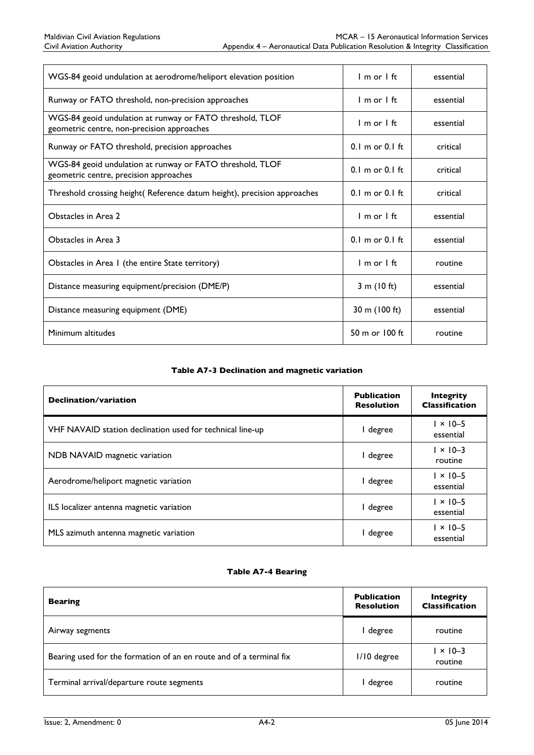| | | |
|---|---|---|
| WGS-84 geoid undulation at aerodrome/heliport elevation position | 1 m or 1 ft | essential |
| Runway or FATO threshold, non-precision approaches | 1 m or 1 ft | essential |
| WGS-84 geoid undulation at runway or FATO threshold, TLOF geometric centre, non-precision approaches | 1 m or 1 ft | essential |
| Runway or FATO threshold, precision approaches | 0.1 m or 0.1 ft | critical |
| WGS-84 geoid undulation at runway or FATO threshold, TLOF geometric centre, precision approaches | 0.1 m or 0.1 ft | critical |
| Threshold crossing height( Reference datum height), precision approaches | 0.1 m or 0.1 ft | critical |
| Obstacles in Area 2 | 1 m or 1 ft | essential |
| Obstacles in Area 3 | 0.1 m or 0.1 ft | essential |
| Obstacles in Area 1 (the entire State territory) | 1 m or 1 ft | routine |
| Distance measuring equipment/precision (DME/P) | 3 m (10 ft) | essential |
| Distance measuring equipment (DME) | 30 m (100 ft) | essential |
| Minimum altitudes | 50 m or 100 ft | routine |

**Table A7-3 Declination and magnetic variation**

| Declination/variation | Publication Resolution | Integrity Classification |
|---|---|---|
| VHF NAVAID station declination used for technical line-up | 1 degree | 1 × 10–5 essential |
| NDB NAVAID magnetic variation | 1 degree | 1 × 10–3 routine |
| Aerodrome/heliport magnetic variation | 1 degree | 1 × 10–5 essential |
| ILS localizer antenna magnetic variation | 1 degree | 1 × 10–5 essential |
| MLS azimuth antenna magnetic variation | 1 degree | 1 × 10–5 essential |

**Table A7-4 Bearing**

| Bearing | Publication Resolution | Integrity Classification |
|---|---|---|
| Airway segments | 1 degree | routine |
| Bearing used for the formation of an en route and of a terminal fix | 1/10 degree | 1 × 10–3 routine |
| Terminal arrival/departure route segments | 1 degree | routine |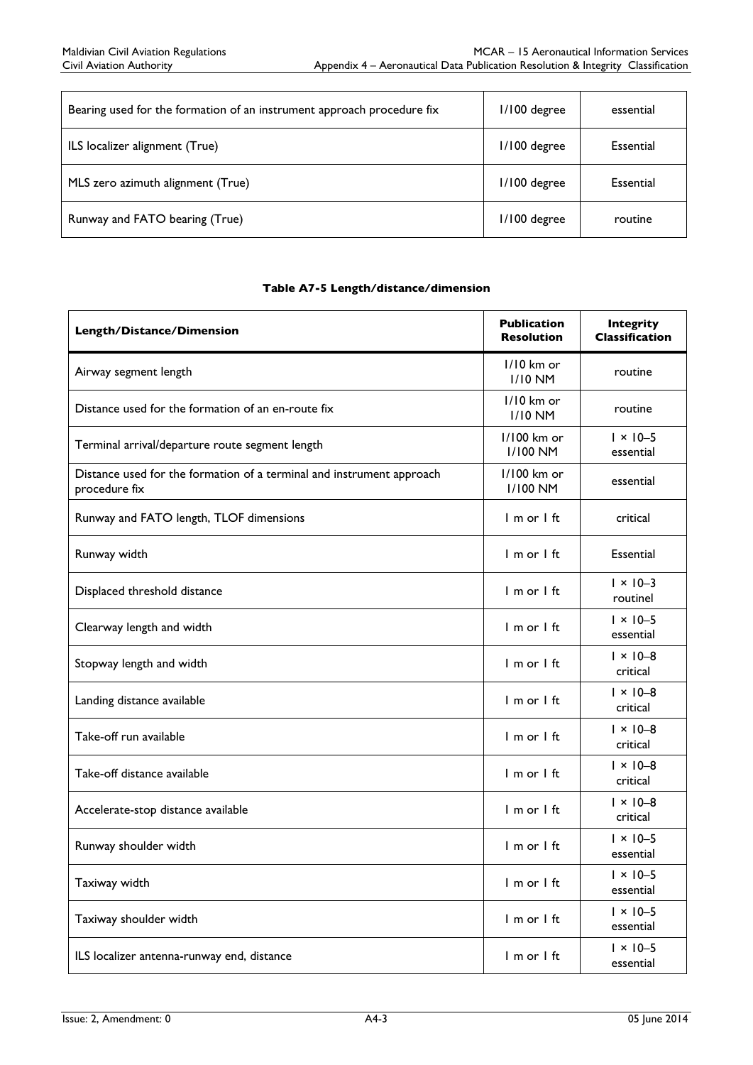| | | |
|---|---|---|
| Bearing used for the formation of an instrument approach procedure fix | 1/100 degree | essential |
| ILS localizer alignment (True) | 1/100 degree | Essential |
| MLS zero azimuth alignment (True) | 1/100 degree | Essential |
| Runway and FATO bearing (True) | 1/100 degree | routine |

**Table A7-5 Length/distance/dimension**

| Length/Distance/Dimension | Publication Resolution | Integrity Classification |
|---|---|---|
| Airway segment length | 1/10 km or 1/10 NM | routine |
| Distance used for the formation of an en-route fix | 1/10 km or 1/10 NM | routine |
| Terminal arrival/departure route segment length | 1/100 km or 1/100 NM | 1 × 10–5 essential |
| Distance used for the formation of a terminal and instrument approach procedure fix | 1/100 km or 1/100 NM | essential |
| Runway and FATO length, TLOF dimensions | 1 m or 1 ft | critical |
| Runway width | 1 m or 1 ft | Essential |
| Displaced threshold distance | 1 m or 1 ft | 1 × 10–3 routinel |
| Clearway length and width | 1 m or 1 ft | 1 × 10–5 essential |
| Stopway length and width | 1 m or 1 ft | 1 × 10–8 critical |
| Landing distance available | 1 m or 1 ft | 1 × 10–8 critical |
| Take-off run available | 1 m or 1 ft | 1 × 10–8 critical |
| Take-off distance available | 1 m or 1 ft | 1 × 10–8 critical |
| Accelerate-stop distance available | 1 m or 1 ft | 1 × 10–8 critical |
| Runway shoulder width | 1 m or 1 ft | 1 × 10–5 essential |
| Taxiway width | 1 m or 1 ft | 1 × 10–5 essential |
| Taxiway shoulder width | 1 m or 1 ft | 1 × 10–5 essential |
| ILS localizer antenna-runway end, distance | 1 m or 1 ft | 1 × 10–5 essential |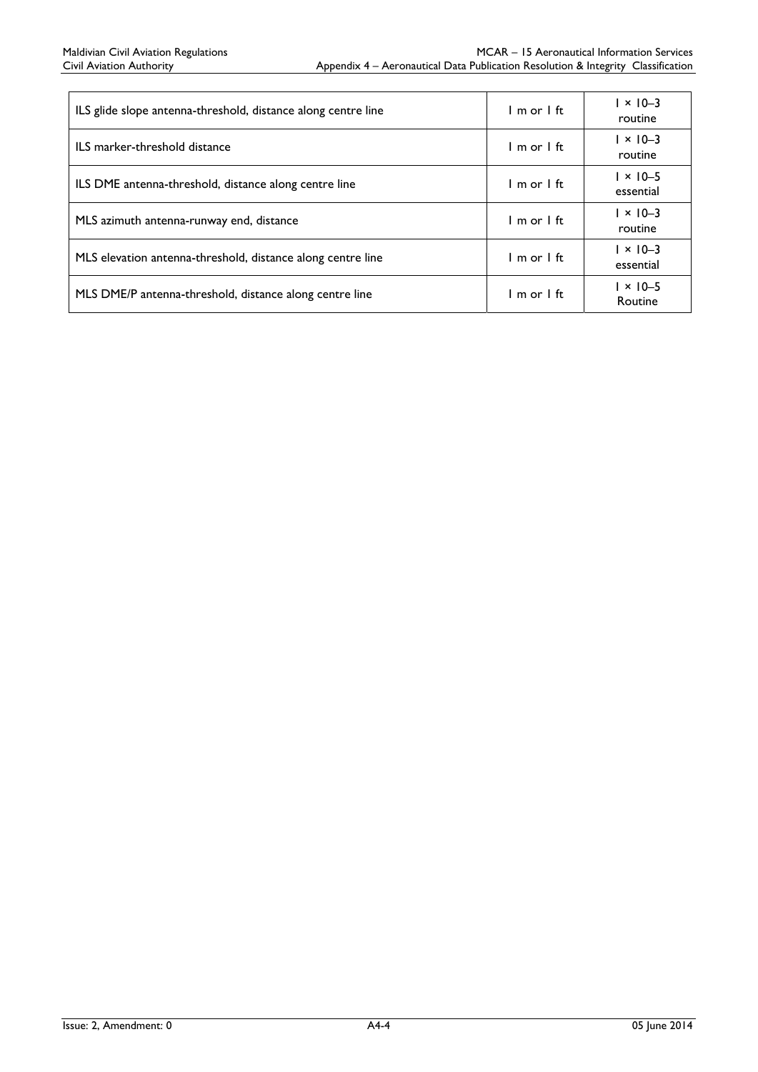| | | |
|---|---|---|
| ILS glide slope antenna-threshold, distance along centre line | 1 m or 1 ft | $1 \times 10^{-3}$ routine |
| ILS marker-threshold distance | 1 m or 1 ft | $1 \times 10^{-3}$ routine |
| ILS DME antenna-threshold, distance along centre line | 1 m or 1 ft | $1 \times 10^{-5}$ essential |
| MLS azimuth antenna-runway end, distance | 1 m or 1 ft | $1 \times 10^{-3}$ routine |
| MLS elevation antenna-threshold, distance along centre line | 1 m or 1 ft | $1 \times 10^{-3}$ essential |
| MLS DME/P antenna-threshold, distance along centre line | 1 m or 1 ft | $1 \times 10^{-5}$ Routine |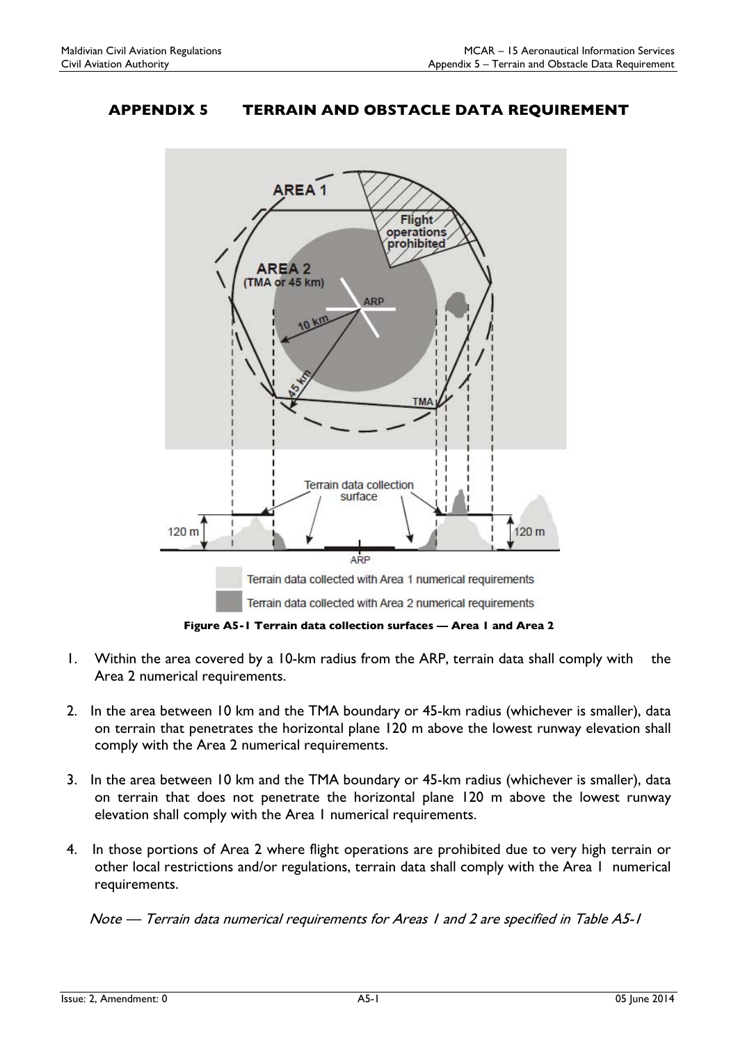# APPENDIX 5 TERRAIN AND OBSTACLE DATA REQUIREMENT

**Figure A5-1 Terrain data collection surfaces — Area 1 and Area 2**

1. Within the area covered by a 10-km radius from the ARP, terrain data shall comply with the Area 2 numerical requirements.

2. In the area between 10 km and the TMA boundary or 45-km radius (whichever is smaller), data on terrain that penetrates the horizontal plane 120 m above the lowest runway elevation shall comply with the Area 2 numerical requirements.

3. In the area between 10 km and the TMA boundary or 45-km radius (whichever is smaller), data on terrain that does not penetrate the horizontal plane 120 m above the lowest runway elevation shall comply with the Area 1 numerical requirements.

4. In those portions of Area 2 where flight operations are prohibited due to very high terrain or other local restrictions and/or regulations, terrain data shall comply with the Area 1 numerical requirements.

*Note — Terrain data numerical requirements for Areas 1 and 2 are specified in Table A5-1*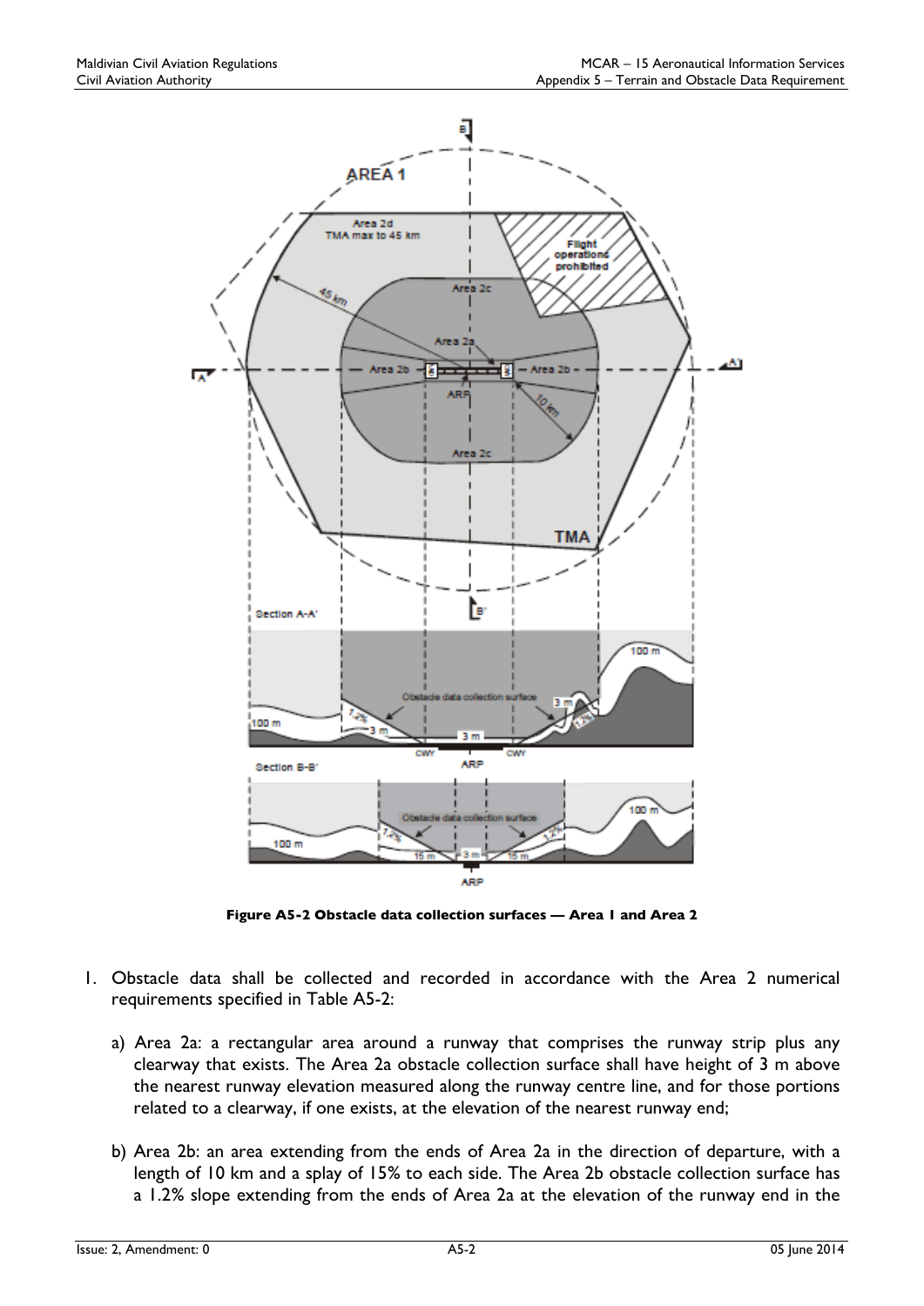**Figure A5-2 Obstacle data collection surfaces — Area 1 and Area 2**

1. Obstacle data shall be collected and recorded in accordance with the Area 2 numerical requirements specified in Table A5-2:

   a) Area 2a: a rectangular area around a runway that comprises the runway strip plus any clearway that exists. The Area 2a obstacle collection surface shall have height of 3 m above the nearest runway elevation measured along the runway centre line, and for those portions related to a clearway, if one exists, at the elevation of the nearest runway end;

   b) Area 2b: an area extending from the ends of Area 2a in the direction of departure, with a length of 10 km and a splay of 15% to each side. The Area 2b obstacle collection surface has a 1.2% slope extending from the ends of Area 2a at the elevation of the runway end in the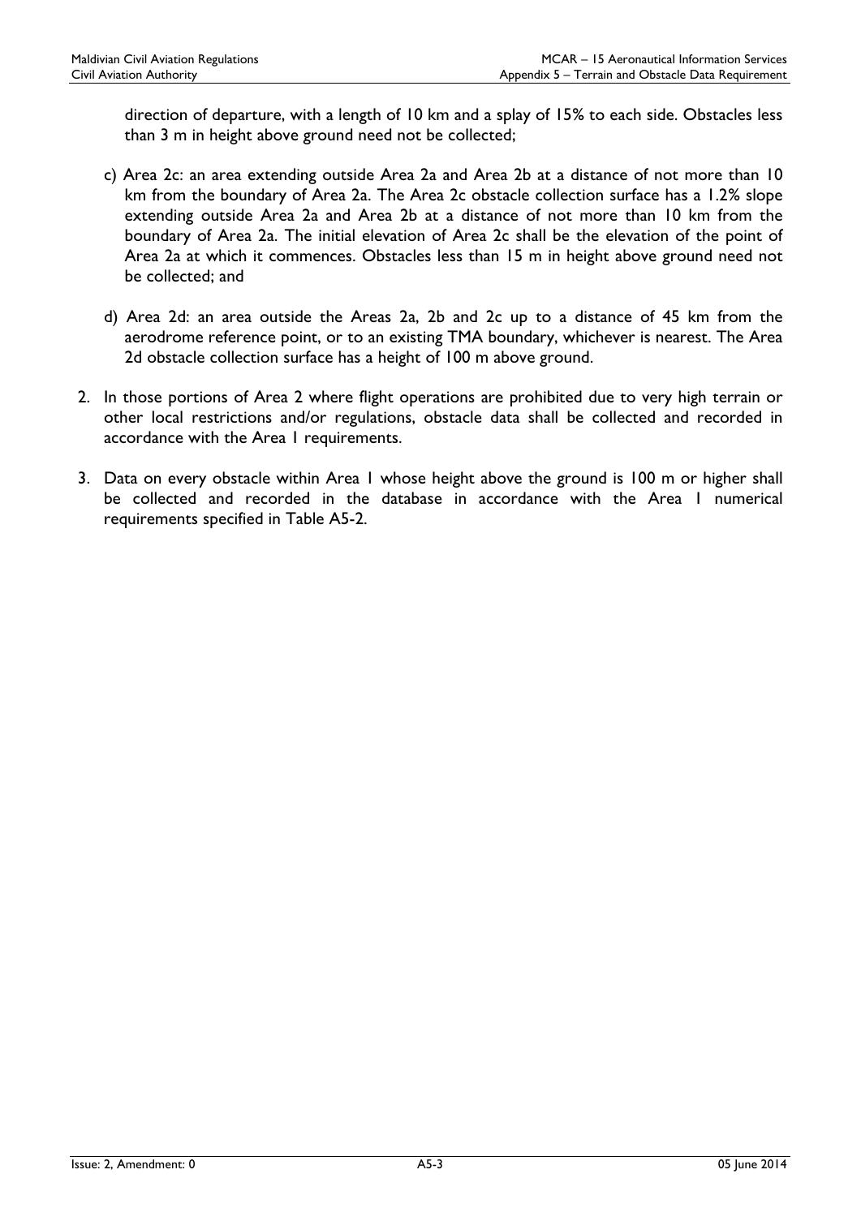direction of departure, with a length of 10 km and a splay of 15% to each side. Obstacles less than 3 m in height above ground need not be collected;

c) Area 2c: an area extending outside Area 2a and Area 2b at a distance of not more than 10 km from the boundary of Area 2a. The Area 2c obstacle collection surface has a 1.2% slope extending outside Area 2a and Area 2b at a distance of not more than 10 km from the boundary of Area 2a. The initial elevation of Area 2c shall be the elevation of the point of Area 2a at which it commences. Obstacles less than 15 m in height above ground need not be collected; and

d) Area 2d: an area outside the Areas 2a, 2b and 2c up to a distance of 45 km from the aerodrome reference point, or to an existing TMA boundary, whichever is nearest. The Area 2d obstacle collection surface has a height of 100 m above ground.

2. In those portions of Area 2 where flight operations are prohibited due to very high terrain or other local restrictions and/or regulations, obstacle data shall be collected and recorded in accordance with the Area 1 requirements.

3. Data on every obstacle within Area 1 whose height above the ground is 100 m or higher shall be collected and recorded in the database in accordance with the Area 1 numerical requirements specified in Table A5-2.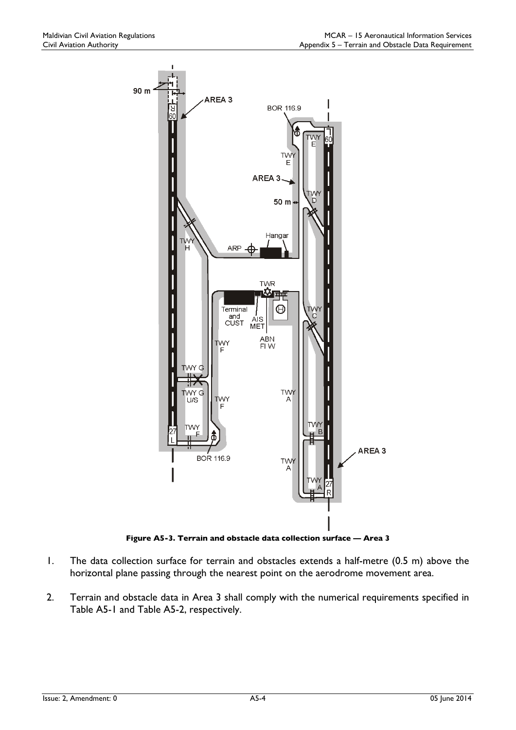**Figure A5-3. Terrain and obstacle data collection surface — Area 3**

1. The data collection surface for terrain and obstacles extends a half-metre (0.5 m) above the horizontal plane passing through the nearest point on the aerodrome movement area.

2. Terrain and obstacle data in Area 3 shall comply with the numerical requirements specified in Table A5-1 and Table A5-2, respectively.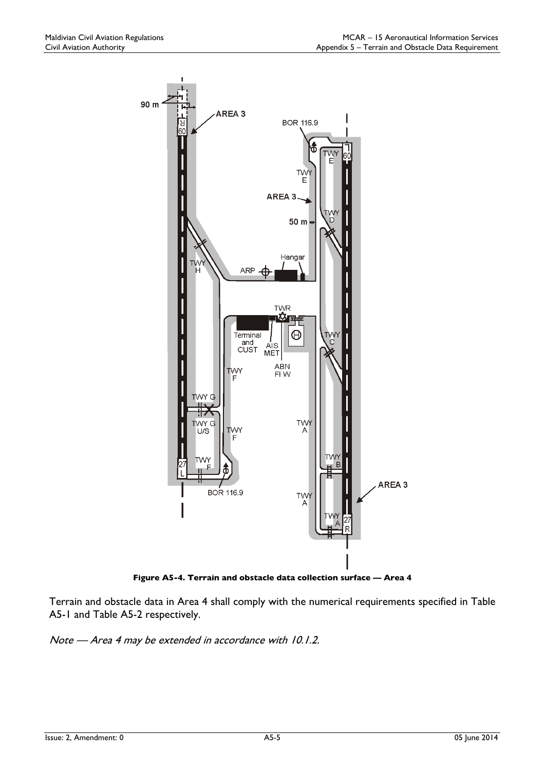**Figure A5-4. Terrain and obstacle data collection surface — Area 4**

Terrain and obstacle data in Area 4 shall comply with the numerical requirements specified in Table A5-1 and Table A5-2 respectively.

*Note — Area 4 may be extended in accordance with 10.1.2.*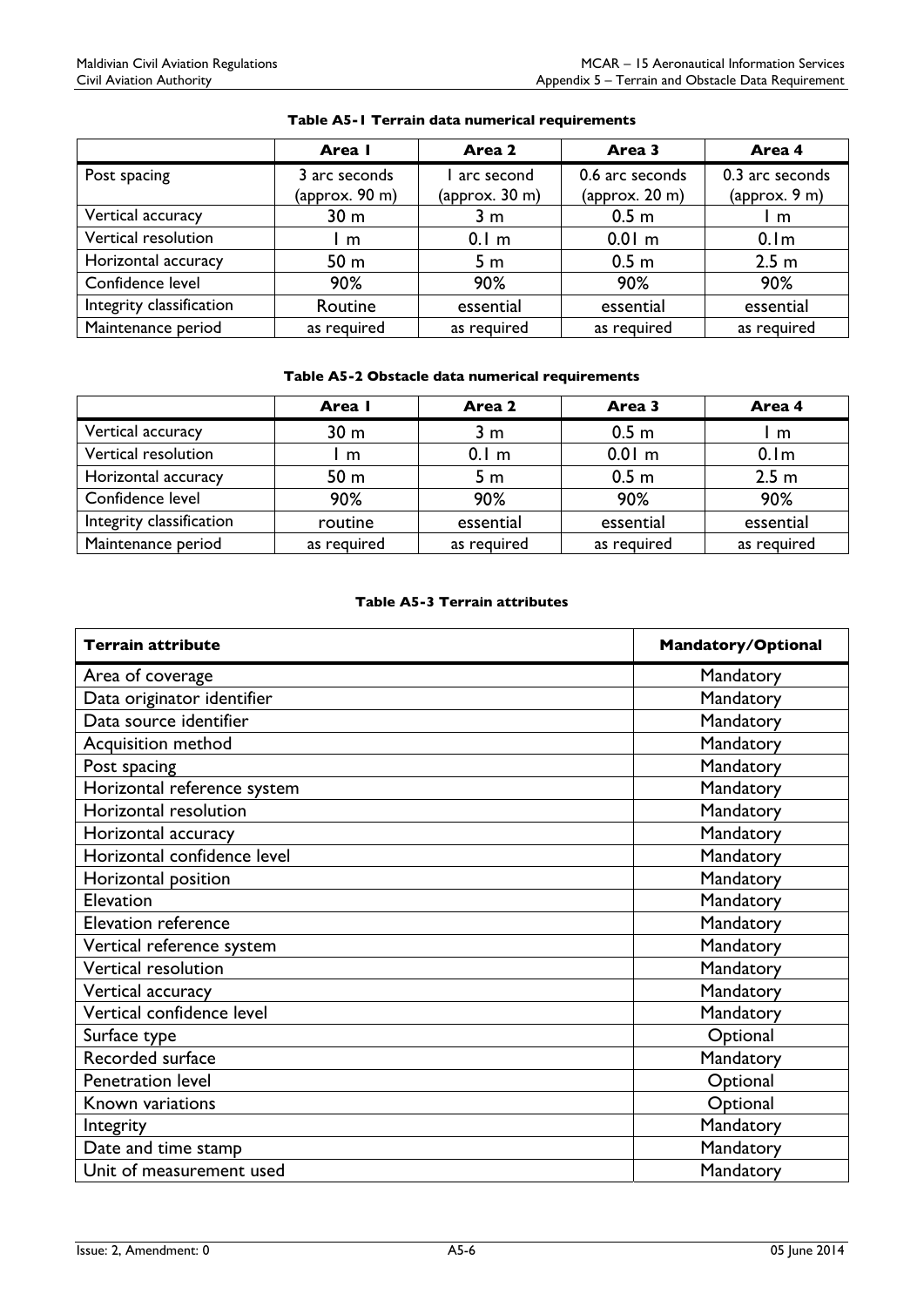**Table A5-1 Terrain data numerical requirements**

| | Area 1 | Area 2 | Area 3 | Area 4 |
|---|---|---|---|---|
| Post spacing | 3 arc seconds (approx. 90 m) | 1 arc second (approx. 30 m) | 0.6 arc seconds (approx. 20 m) | 0.3 arc seconds (approx. 9 m) |
| Vertical accuracy | 30 m | 3 m | 0.5 m | 1 m |
| Vertical resolution | 1 m | 0.1 m | 0.01 m | 0.1m |
| Horizontal accuracy | 50 m | 5 m | 0.5 m | 2.5 m |
| Confidence level | 90% | 90% | 90% | 90% |
| Integrity classification | Routine | essential | essential | essential |
| Maintenance period | as required | as required | as required | as required |

**Table A5-2 Obstacle data numerical requirements**

| | Area 1 | Area 2 | Area 3 | Area 4 |
|---|---|---|---|---|
| Vertical accuracy | 30 m | 3 m | 0.5 m | 1 m |
| Vertical resolution | 1 m | 0.1 m | 0.01 m | 0.1m |
| Horizontal accuracy | 50 m | 5 m | 0.5 m | 2.5 m |
| Confidence level | 90% | 90% | 90% | 90% |
| Integrity classification | routine | essential | essential | essential |
| Maintenance period | as required | as required | as required | as required |

**Table A5-3 Terrain attributes**

| Terrain attribute | Mandatory/Optional |
|---|---|
| Area of coverage | Mandatory |
| Data originator identifier | Mandatory |
| Data source identifier | Mandatory |
| Acquisition method | Mandatory |
| Post spacing | Mandatory |
| Horizontal reference system | Mandatory |
| Horizontal resolution | Mandatory |
| Horizontal accuracy | Mandatory |
| Horizontal confidence level | Mandatory |
| Horizontal position | Mandatory |
| Elevation | Mandatory |
| Elevation reference | Mandatory |
| Vertical reference system | Mandatory |
| Vertical resolution | Mandatory |
| Vertical accuracy | Mandatory |
| Vertical confidence level | Mandatory |
| Surface type | Optional |
| Recorded surface | Mandatory |
| Penetration level | Optional |
| Known variations | Optional |
| Integrity | Mandatory |
| Date and time stamp | Mandatory |
| Unit of measurement used | Mandatory |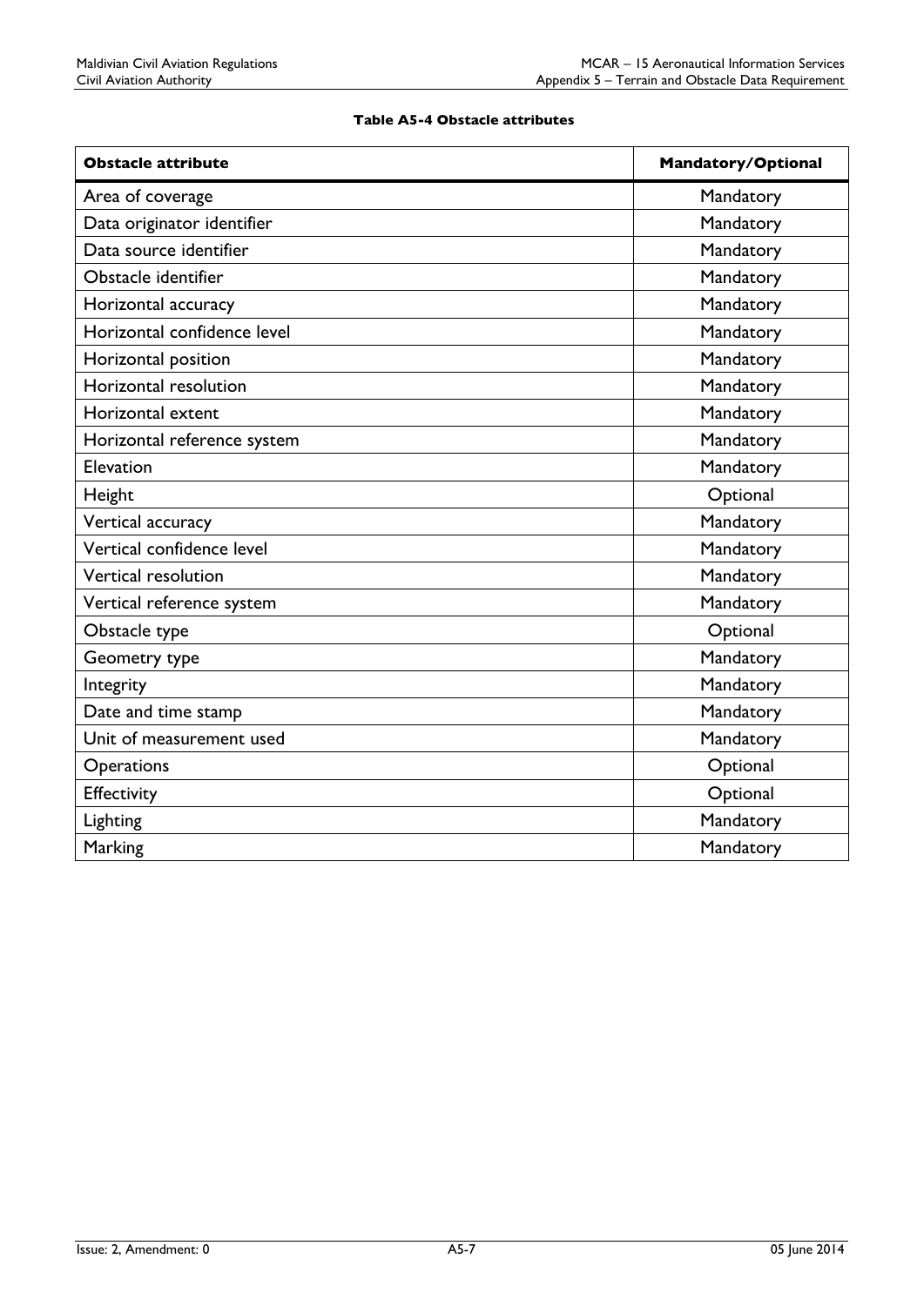**Table A5-4 Obstacle attributes**

| Obstacle attribute | Mandatory/Optional |
|---|---|
| Area of coverage | Mandatory |
| Data originator identifier | Mandatory |
| Data source identifier | Mandatory |
| Obstacle identifier | Mandatory |
| Horizontal accuracy | Mandatory |
| Horizontal confidence level | Mandatory |
| Horizontal position | Mandatory |
| Horizontal resolution | Mandatory |
| Horizontal extent | Mandatory |
| Horizontal reference system | Mandatory |
| Elevation | Mandatory |
| Height | Optional |
| Vertical accuracy | Mandatory |
| Vertical confidence level | Mandatory |
| Vertical resolution | Mandatory |
| Vertical reference system | Mandatory |
| Obstacle type | Optional |
| Geometry type | Mandatory |
| Integrity | Mandatory |
| Date and time stamp | Mandatory |
| Unit of measurement used | Mandatory |
| Operations | Optional |
| Effectivity | Optional |
| Lighting | Mandatory |
| Marking | Mandatory |